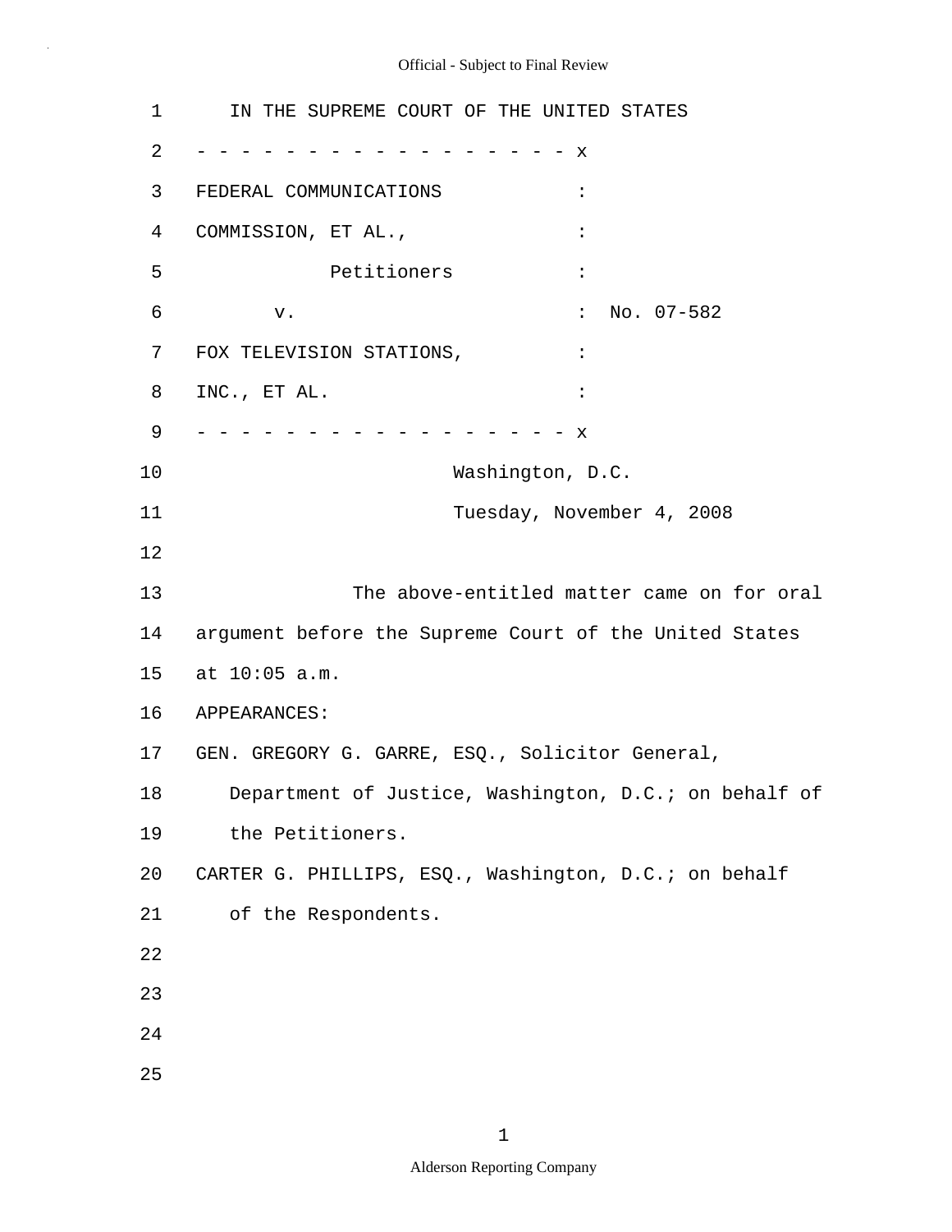IN THE SUPREME COURT OF THE UNITED STATES

- - - - - - - - - - - - - - - - - x

FEDERAL COMMUNICATIONS :

COMMISSION, ET AL., :

Petitioners :

v. : No. 07-582

FOX TELEVISION STATIONS, :

INC., ET AL. :

- - - - - - - - - - - - - - - - - x

Washington, D.C.

Tuesday, November 4, 2008

The above-entitled matter came on for oral argument before the Supreme Court of the United States at 10:05 a.m.

APPEARANCES:

GEN. GREGORY G. GARRE, ESQ., Solicitor General, Department of Justice, Washington, D.C.; on behalf of the Petitioners.

CARTER G. PHILLIPS, ESQ., Washington, D.C.; on behalf of the Respondents.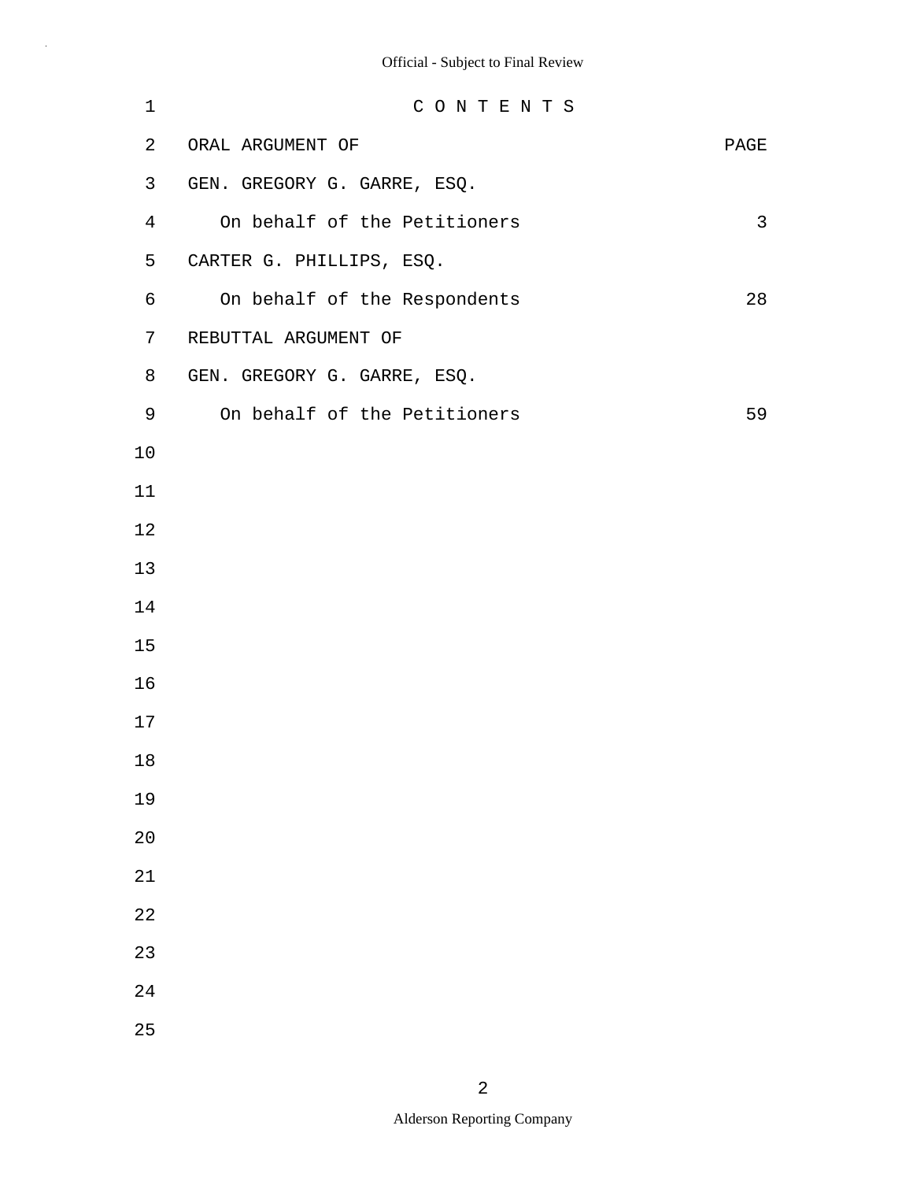# C O N T E N T S

| ORAL ARGUMENT OF | PAGE |
| --- | --- |
| GEN. GREGORY G. GARRE, ESQ. | |
| On behalf of the Petitioners | 3 |
| CARTER G. PHILLIPS, ESQ. | |
| On behalf of the Respondents | 28 |
| REBUTTAL ARGUMENT OF | |
| GEN. GREGORY G. GARRE, ESQ. | |
| On behalf of the Petitioners | 59 |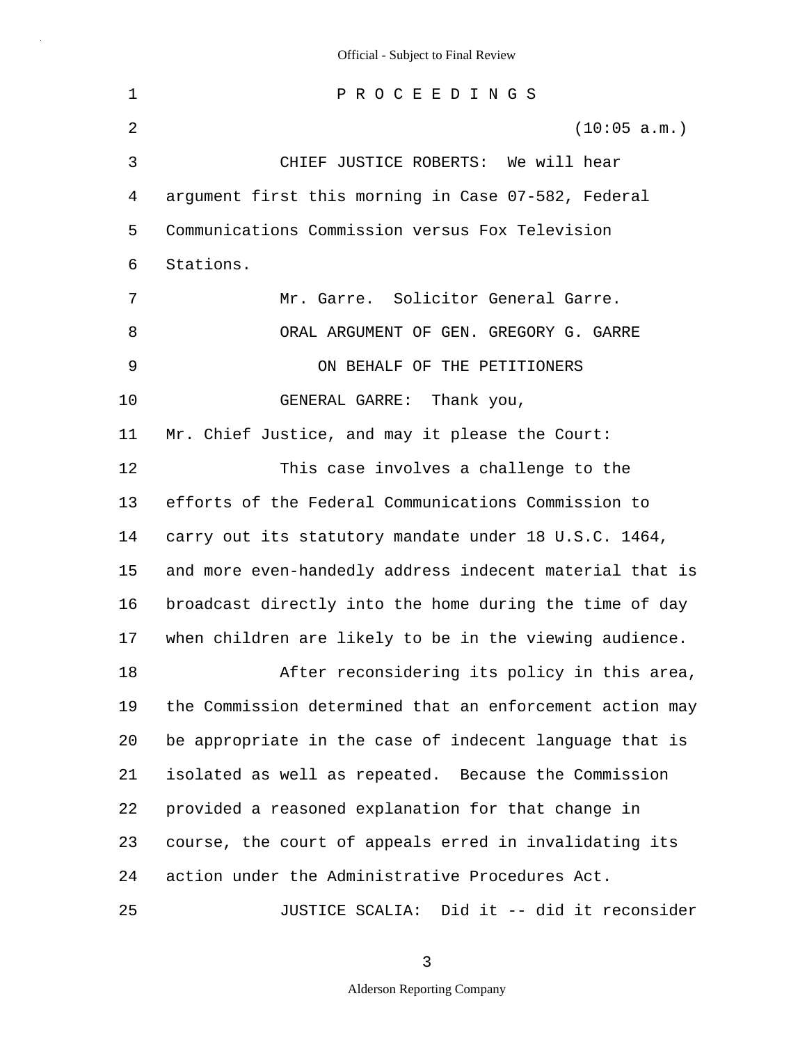P R O C E E D I N G S

(10:05 a.m.)

CHIEF JUSTICE ROBERTS: We will hear argument first this morning in Case 07-582, Federal Communications Commission versus Fox Television Stations.

Mr. Garre. Solicitor General Garre.

ORAL ARGUMENT OF GEN. GREGORY G. GARRE

ON BEHALF OF THE PETITIONERS

GENERAL GARRE: Thank you, Mr. Chief Justice, and may it please the Court:

This case involves a challenge to the efforts of the Federal Communications Commission to carry out its statutory mandate under 18 U.S.C. 1464, and more even-handedly address indecent material that is broadcast directly into the home during the time of day when children are likely to be in the viewing audience.

After reconsidering its policy in this area, the Commission determined that an enforcement action may be appropriate in the case of indecent language that is isolated as well as repeated. Because the Commission provided a reasoned explanation for that change in course, the court of appeals erred in invalidating its action under the Administrative Procedures Act.

JUSTICE SCALIA: Did it -- did it reconsider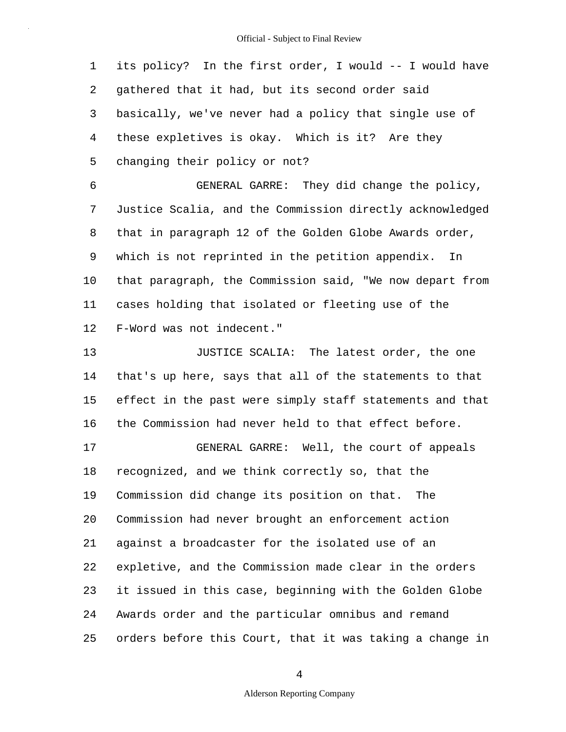its policy? In the first order, I would -- I would have gathered that it had, but its second order said basically, we've never had a policy that single use of these expletives is okay. Which is it? Are they changing their policy or not?

GENERAL GARRE: They did change the policy, Justice Scalia, and the Commission directly acknowledged that in paragraph 12 of the Golden Globe Awards order, which is not reprinted in the petition appendix. In that paragraph, the Commission said, "We now depart from cases holding that isolated or fleeting use of the F-Word was not indecent."

JUSTICE SCALIA: The latest order, the one that's up here, says that all of the statements to that effect in the past were simply staff statements and that the Commission had never held to that effect before.

GENERAL GARRE: Well, the court of appeals recognized, and we think correctly so, that the Commission did change its position on that. The Commission had never brought an enforcement action against a broadcaster for the isolated use of an expletive, and the Commission made clear in the orders it issued in this case, beginning with the Golden Globe Awards order and the particular omnibus and remand orders before this Court, that it was taking a change in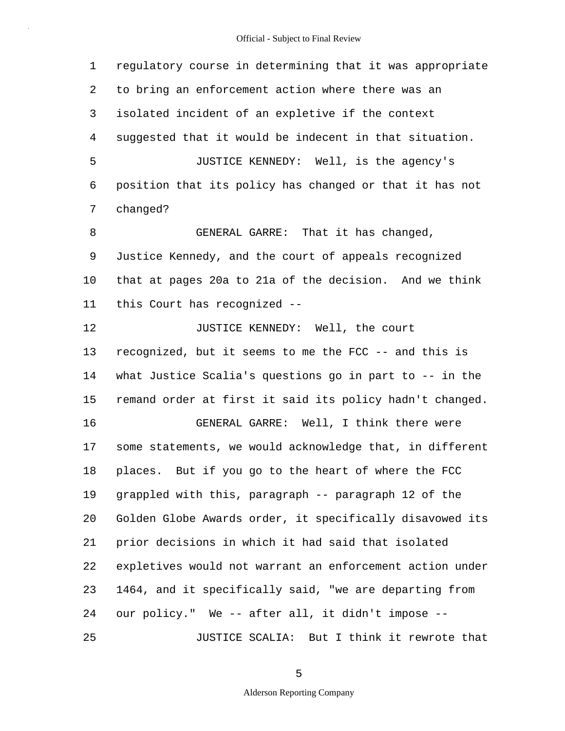regulatory course in determining that it was appropriate to bring an enforcement action where there was an isolated incident of an expletive if the context suggested that it would be indecent in that situation.

JUSTICE KENNEDY: Well, is the agency's position that its policy has changed or that it has not changed?

GENERAL GARRE: That it has changed, Justice Kennedy, and the court of appeals recognized that at pages 20a to 21a of the decision. And we think this Court has recognized --

JUSTICE KENNEDY: Well, the court recognized, but it seems to me the FCC -- and this is what Justice Scalia's questions go in part to -- in the remand order at first it said its policy hadn't changed.

GENERAL GARRE: Well, I think there were some statements, we would acknowledge that, in different places. But if you go to the heart of where the FCC grappled with this, paragraph -- paragraph 12 of the Golden Globe Awards order, it specifically disavowed its prior decisions in which it had said that isolated expletives would not warrant an enforcement action under 1464, and it specifically said, "we are departing from our policy." We -- after all, it didn't impose --

JUSTICE SCALIA: But I think it rewrote that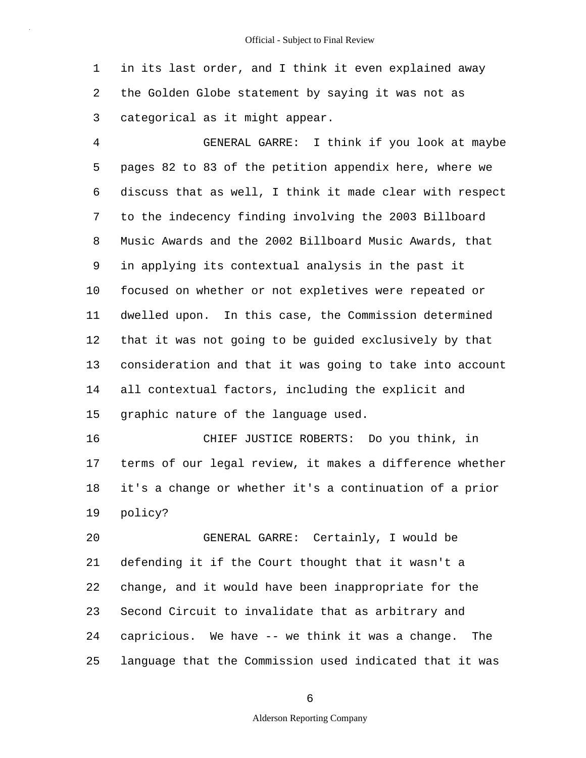in its last order, and I think it even explained away the Golden Globe statement by saying it was not as categorical as it might appear.

GENERAL GARRE: I think if you look at maybe pages 82 to 83 of the petition appendix here, where we discuss that as well, I think it made clear with respect to the indecency finding involving the 2003 Billboard Music Awards and the 2002 Billboard Music Awards, that in applying its contextual analysis in the past it focused on whether or not expletives were repeated or dwelled upon. In this case, the Commission determined that it was not going to be guided exclusively by that consideration and that it was going to take into account all contextual factors, including the explicit and graphic nature of the language used.

CHIEF JUSTICE ROBERTS: Do you think, in terms of our legal review, it makes a difference whether it's a change or whether it's a continuation of a prior policy?

GENERAL GARRE: Certainly, I would be defending it if the Court thought that it wasn't a change, and it would have been inappropriate for the Second Circuit to invalidate that as arbitrary and capricious. We have -- we think it was a change. The language that the Commission used indicated that it was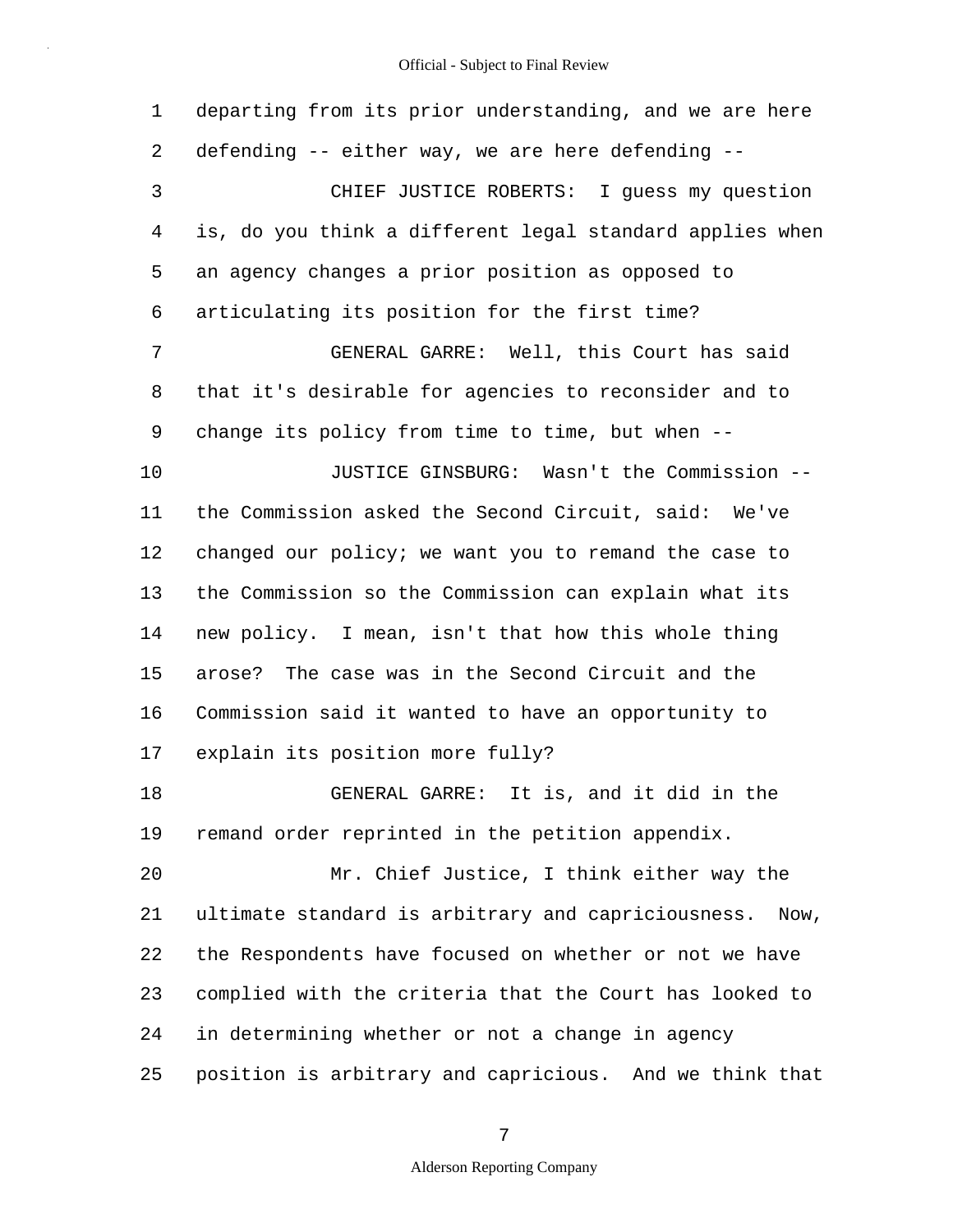departing from its prior understanding, and we are here defending -- either way, we are here defending --

CHIEF JUSTICE ROBERTS: I guess my question is, do you think a different legal standard applies when an agency changes a prior position as opposed to articulating its position for the first time?

GENERAL GARRE: Well, this Court has said that it's desirable for agencies to reconsider and to change its policy from time to time, but when --

JUSTICE GINSBURG: Wasn't the Commission -- the Commission asked the Second Circuit, said: We've changed our policy; we want you to remand the case to the Commission so the Commission can explain what its new policy. I mean, isn't that how this whole thing arose? The case was in the Second Circuit and the Commission said it wanted to have an opportunity to explain its position more fully?

GENERAL GARRE: It is, and it did in the remand order reprinted in the petition appendix.

Mr. Chief Justice, I think either way the ultimate standard is arbitrary and capriciousness. Now, the Respondents have focused on whether or not we have complied with the criteria that the Court has looked to in determining whether or not a change in agency position is arbitrary and capricious. And we think that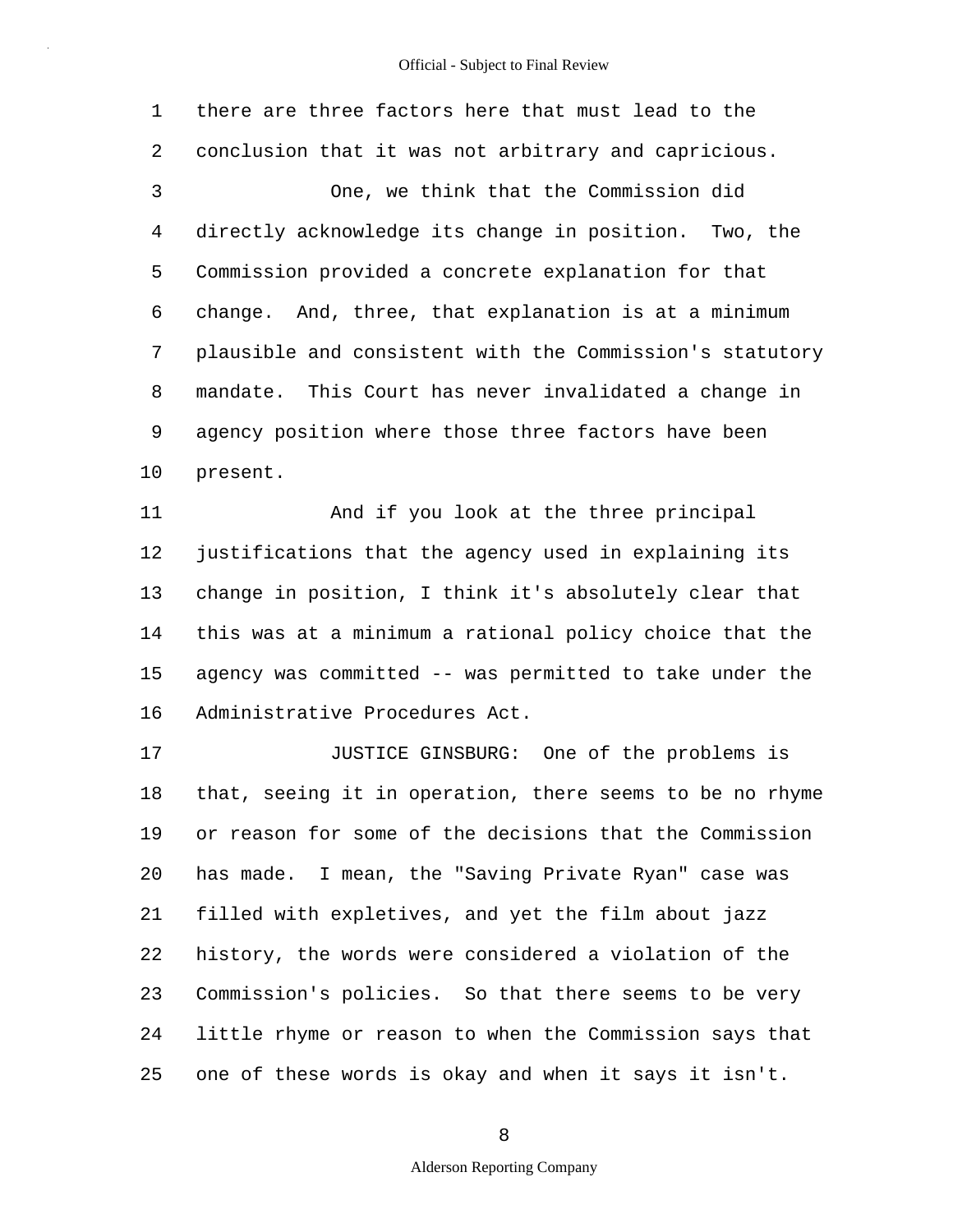there are three factors here that must lead to the conclusion that it was not arbitrary and capricious.

One, we think that the Commission did directly acknowledge its change in position. Two, the Commission provided a concrete explanation for that change. And, three, that explanation is at a minimum plausible and consistent with the Commission's statutory mandate. This Court has never invalidated a change in agency position where those three factors have been present.

And if you look at the three principal justifications that the agency used in explaining its change in position, I think it's absolutely clear that this was at a minimum a rational policy choice that the agency was committed -- was permitted to take under the Administrative Procedures Act.

JUSTICE GINSBURG: One of the problems is that, seeing it in operation, there seems to be no rhyme or reason for some of the decisions that the Commission has made. I mean, the "Saving Private Ryan" case was filled with expletives, and yet the film about jazz history, the words were considered a violation of the Commission's policies. So that there seems to be very little rhyme or reason to when the Commission says that one of these words is okay and when it says it isn't.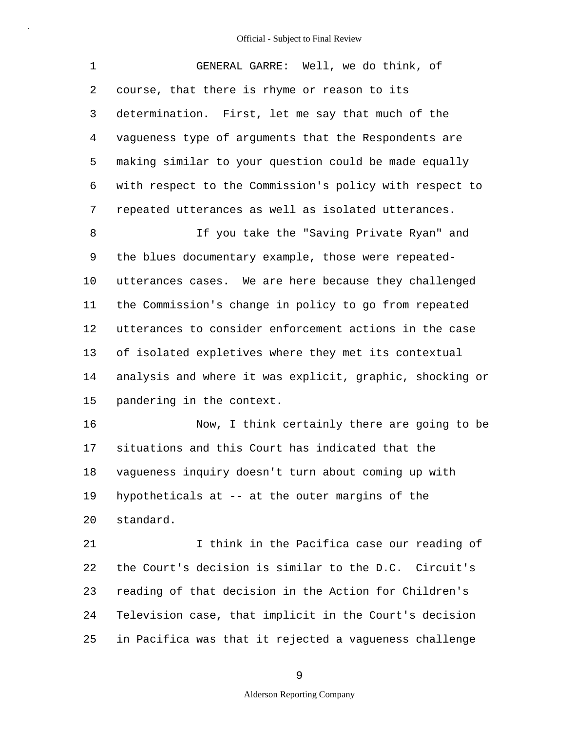GENERAL GARRE: Well, we do think, of course, that there is rhyme or reason to its determination. First, let me say that much of the vagueness type of arguments that the Respondents are making similar to your question could be made equally with respect to the Commission's policy with respect to repeated utterances as well as isolated utterances.

If you take the "Saving Private Ryan" and the blues documentary example, those were repeated-utterances cases. We are here because they challenged the Commission's change in policy to go from repeated utterances to consider enforcement actions in the case of isolated expletives where they met its contextual analysis and where it was explicit, graphic, shocking or pandering in the context.

Now, I think certainly there are going to be situations and this Court has indicated that the vagueness inquiry doesn't turn about coming up with hypotheticals at -- at the outer margins of the standard.

I think in the Pacifica case our reading of the Court's decision is similar to the D.C. Circuit's reading of that decision in the Action for Children's Television case, that implicit in the Court's decision in Pacifica was that it rejected a vagueness challenge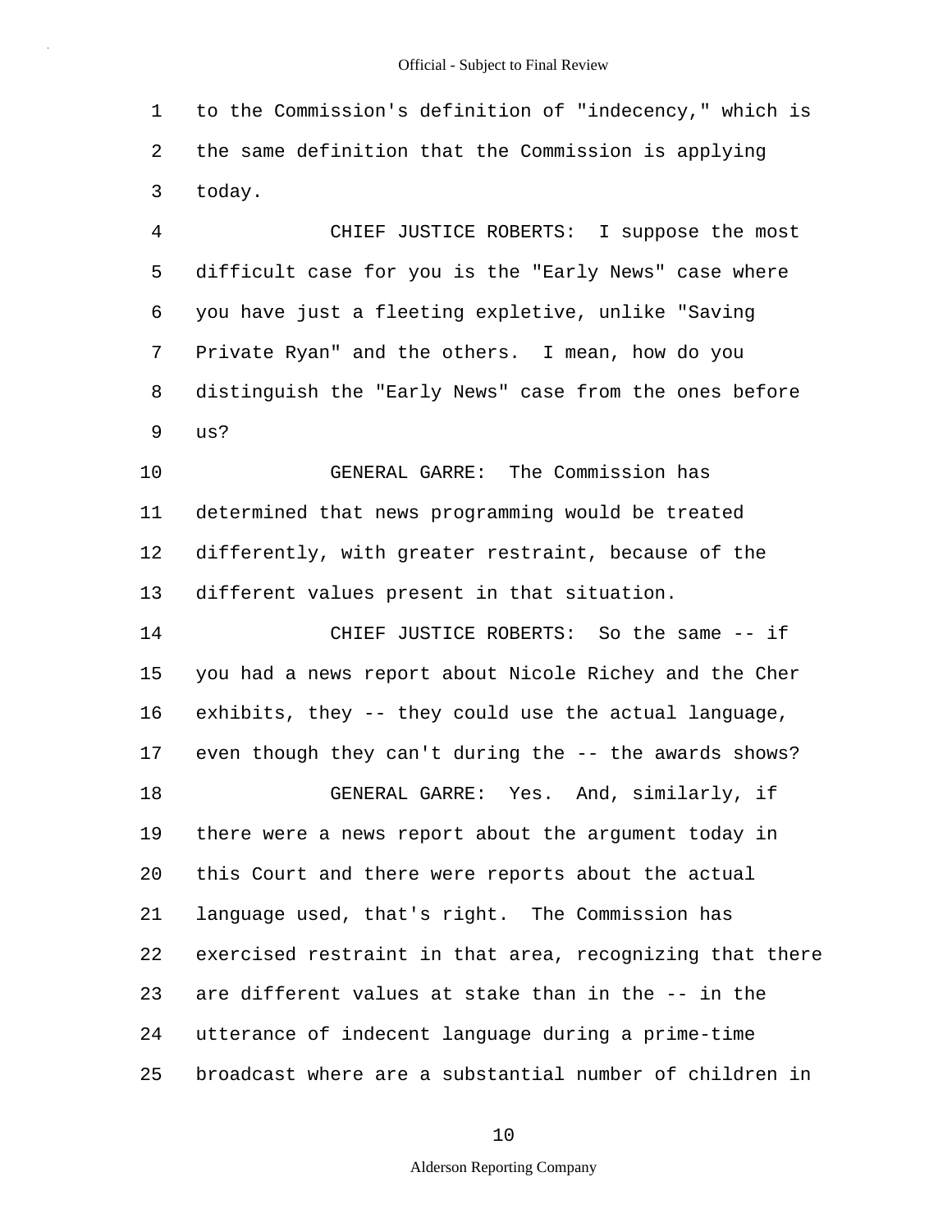to the Commission's definition of "indecency," which is the same definition that the Commission is applying today.

CHIEF JUSTICE ROBERTS: I suppose the most difficult case for you is the "Early News" case where you have just a fleeting expletive, unlike "Saving Private Ryan" and the others. I mean, how do you distinguish the "Early News" case from the ones before us?

GENERAL GARRE: The Commission has determined that news programming would be treated differently, with greater restraint, because of the different values present in that situation.

CHIEF JUSTICE ROBERTS: So the same -- if you had a news report about Nicole Richey and the Cher exhibits, they -- they could use the actual language, even though they can't during the -- the awards shows?

GENERAL GARRE: Yes. And, similarly, if there were a news report about the argument today in this Court and there were reports about the actual language used, that's right. The Commission has exercised restraint in that area, recognizing that there are different values at stake than in the -- in the utterance of indecent language during a prime-time broadcast where are a substantial number of children in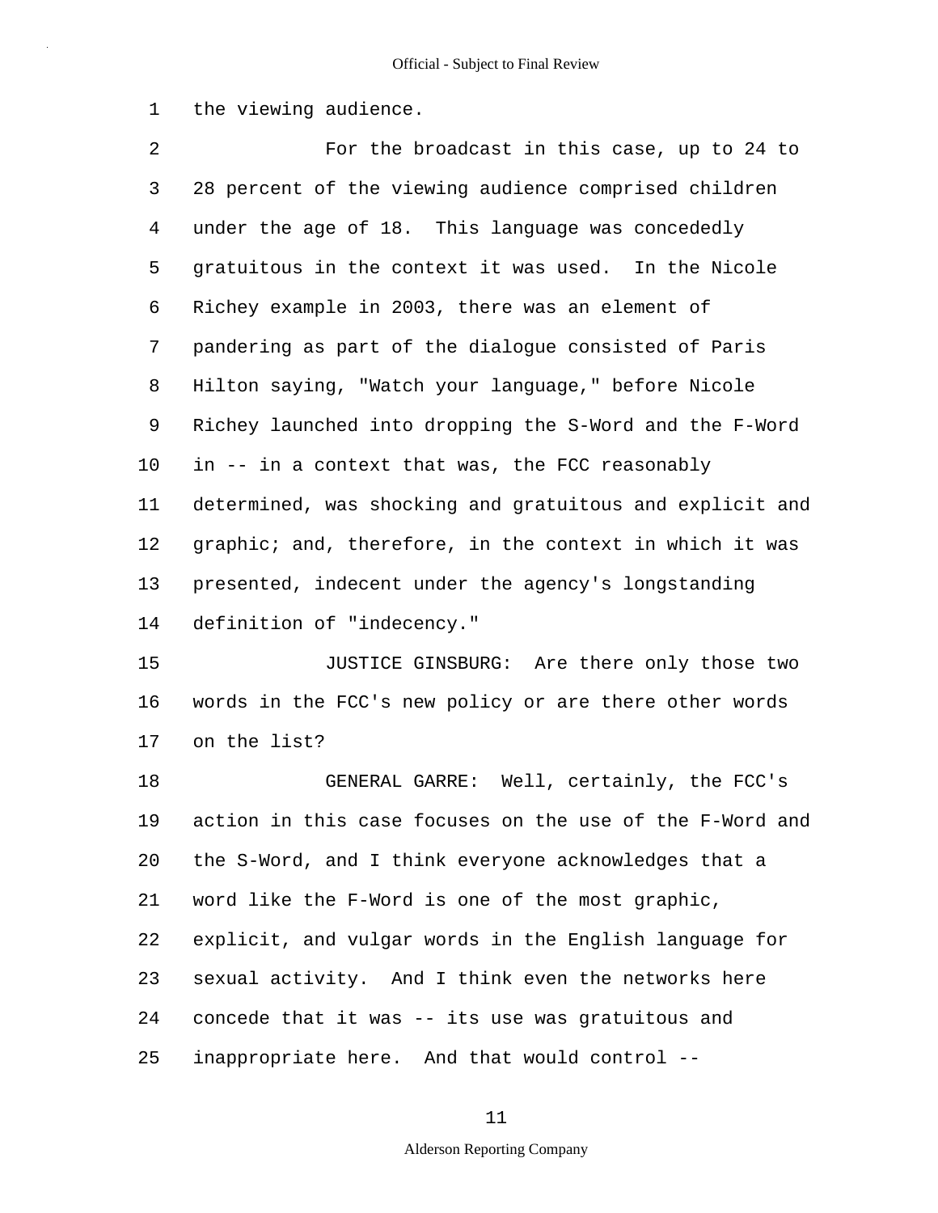the viewing audience.

For the broadcast in this case, up to 24 to 28 percent of the viewing audience comprised children under the age of 18. This language was concededly gratuitous in the context it was used. In the Nicole Richey example in 2003, there was an element of pandering as part of the dialogue consisted of Paris Hilton saying, "Watch your language," before Nicole Richey launched into dropping the S-Word and the F-Word in -- in a context that was, the FCC reasonably determined, was shocking and gratuitous and explicit and graphic; and, therefore, in the context in which it was presented, indecent under the agency's longstanding definition of "indecency."

JUSTICE GINSBURG: Are there only those two words in the FCC's new policy or are there other words on the list?

GENERAL GARRE: Well, certainly, the FCC's action in this case focuses on the use of the F-Word and the S-Word, and I think everyone acknowledges that a word like the F-Word is one of the most graphic, explicit, and vulgar words in the English language for sexual activity. And I think even the networks here concede that it was -- its use was gratuitous and inappropriate here. And that would control --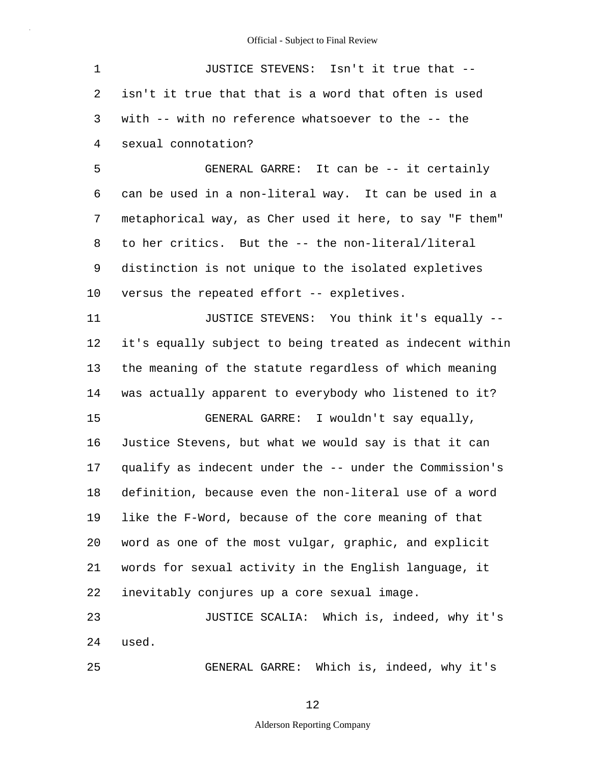JUSTICE STEVENS: Isn't it true that -- isn't it true that that is a word that often is used with -- with no reference whatsoever to the -- the sexual connotation?

GENERAL GARRE: It can be -- it certainly can be used in a non-literal way. It can be used in a metaphorical way, as Cher used it here, to say "F them" to her critics. But the -- the non-literal/literal distinction is not unique to the isolated expletives versus the repeated effort -- expletives.

JUSTICE STEVENS: You think it's equally -- it's equally subject to being treated as indecent within the meaning of the statute regardless of which meaning was actually apparent to everybody who listened to it?

GENERAL GARRE: I wouldn't say equally, Justice Stevens, but what we would say is that it can qualify as indecent under the -- under the Commission's definition, because even the non-literal use of a word like the F-Word, because of the core meaning of that word as one of the most vulgar, graphic, and explicit words for sexual activity in the English language, it inevitably conjures up a core sexual image.

JUSTICE SCALIA: Which is, indeed, why it's used.

GENERAL GARRE: Which is, indeed, why it's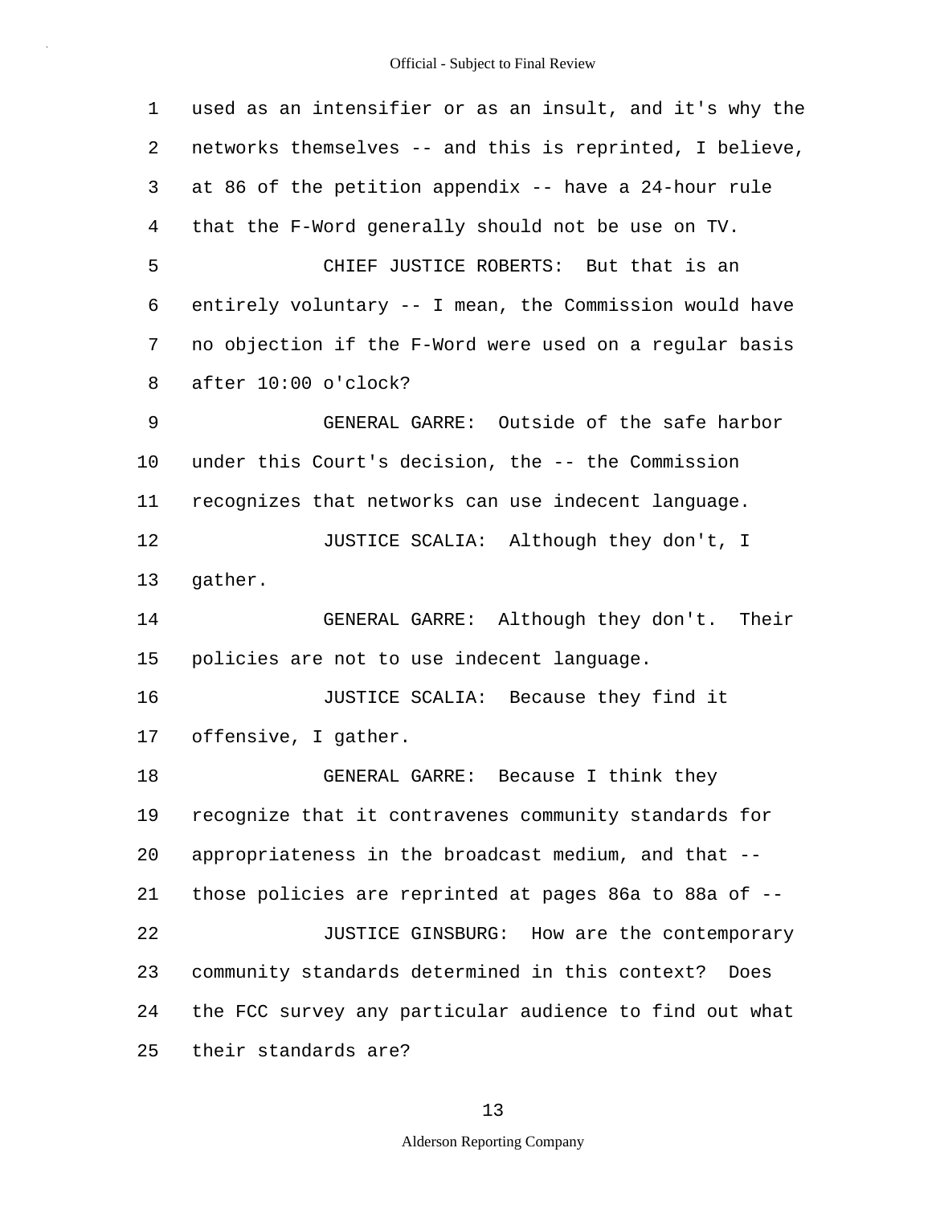used as an intensifier or as an insult, and it's why the networks themselves -- and this is reprinted, I believe, at 86 of the petition appendix -- have a 24-hour rule that the F-Word generally should not be use on TV.

CHIEF JUSTICE ROBERTS: But that is an entirely voluntary -- I mean, the Commission would have no objection if the F-Word were used on a regular basis after 10:00 o'clock?

GENERAL GARRE: Outside of the safe harbor under this Court's decision, the -- the Commission recognizes that networks can use indecent language.

JUSTICE SCALIA: Although they don't, I gather.

GENERAL GARRE: Although they don't. Their policies are not to use indecent language.

JUSTICE SCALIA: Because they find it offensive, I gather.

GENERAL GARRE: Because I think they recognize that it contravenes community standards for appropriateness in the broadcast medium, and that -- those policies are reprinted at pages 86a to 88a of --

JUSTICE GINSBURG: How are the contemporary community standards determined in this context? Does the FCC survey any particular audience to find out what their standards are?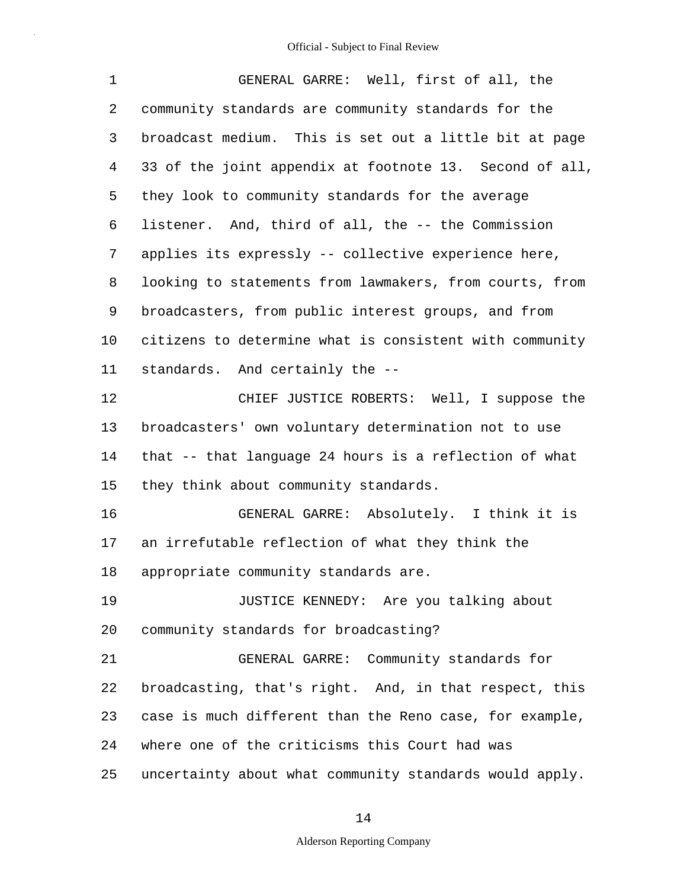GENERAL GARRE: Well, first of all, the community standards are community standards for the broadcast medium. This is set out a little bit at page 33 of the joint appendix at footnote 13. Second of all, they look to community standards for the average listener. And, third of all, the -- the Commission applies its expressly -- collective experience here, looking to statements from lawmakers, from courts, from broadcasters, from public interest groups, and from citizens to determine what is consistent with community standards. And certainly the --

CHIEF JUSTICE ROBERTS: Well, I suppose the broadcasters' own voluntary determination not to use that -- that language 24 hours is a reflection of what they think about community standards.

GENERAL GARRE: Absolutely. I think it is an irrefutable reflection of what they think the appropriate community standards are.

JUSTICE KENNEDY: Are you talking about community standards for broadcasting?

GENERAL GARRE: Community standards for broadcasting, that's right. And, in that respect, this case is much different than the Reno case, for example, where one of the criticisms this Court had was uncertainty about what community standards would apply.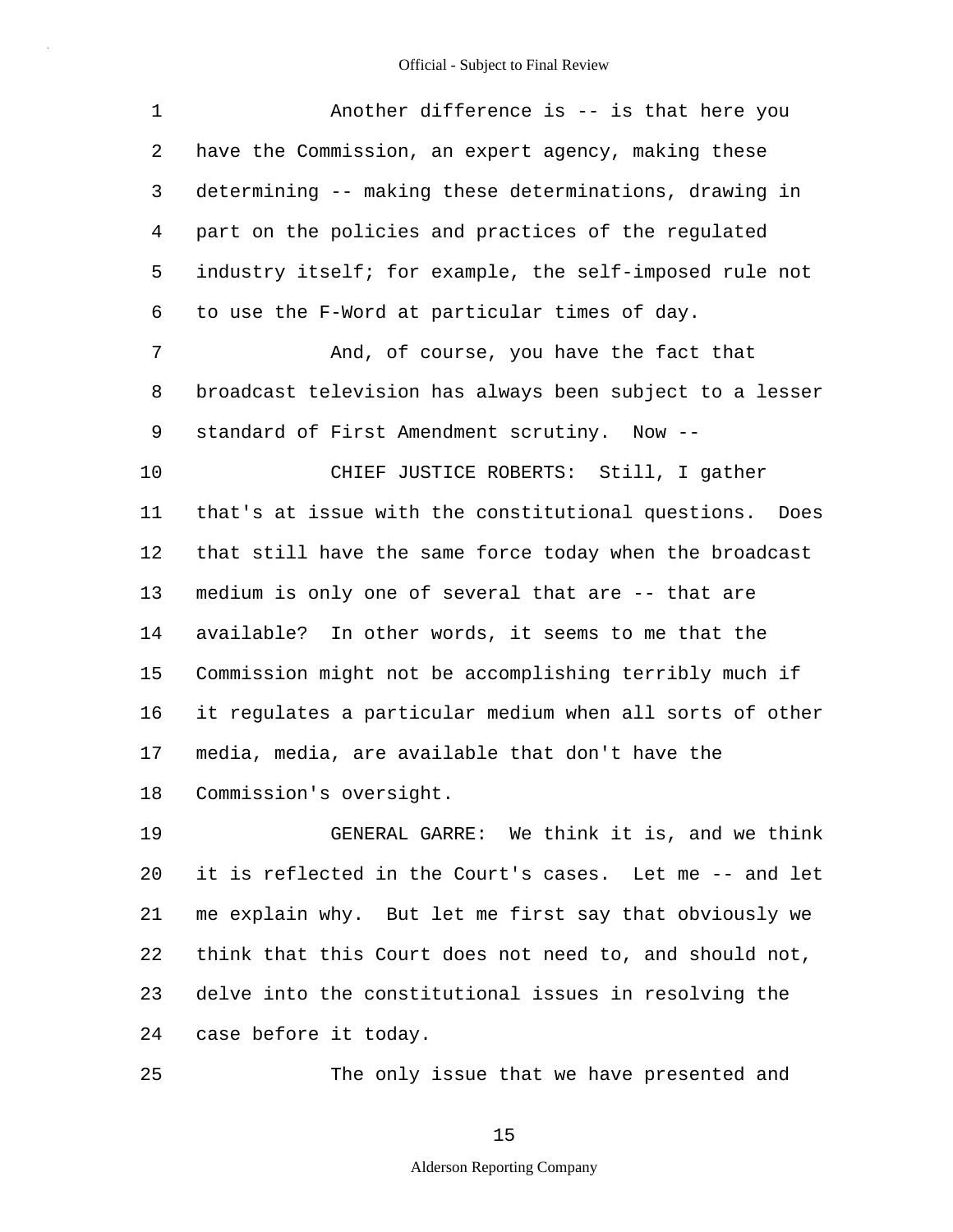Another difference is -- is that here you have the Commission, an expert agency, making these determining -- making these determinations, drawing in part on the policies and practices of the regulated industry itself; for example, the self-imposed rule not to use the F-Word at particular times of day.

And, of course, you have the fact that broadcast television has always been subject to a lesser standard of First Amendment scrutiny. Now --

CHIEF JUSTICE ROBERTS: Still, I gather that's at issue with the constitutional questions. Does that still have the same force today when the broadcast medium is only one of several that are -- that are available? In other words, it seems to me that the Commission might not be accomplishing terribly much if it regulates a particular medium when all sorts of other media, media, are available that don't have the Commission's oversight.

GENERAL GARRE: We think it is, and we think it is reflected in the Court's cases. Let me -- and let me explain why. But let me first say that obviously we think that this Court does not need to, and should not, delve into the constitutional issues in resolving the case before it today.

The only issue that we have presented and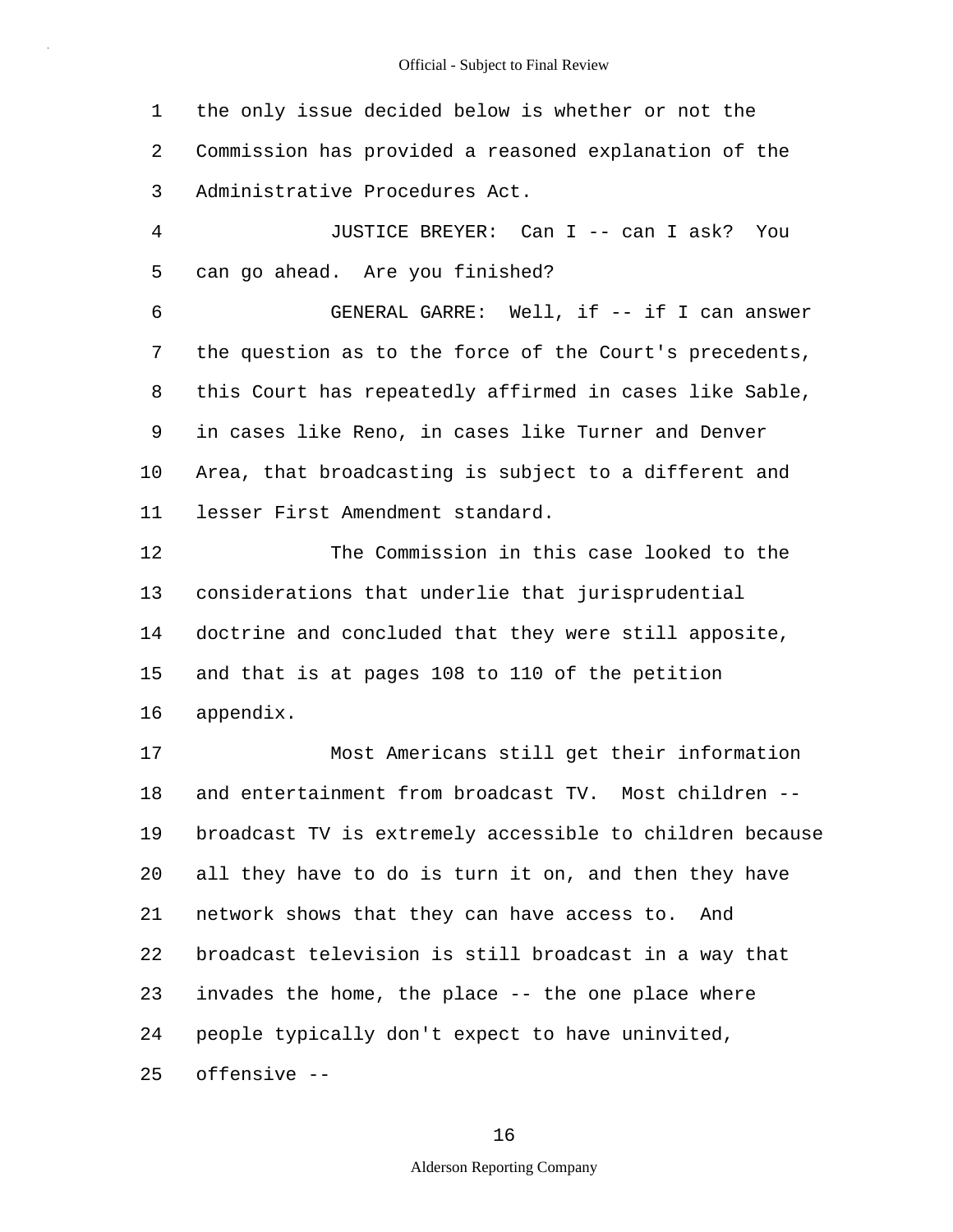the only issue decided below is whether or not the Commission has provided a reasoned explanation of the Administrative Procedures Act.

JUSTICE BREYER: Can I -- can I ask? You can go ahead. Are you finished?

GENERAL GARRE: Well, if -- if I can answer the question as to the force of the Court's precedents, this Court has repeatedly affirmed in cases like Sable, in cases like Reno, in cases like Turner and Denver Area, that broadcasting is subject to a different and lesser First Amendment standard.

The Commission in this case looked to the considerations that underlie that jurisprudential doctrine and concluded that they were still apposite, and that is at pages 108 to 110 of the petition appendix.

Most Americans still get their information and entertainment from broadcast TV. Most children -- broadcast TV is extremely accessible to children because all they have to do is turn it on, and then they have network shows that they can have access to. And broadcast television is still broadcast in a way that invades the home, the place -- the one place where people typically don't expect to have uninvited, offensive --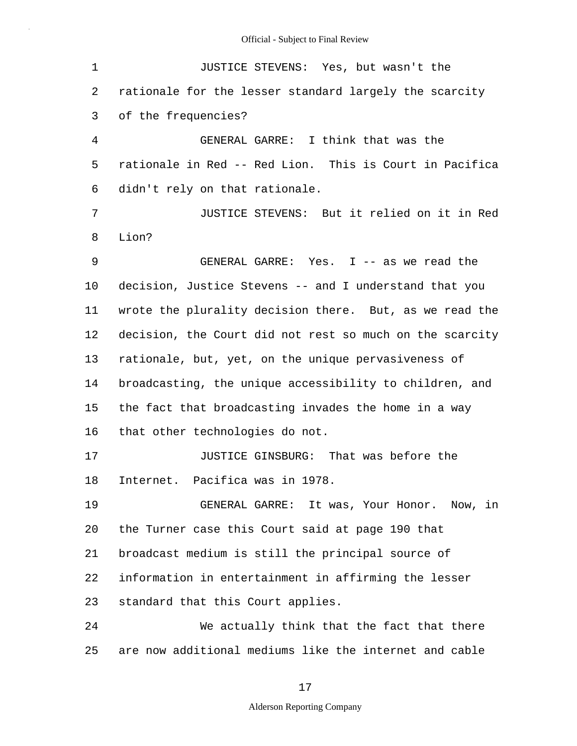JUSTICE STEVENS: Yes, but wasn't the rationale for the lesser standard largely the scarcity of the frequencies?

GENERAL GARRE: I think that was the rationale in Red -- Red Lion. This is Court in Pacifica didn't rely on that rationale.

JUSTICE STEVENS: But it relied on it in Red Lion?

GENERAL GARRE: Yes. I -- as we read the decision, Justice Stevens -- and I understand that you wrote the plurality decision there. But, as we read the decision, the Court did not rest so much on the scarcity rationale, but, yet, on the unique pervasiveness of broadcasting, the unique accessibility to children, and the fact that broadcasting invades the home in a way that other technologies do not.

JUSTICE GINSBURG: That was before the Internet. Pacifica was in 1978.

GENERAL GARRE: It was, Your Honor. Now, in the Turner case this Court said at page 190 that broadcast medium is still the principal source of information in entertainment in affirming the lesser standard that this Court applies.

We actually think that the fact that there are now additional mediums like the internet and cable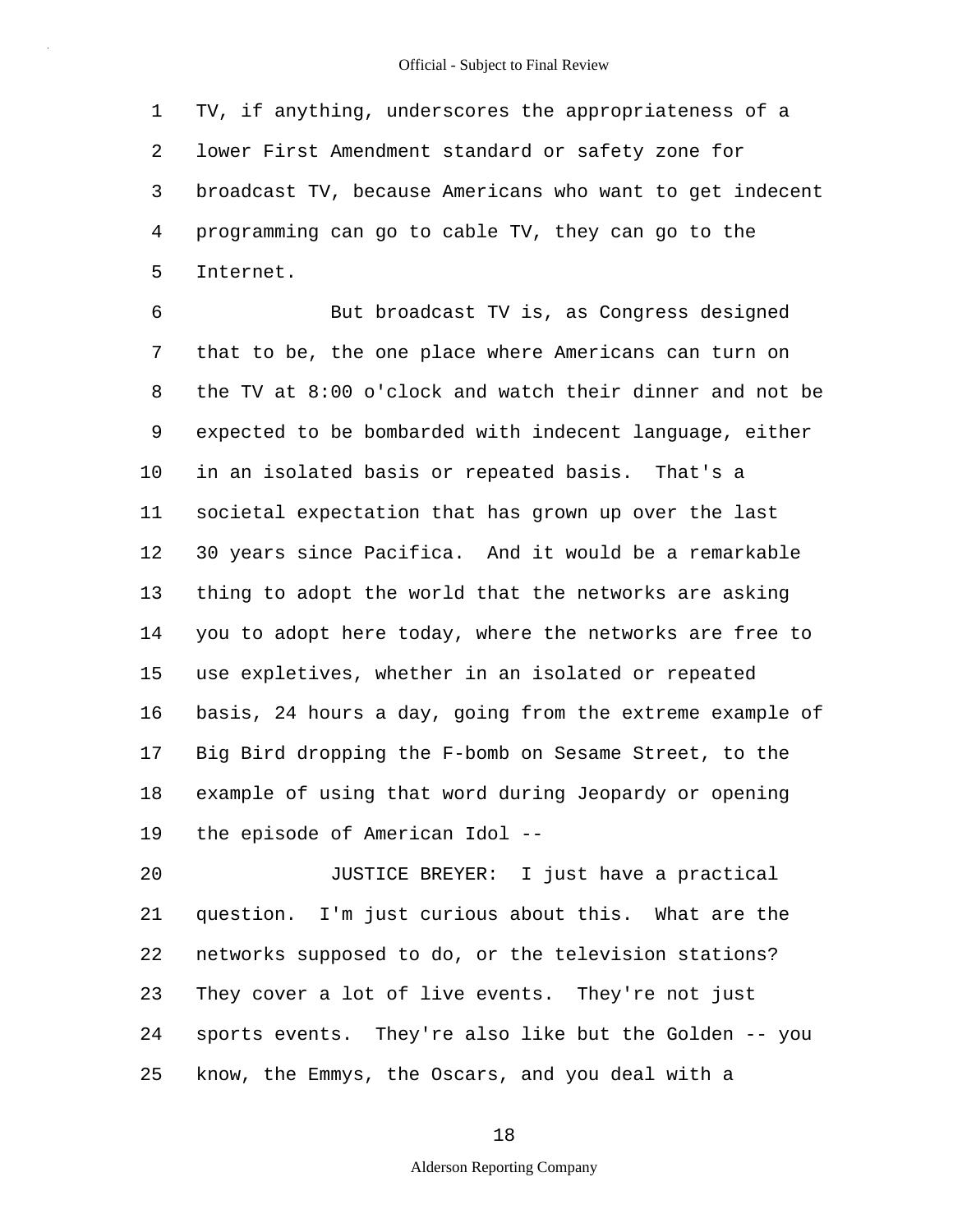TV, if anything, underscores the appropriateness of a lower First Amendment standard or safety zone for broadcast TV, because Americans who want to get indecent programming can go to cable TV, they can go to the Internet.

But broadcast TV is, as Congress designed that to be, the one place where Americans can turn on the TV at 8:00 o'clock and watch their dinner and not be expected to be bombarded with indecent language, either in an isolated basis or repeated basis. That's a societal expectation that has grown up over the last 30 years since Pacifica. And it would be a remarkable thing to adopt the world that the networks are asking you to adopt here today, where the networks are free to use expletives, whether in an isolated or repeated basis, 24 hours a day, going from the extreme example of Big Bird dropping the F-bomb on Sesame Street, to the example of using that word during Jeopardy or opening the episode of American Idol --

JUSTICE BREYER: I just have a practical question. I'm just curious about this. What are the networks supposed to do, or the television stations? They cover a lot of live events. They're not just sports events. They're also like but the Golden -- you know, the Emmys, the Oscars, and you deal with a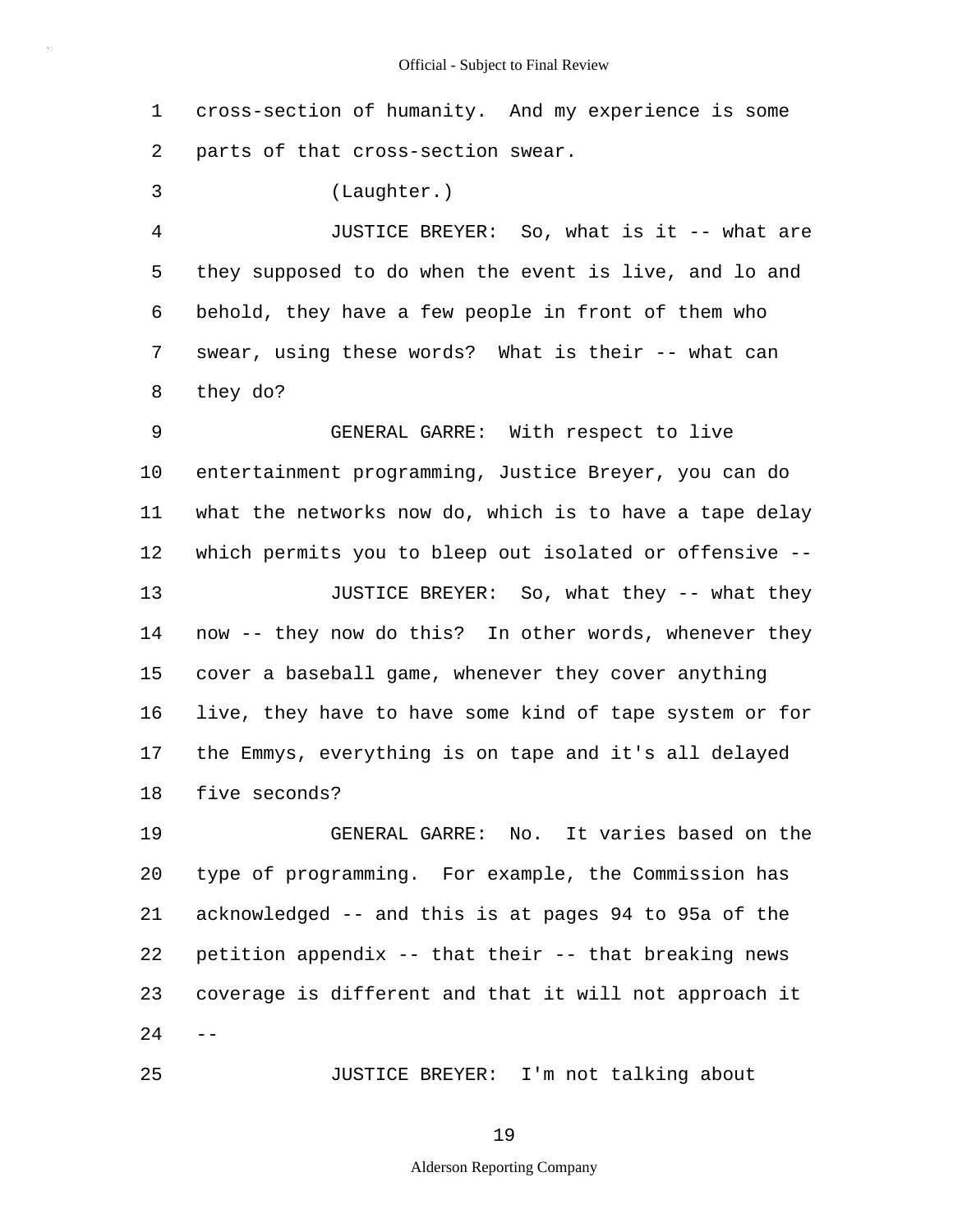cross-section of humanity. And my experience is some parts of that cross-section swear.

(Laughter.)

JUSTICE BREYER: So, what is it -- what are they supposed to do when the event is live, and lo and behold, they have a few people in front of them who swear, using these words? What is their -- what can they do?

GENERAL GARRE: With respect to live entertainment programming, Justice Breyer, you can do what the networks now do, which is to have a tape delay which permits you to bleep out isolated or offensive --

JUSTICE BREYER: So, what they -- what they now -- they now do this? In other words, whenever they cover a baseball game, whenever they cover anything live, they have to have some kind of tape system or for the Emmys, everything is on tape and it's all delayed five seconds?

GENERAL GARRE: No. It varies based on the type of programming. For example, the Commission has acknowledged -- and this is at pages 94 to 95a of the petition appendix -- that their -- that breaking news coverage is different and that it will not approach it --

JUSTICE BREYER: I'm not talking about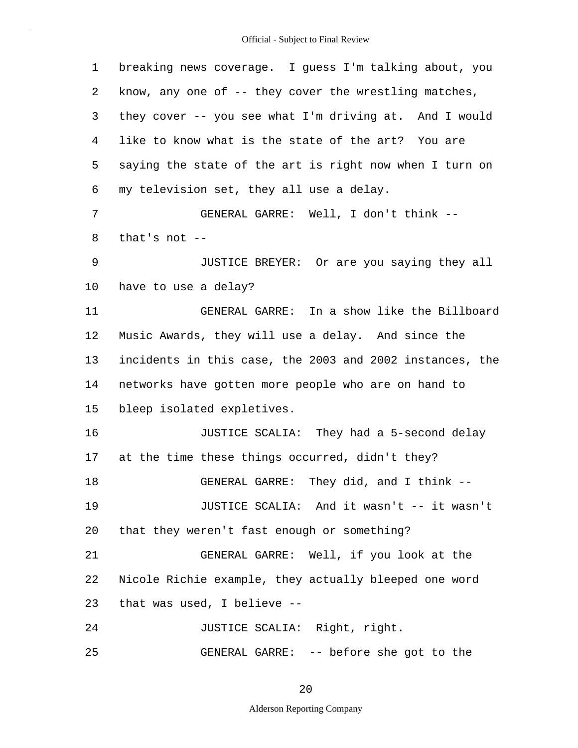breaking news coverage. I guess I'm talking about, you know, any one of -- they cover the wrestling matches, they cover -- you see what I'm driving at. And I would like to know what is the state of the art? You are saying the state of the art is right now when I turn on my television set, they all use a delay.

GENERAL GARRE: Well, I don't think -- that's not --

JUSTICE BREYER: Or are you saying they all have to use a delay?

GENERAL GARRE: In a show like the Billboard Music Awards, they will use a delay. And since the incidents in this case, the 2003 and 2002 instances, the networks have gotten more people who are on hand to bleep isolated expletives.

JUSTICE SCALIA: They had a 5-second delay at the time these things occurred, didn't they?

GENERAL GARRE: They did, and I think --

JUSTICE SCALIA: And it wasn't -- it wasn't that they weren't fast enough or something?

GENERAL GARRE: Well, if you look at the Nicole Richie example, they actually bleeped one word that was used, I believe --

JUSTICE SCALIA: Right, right.

GENERAL GARRE: -- before she got to the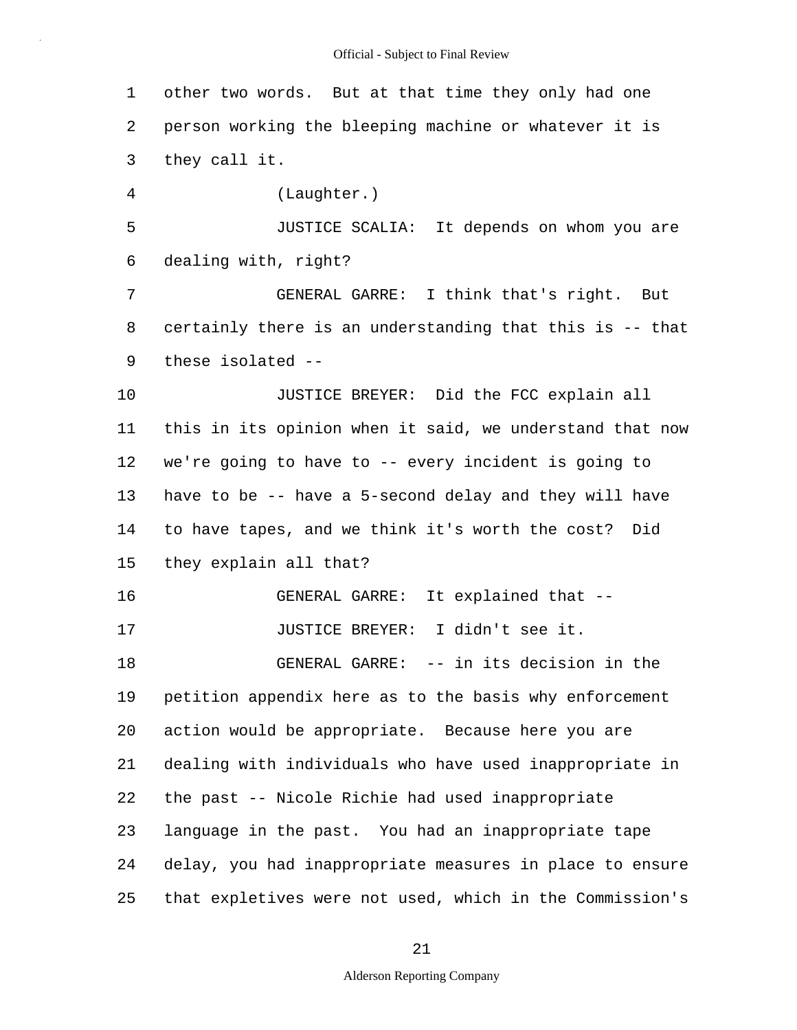other two words. But at that time they only had one person working the bleeping machine or whatever it is they call it.

(Laughter.)

JUSTICE SCALIA: It depends on whom you are dealing with, right?

GENERAL GARRE: I think that's right. But certainly there is an understanding that this is -- that these isolated --

JUSTICE BREYER: Did the FCC explain all this in its opinion when it said, we understand that now we're going to have to -- every incident is going to have to be -- have a 5-second delay and they will have to have tapes, and we think it's worth the cost? Did they explain all that?

GENERAL GARRE: It explained that --

JUSTICE BREYER: I didn't see it.

GENERAL GARRE: -- in its decision in the petition appendix here as to the basis why enforcement action would be appropriate. Because here you are dealing with individuals who have used inappropriate in the past -- Nicole Richie had used inappropriate language in the past. You had an inappropriate tape delay, you had inappropriate measures in place to ensure that expletives were not used, which in the Commission's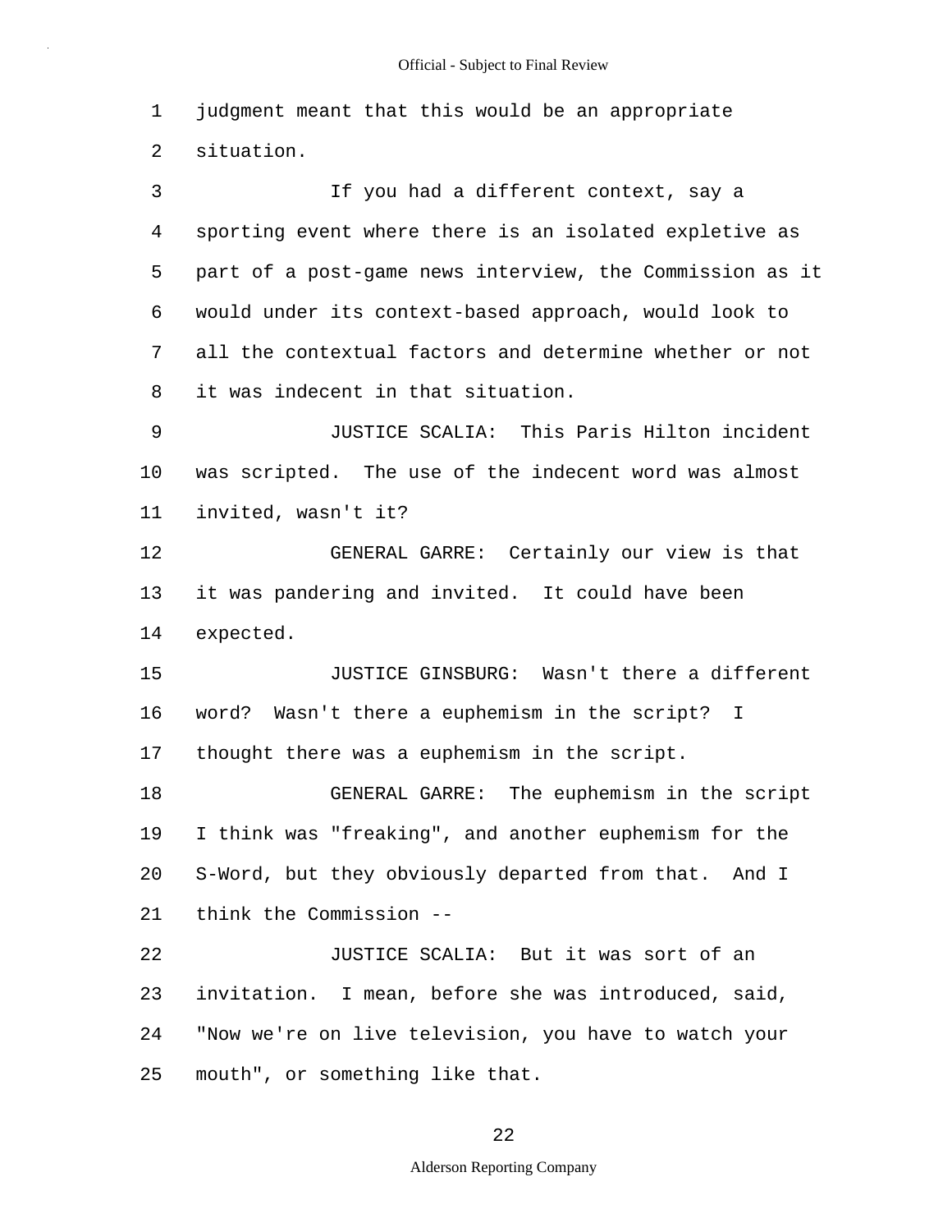judgment meant that this would be an appropriate situation.

If you had a different context, say a sporting event where there is an isolated expletive as part of a post-game news interview, the Commission as it would under its context-based approach, would look to all the contextual factors and determine whether or not it was indecent in that situation.

JUSTICE SCALIA: This Paris Hilton incident was scripted. The use of the indecent word was almost invited, wasn't it?

GENERAL GARRE: Certainly our view is that it was pandering and invited. It could have been expected.

JUSTICE GINSBURG: Wasn't there a different word? Wasn't there a euphemism in the script? I thought there was a euphemism in the script.

GENERAL GARRE: The euphemism in the script I think was "freaking", and another euphemism for the S-Word, but they obviously departed from that. And I think the Commission --

JUSTICE SCALIA: But it was sort of an invitation. I mean, before she was introduced, said, "Now we're on live television, you have to watch your mouth", or something like that.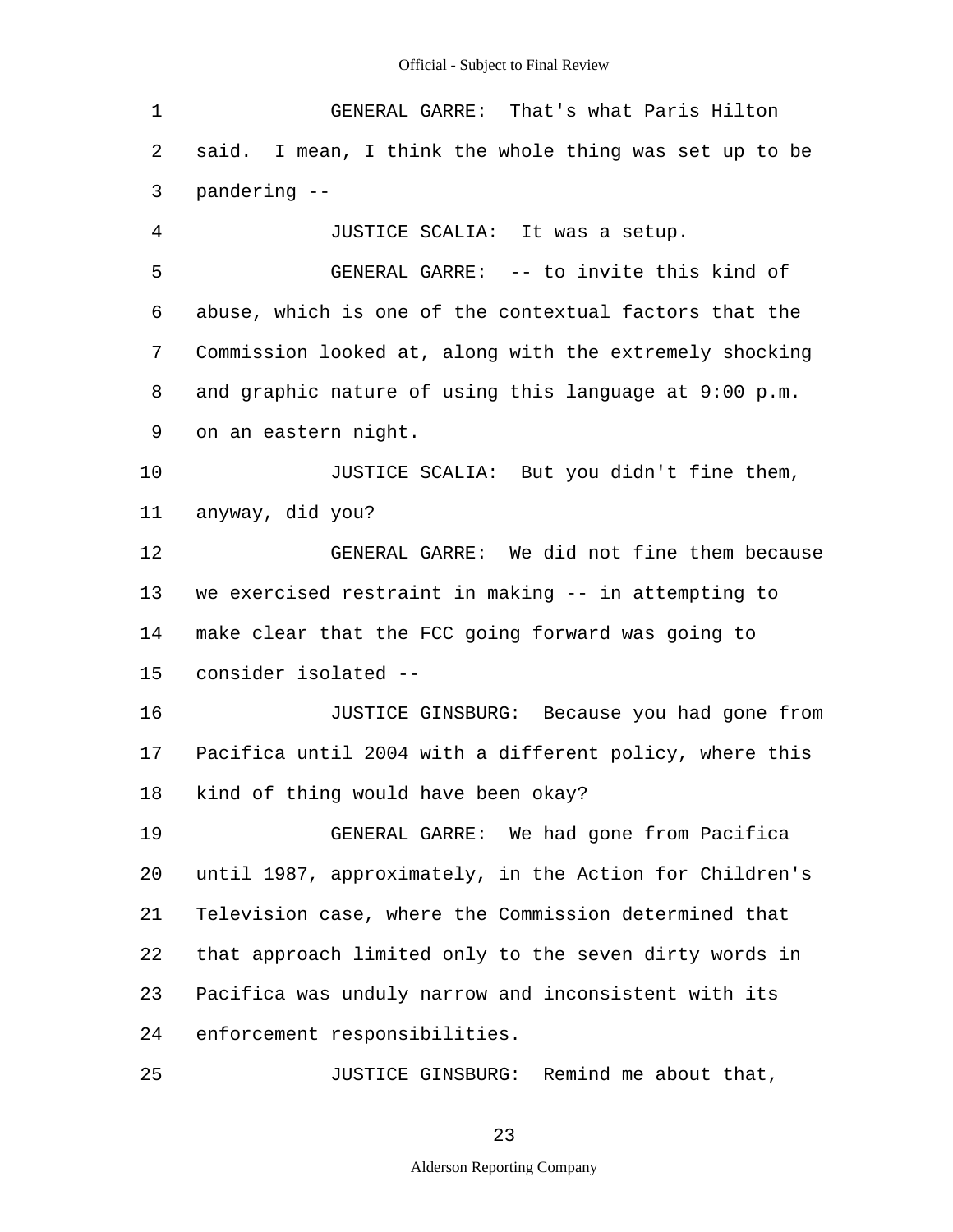GENERAL GARRE: That's what Paris Hilton said. I mean, I think the whole thing was set up to be pandering --

JUSTICE SCALIA: It was a setup.

GENERAL GARRE: -- to invite this kind of abuse, which is one of the contextual factors that the Commission looked at, along with the extremely shocking and graphic nature of using this language at 9:00 p.m. on an eastern night.

JUSTICE SCALIA: But you didn't fine them, anyway, did you?

GENERAL GARRE: We did not fine them because we exercised restraint in making -- in attempting to make clear that the FCC going forward was going to consider isolated --

JUSTICE GINSBURG: Because you had gone from Pacifica until 2004 with a different policy, where this kind of thing would have been okay?

GENERAL GARRE: We had gone from Pacifica until 1987, approximately, in the Action for Children's Television case, where the Commission determined that that approach limited only to the seven dirty words in Pacifica was unduly narrow and inconsistent with its enforcement responsibilities.

JUSTICE GINSBURG: Remind me about that,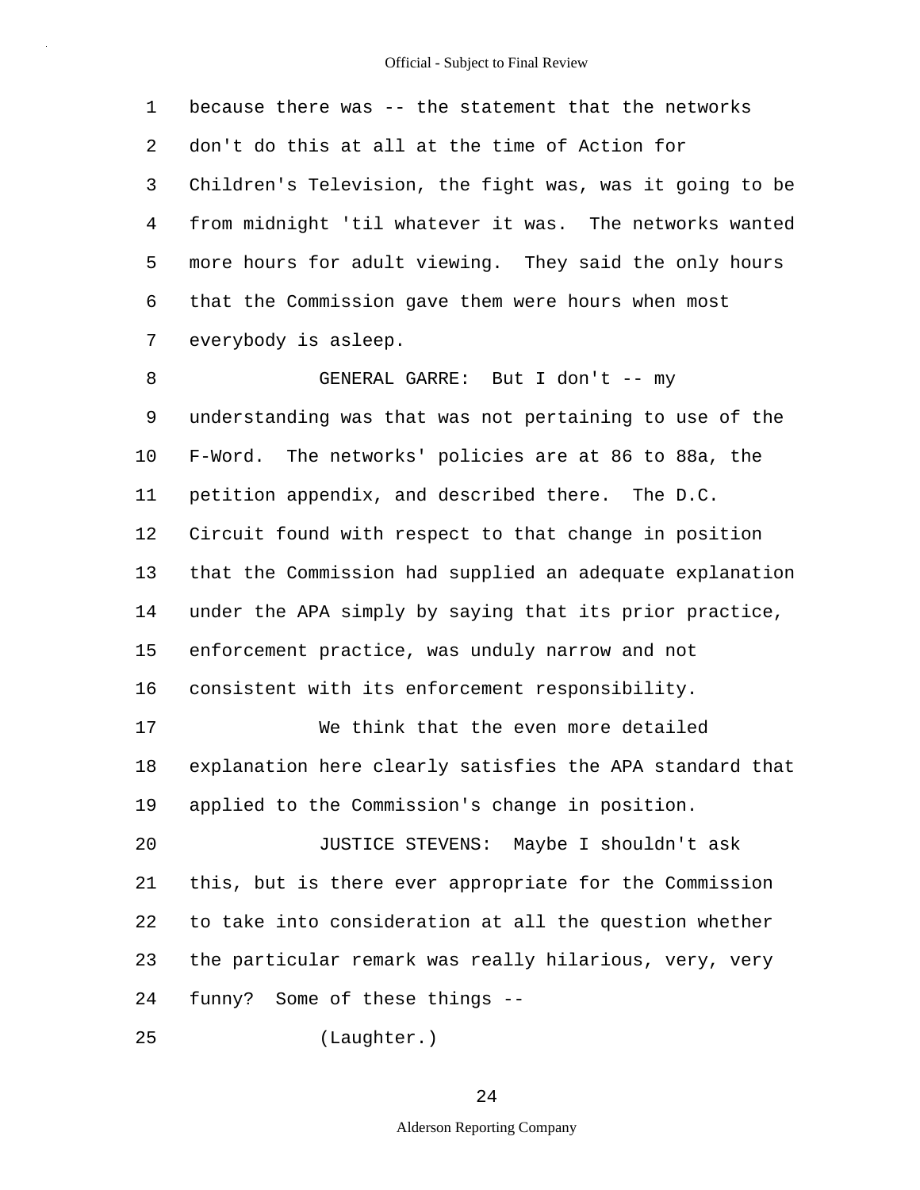because there was -- the statement that the networks don't do this at all at the time of Action for Children's Television, the fight was, was it going to be from midnight 'til whatever it was. The networks wanted more hours for adult viewing. They said the only hours that the Commission gave them were hours when most everybody is asleep.

GENERAL GARRE: But I don't -- my understanding was that was not pertaining to use of the F-Word. The networks' policies are at 86 to 88a, the petition appendix, and described there. The D.C. Circuit found with respect to that change in position that the Commission had supplied an adequate explanation under the APA simply by saying that its prior practice, enforcement practice, was unduly narrow and not consistent with its enforcement responsibility.

We think that the even more detailed explanation here clearly satisfies the APA standard that applied to the Commission's change in position.

JUSTICE STEVENS: Maybe I shouldn't ask this, but is there ever appropriate for the Commission to take into consideration at all the question whether the particular remark was really hilarious, very, very funny? Some of these things --

(Laughter.)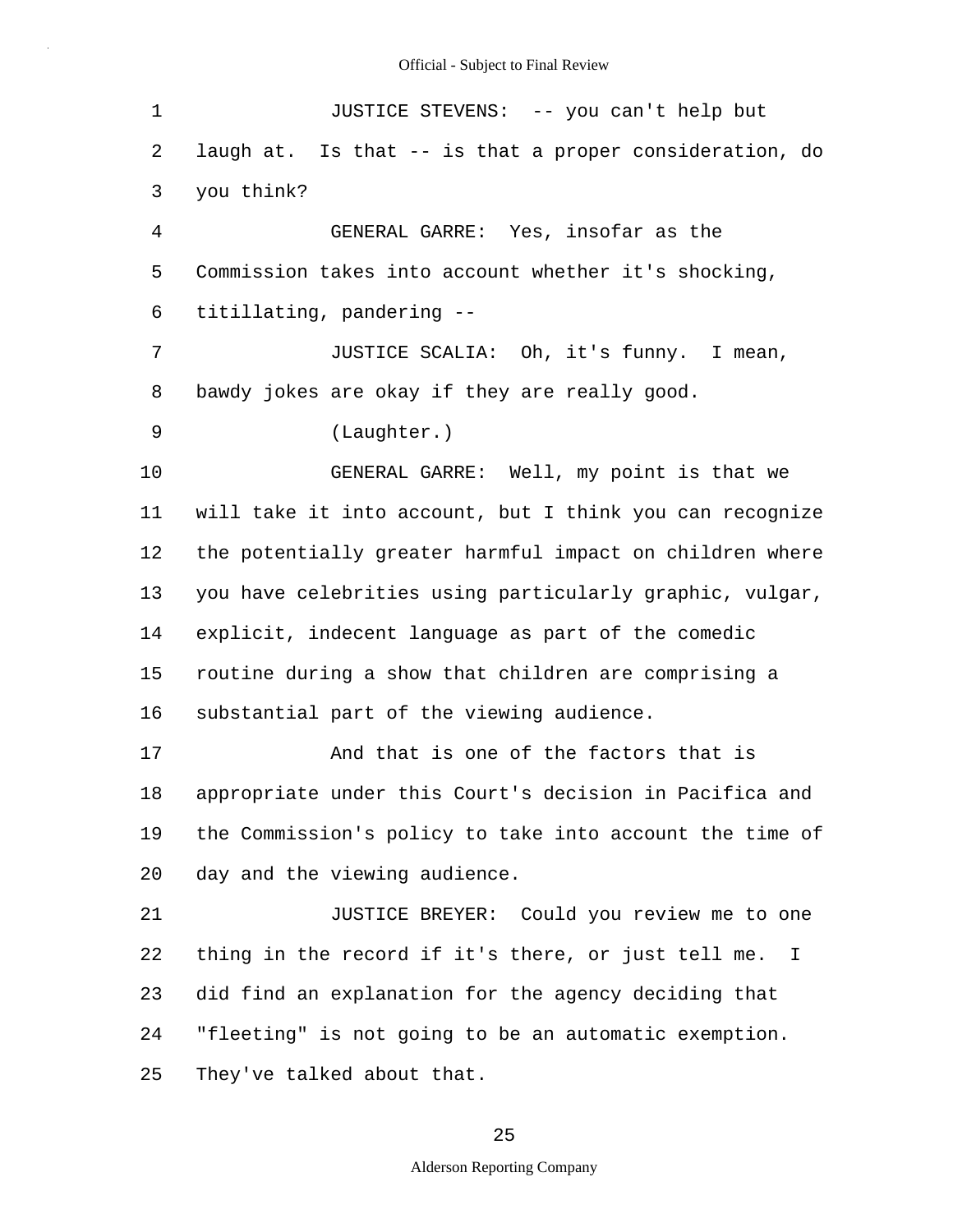JUSTICE STEVENS: -- you can't help but laugh at. Is that -- is that a proper consideration, do you think?

GENERAL GARRE: Yes, insofar as the Commission takes into account whether it's shocking, titillating, pandering --

JUSTICE SCALIA: Oh, it's funny. I mean, bawdy jokes are okay if they are really good.

(Laughter.)

GENERAL GARRE: Well, my point is that we will take it into account, but I think you can recognize the potentially greater harmful impact on children where you have celebrities using particularly graphic, vulgar, explicit, indecent language as part of the comedic routine during a show that children are comprising a substantial part of the viewing audience.

And that is one of the factors that is appropriate under this Court's decision in Pacifica and the Commission's policy to take into account the time of day and the viewing audience.

JUSTICE BREYER: Could you review me to one thing in the record if it's there, or just tell me. I did find an explanation for the agency deciding that "fleeting" is not going to be an automatic exemption. They've talked about that.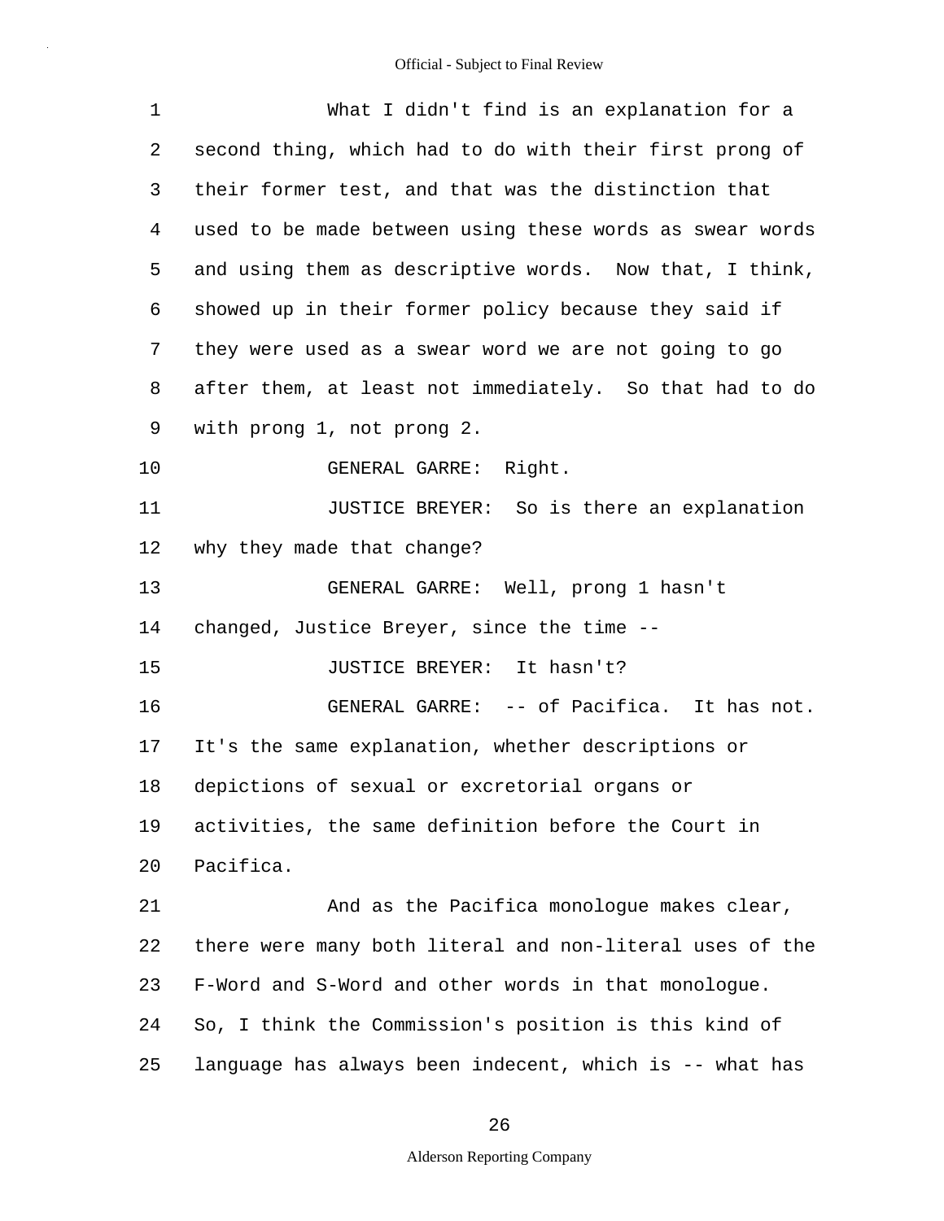What I didn't find is an explanation for a second thing, which had to do with their first prong of their former test, and that was the distinction that used to be made between using these words as swear words and using them as descriptive words. Now that, I think, showed up in their former policy because they said if they were used as a swear word we are not going to go after them, at least not immediately. So that had to do with prong 1, not prong 2.

GENERAL GARRE: Right.

JUSTICE BREYER: So is there an explanation why they made that change?

GENERAL GARRE: Well, prong 1 hasn't changed, Justice Breyer, since the time --

JUSTICE BREYER: It hasn't?

GENERAL GARRE: -- of Pacifica. It has not. It's the same explanation, whether descriptions or depictions of sexual or excretorial organs or activities, the same definition before the Court in Pacifica.

And as the Pacifica monologue makes clear, there were many both literal and non-literal uses of the F-Word and S-Word and other words in that monologue. So, I think the Commission's position is this kind of language has always been indecent, which is -- what has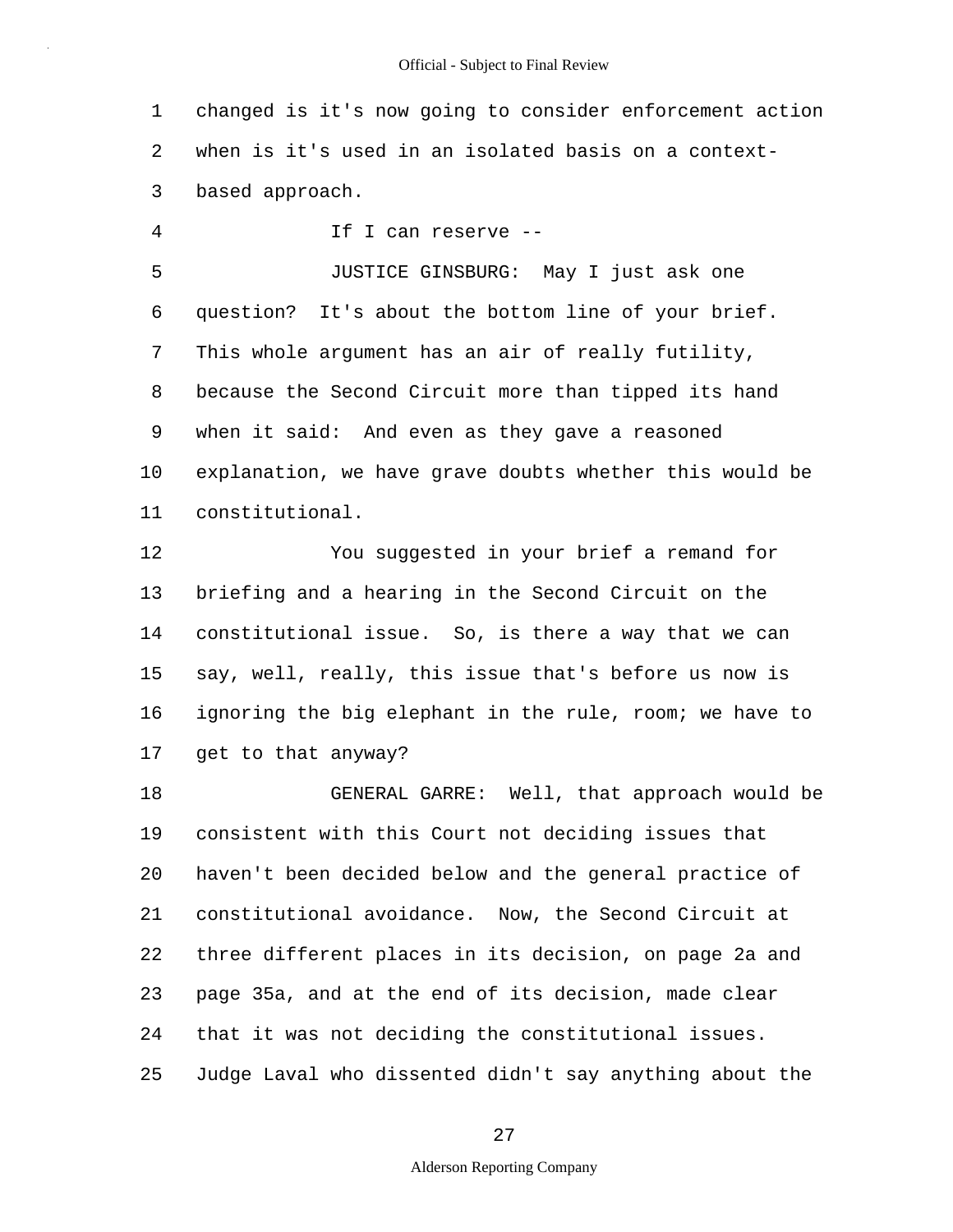changed is it's now going to consider enforcement action when is it's used in an isolated basis on a context-based approach.

If I can reserve --

JUSTICE GINSBURG: May I just ask one question? It's about the bottom line of your brief. This whole argument has an air of really futility, because the Second Circuit more than tipped its hand when it said: And even as they gave a reasoned explanation, we have grave doubts whether this would be constitutional.

You suggested in your brief a remand for briefing and a hearing in the Second Circuit on the constitutional issue. So, is there a way that we can say, well, really, this issue that's before us now is ignoring the big elephant in the rule, room; we have to get to that anyway?

GENERAL GARRE: Well, that approach would be consistent with this Court not deciding issues that haven't been decided below and the general practice of constitutional avoidance. Now, the Second Circuit at three different places in its decision, on page 2a and page 35a, and at the end of its decision, made clear that it was not deciding the constitutional issues. Judge Laval who dissented didn't say anything about the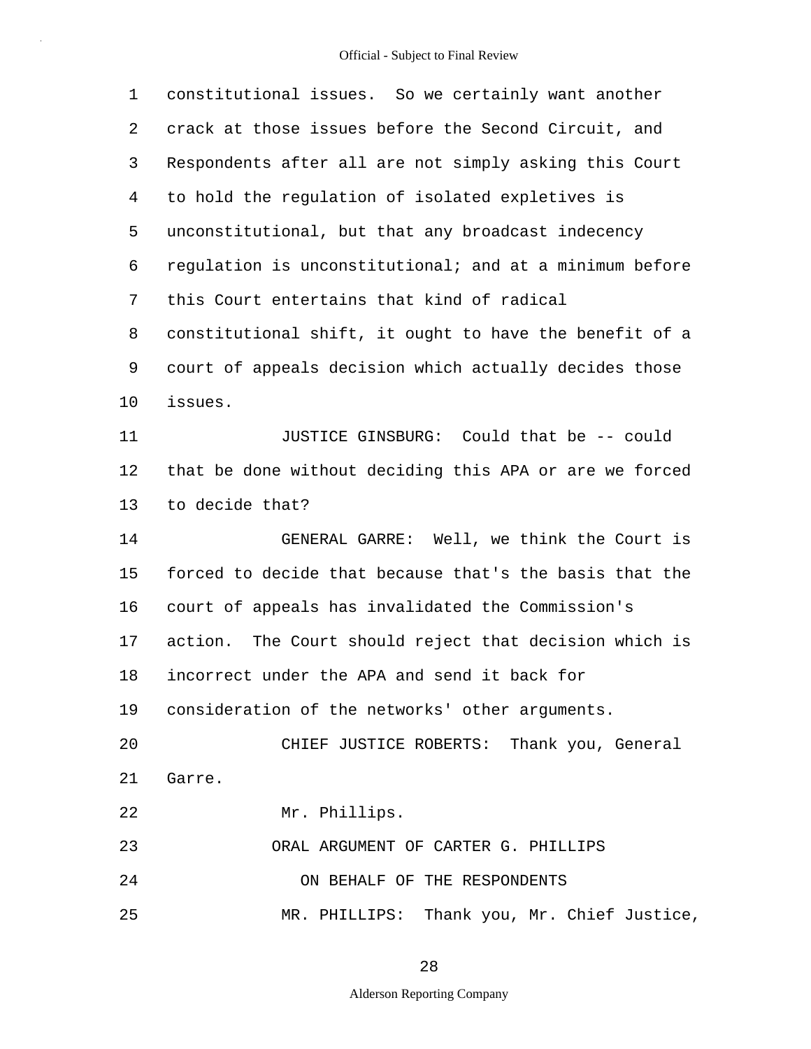constitutional issues. So we certainly want another crack at those issues before the Second Circuit, and Respondents after all are not simply asking this Court to hold the regulation of isolated expletives is unconstitutional, but that any broadcast indecency regulation is unconstitutional; and at a minimum before this Court entertains that kind of radical constitutional shift, it ought to have the benefit of a court of appeals decision which actually decides those issues.

JUSTICE GINSBURG: Could that be -- could that be done without deciding this APA or are we forced to decide that?

GENERAL GARRE: Well, we think the Court is forced to decide that because that's the basis that the court of appeals has invalidated the Commission's action. The Court should reject that decision which is incorrect under the APA and send it back for consideration of the networks' other arguments.

CHIEF JUSTICE ROBERTS: Thank you, General Garre.

Mr. Phillips.

ORAL ARGUMENT OF CARTER G. PHILLIPS

ON BEHALF OF THE RESPONDENTS

MR. PHILLIPS: Thank you, Mr. Chief Justice,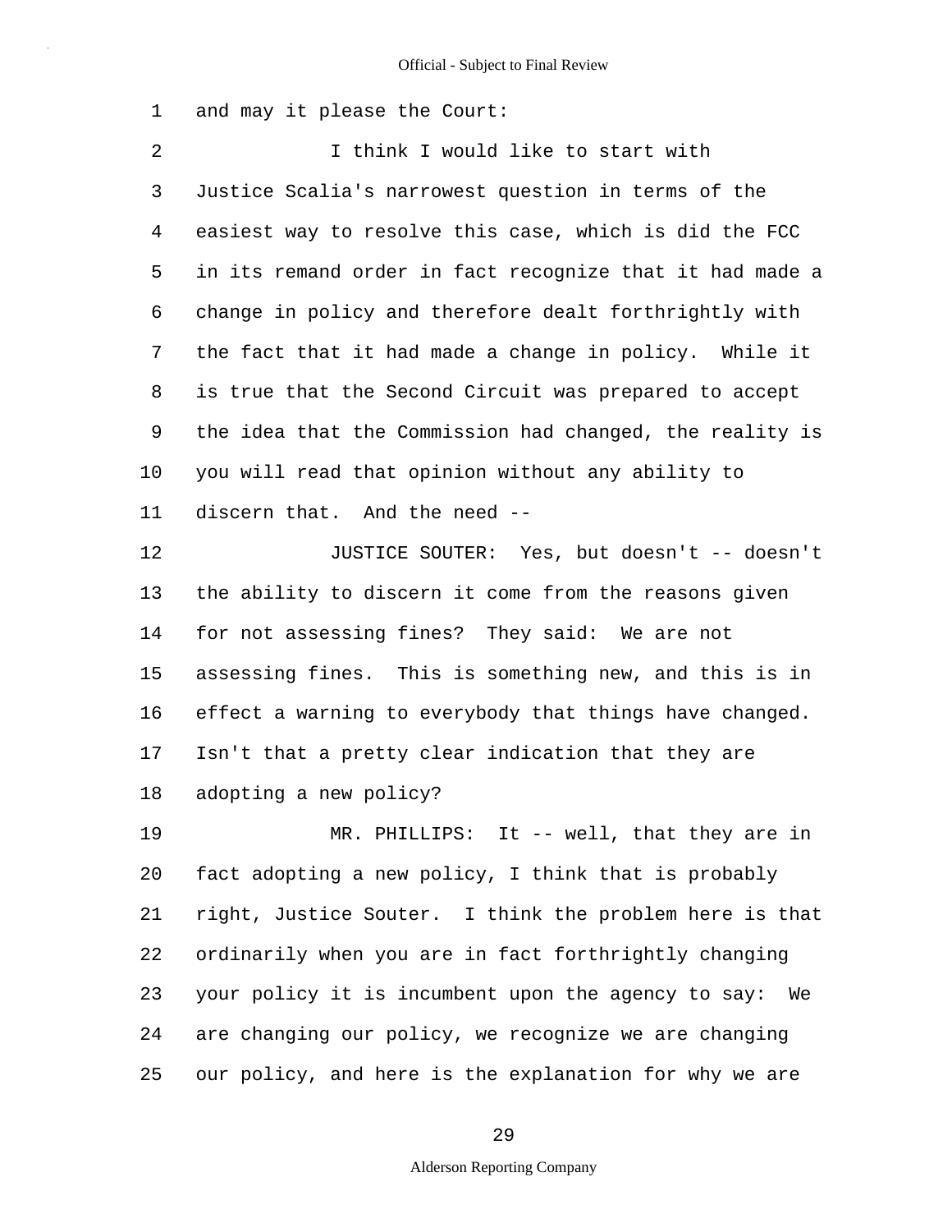and may it please the Court:

I think I would like to start with Justice Scalia's narrowest question in terms of the easiest way to resolve this case, which is did the FCC in its remand order in fact recognize that it had made a change in policy and therefore dealt forthrightly with the fact that it had made a change in policy. While it is true that the Second Circuit was prepared to accept the idea that the Commission had changed, the reality is you will read that opinion without any ability to discern that. And the need --

JUSTICE SOUTER: Yes, but doesn't -- doesn't the ability to discern it come from the reasons given for not assessing fines? They said: We are not assessing fines. This is something new, and this is in effect a warning to everybody that things have changed. Isn't that a pretty clear indication that they are adopting a new policy?

MR. PHILLIPS: It -- well, that they are in fact adopting a new policy, I think that is probably right, Justice Souter. I think the problem here is that ordinarily when you are in fact forthrightly changing your policy it is incumbent upon the agency to say: We are changing our policy, we recognize we are changing our policy, and here is the explanation for why we are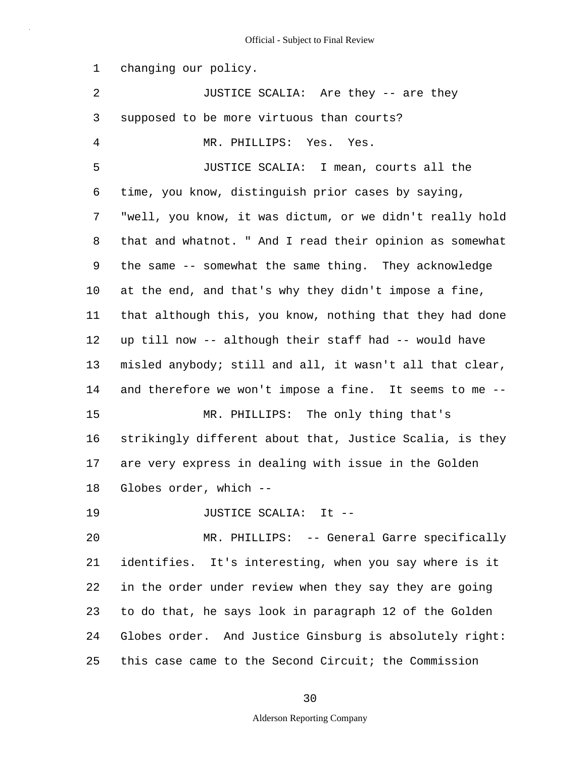changing our policy.

JUSTICE SCALIA: Are they -- are they supposed to be more virtuous than courts?

MR. PHILLIPS: Yes. Yes.

JUSTICE SCALIA: I mean, courts all the time, you know, distinguish prior cases by saying, "well, you know, it was dictum, or we didn't really hold that and whatnot. " And I read their opinion as somewhat the same -- somewhat the same thing. They acknowledge at the end, and that's why they didn't impose a fine, that although this, you know, nothing that they had done up till now -- although their staff had -- would have misled anybody; still and all, it wasn't all that clear, and therefore we won't impose a fine. It seems to me --

MR. PHILLIPS: The only thing that's strikingly different about that, Justice Scalia, is they are very express in dealing with issue in the Golden Globes order, which --

JUSTICE SCALIA: It --

MR. PHILLIPS: -- General Garre specifically identifies. It's interesting, when you say where is it in the order under review when they say they are going to do that, he says look in paragraph 12 of the Golden Globes order. And Justice Ginsburg is absolutely right: this case came to the Second Circuit; the Commission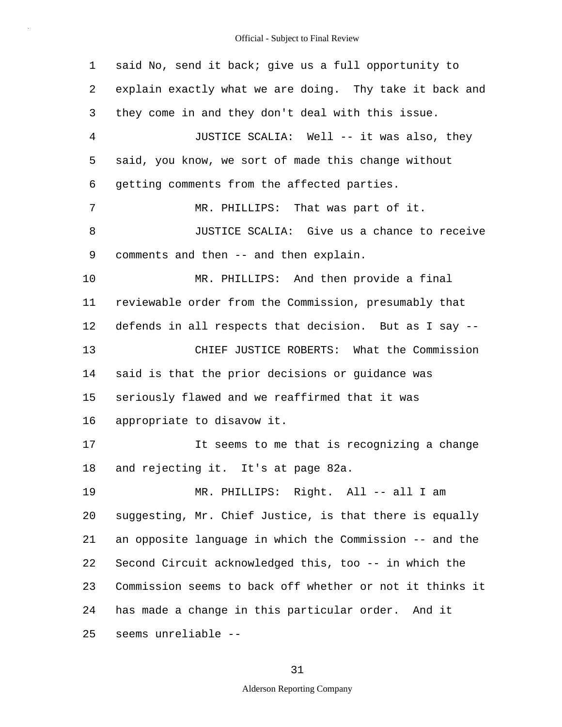said No, send it back; give us a full opportunity to explain exactly what we are doing. Thy take it back and they come in and they don't deal with this issue.

JUSTICE SCALIA: Well -- it was also, they said, you know, we sort of made this change without getting comments from the affected parties.

MR. PHILLIPS: That was part of it.

JUSTICE SCALIA: Give us a chance to receive comments and then -- and then explain.

MR. PHILLIPS: And then provide a final reviewable order from the Commission, presumably that defends in all respects that decision. But as I say --

CHIEF JUSTICE ROBERTS: What the Commission said is that the prior decisions or guidance was seriously flawed and we reaffirmed that it was appropriate to disavow it.

It seems to me that is recognizing a change and rejecting it. It's at page 82a.

MR. PHILLIPS: Right. All -- all I am suggesting, Mr. Chief Justice, is that there is equally an opposite language in which the Commission -- and the Second Circuit acknowledged this, too -- in which the Commission seems to back off whether or not it thinks it has made a change in this particular order. And it seems unreliable --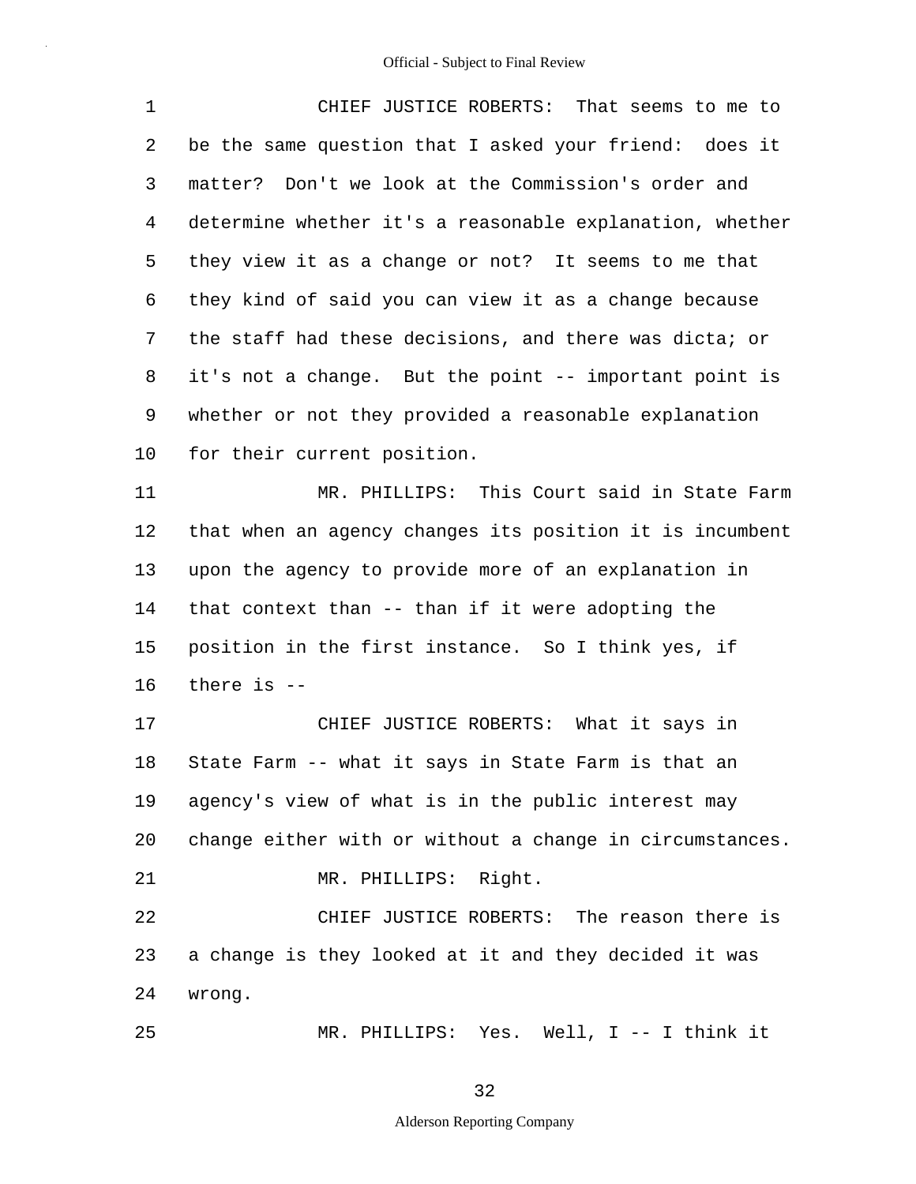CHIEF JUSTICE ROBERTS: That seems to me to be the same question that I asked your friend: does it matter? Don't we look at the Commission's order and determine whether it's a reasonable explanation, whether they view it as a change or not? It seems to me that they kind of said you can view it as a change because the staff had these decisions, and there was dicta; or it's not a change. But the point -- important point is whether or not they provided a reasonable explanation for their current position.

MR. PHILLIPS: This Court said in State Farm that when an agency changes its position it is incumbent upon the agency to provide more of an explanation in that context than -- than if it were adopting the position in the first instance. So I think yes, if there is --

CHIEF JUSTICE ROBERTS: What it says in State Farm -- what it says in State Farm is that an agency's view of what is in the public interest may change either with or without a change in circumstances.

MR. PHILLIPS: Right.

CHIEF JUSTICE ROBERTS: The reason there is a change is they looked at it and they decided it was wrong.

MR. PHILLIPS: Yes. Well, I -- I think it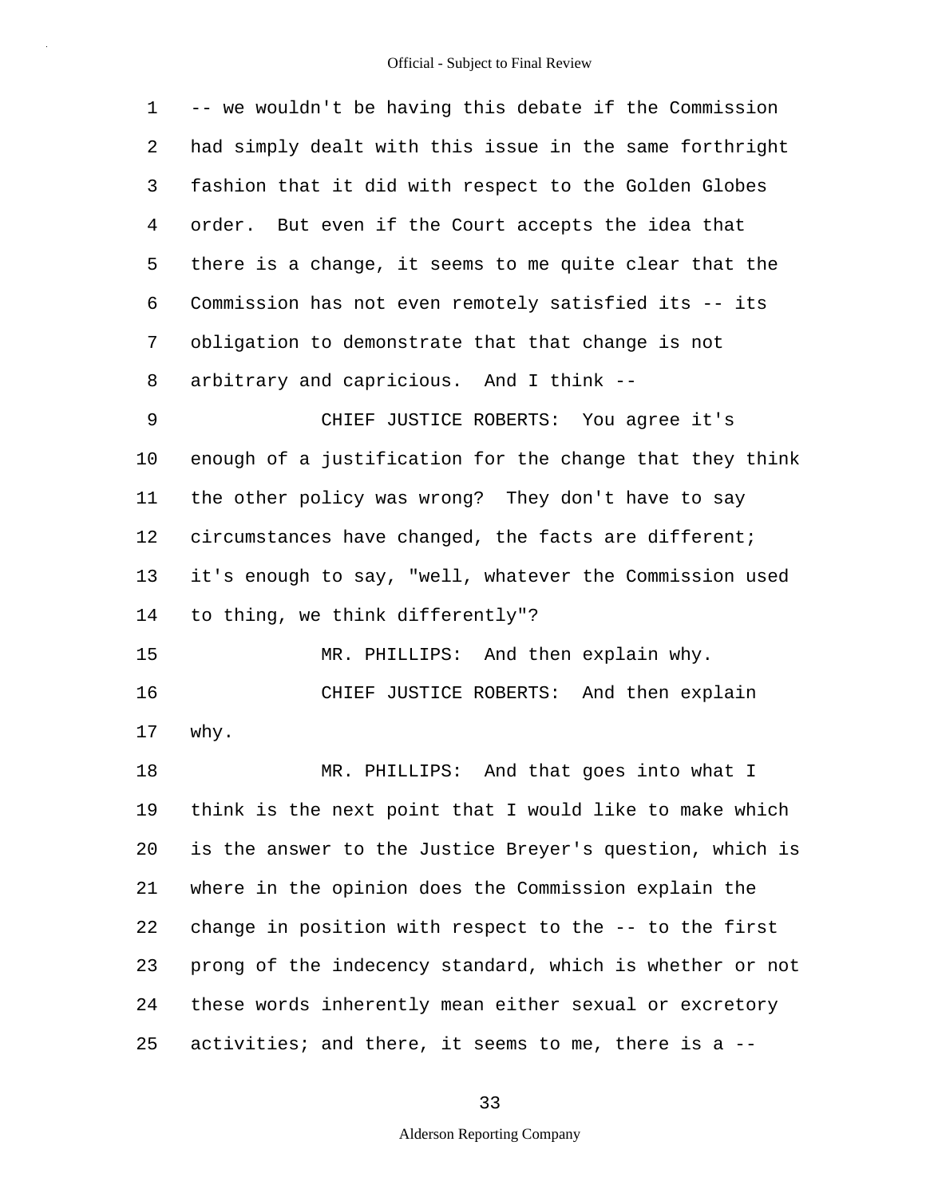-- we wouldn't be having this debate if the Commission had simply dealt with this issue in the same forthright fashion that it did with respect to the Golden Globes order. But even if the Court accepts the idea that there is a change, it seems to me quite clear that the Commission has not even remotely satisfied its -- its obligation to demonstrate that that change is not arbitrary and capricious. And I think --

CHIEF JUSTICE ROBERTS: You agree it's enough of a justification for the change that they think the other policy was wrong? They don't have to say circumstances have changed, the facts are different; it's enough to say, "well, whatever the Commission used to thing, we think differently"?

MR. PHILLIPS: And then explain why.

CHIEF JUSTICE ROBERTS: And then explain why.

MR. PHILLIPS: And that goes into what I think is the next point that I would like to make which is the answer to the Justice Breyer's question, which is where in the opinion does the Commission explain the change in position with respect to the -- to the first prong of the indecency standard, which is whether or not these words inherently mean either sexual or excretory activities; and there, it seems to me, there is a --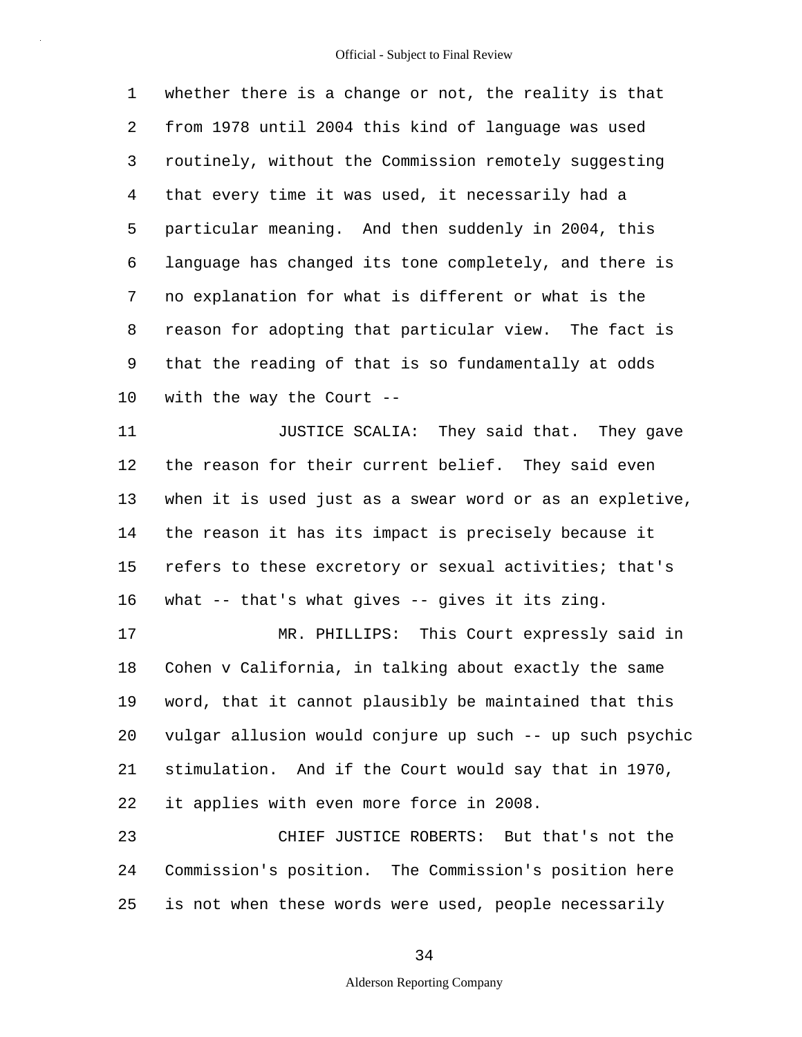1 whether there is a change or not, the reality is that
2 from 1978 until 2004 this kind of language was used
3 routinely, without the Commission remotely suggesting
4 that every time it was used, it necessarily had a
5 particular meaning. And then suddenly in 2004, this
6 language has changed its tone completely, and there is
7 no explanation for what is different or what is the
8 reason for adopting that particular view. The fact is
9 that the reading of that is so fundamentally at odds
10 with the way the Court --

11 JUSTICE SCALIA: They said that. They gave
12 the reason for their current belief. They said even
13 when it is used just as a swear word or as an expletive,
14 the reason it has its impact is precisely because it
15 refers to these excretory or sexual activities; that's
16 what -- that's what gives -- gives it its zing.

17 MR. PHILLIPS: This Court expressly said in
18 Cohen v California, in talking about exactly the same
19 word, that it cannot plausibly be maintained that this
20 vulgar allusion would conjure up such -- up such psychic
21 stimulation. And if the Court would say that in 1970,
22 it applies with even more force in 2008.

23 CHIEF JUSTICE ROBERTS: But that's not the
24 Commission's position. The Commission's position here
25 is not when these words were used, people necessarily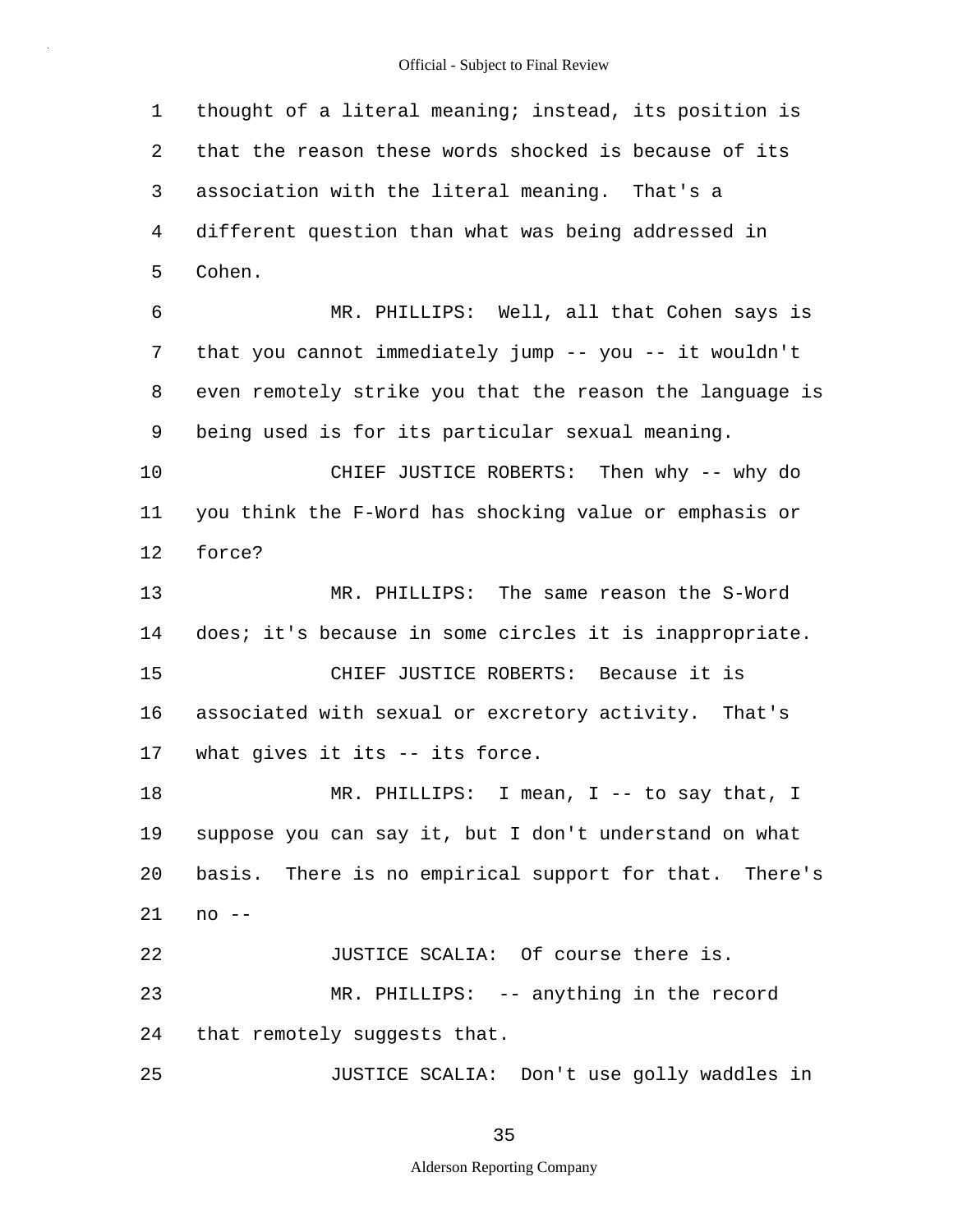1 thought of a literal meaning; instead, its position is
2 that the reason these words shocked is because of its
3 association with the literal meaning. That's a
4 different question than what was being addressed in
5 Cohen.

6 MR. PHILLIPS: Well, all that Cohen says is
7 that you cannot immediately jump -- you -- it wouldn't
8 even remotely strike you that the reason the language is
9 being used is for its particular sexual meaning.

10 CHIEF JUSTICE ROBERTS: Then why -- why do
11 you think the F-Word has shocking value or emphasis or
12 force?

13 MR. PHILLIPS: The same reason the S-Word
14 does; it's because in some circles it is inappropriate.

15 CHIEF JUSTICE ROBERTS: Because it is
16 associated with sexual or excretory activity. That's
17 what gives it its -- its force.

18 MR. PHILLIPS: I mean, I -- to say that, I
19 suppose you can say it, but I don't understand on what
20 basis. There is no empirical support for that. There's
21 no --

22 JUSTICE SCALIA: Of course there is.

23 MR. PHILLIPS: -- anything in the record
24 that remotely suggests that.

25 JUSTICE SCALIA: Don't use golly waddles in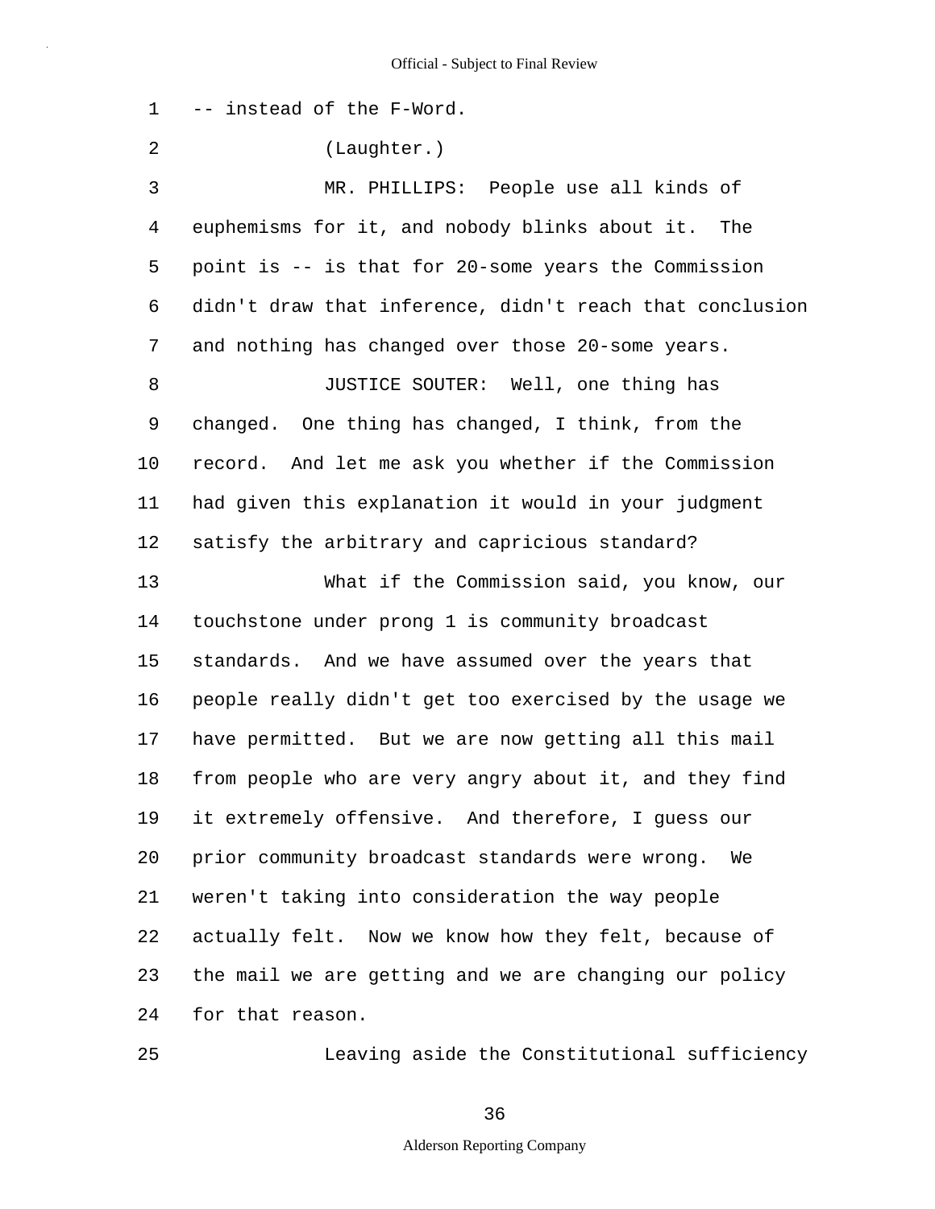-- instead of the F-Word.

(Laughter.)

MR. PHILLIPS: People use all kinds of euphemisms for it, and nobody blinks about it. The point is -- is that for 20-some years the Commission didn't draw that inference, didn't reach that conclusion and nothing has changed over those 20-some years.

JUSTICE SOUTER: Well, one thing has changed. One thing has changed, I think, from the record. And let me ask you whether if the Commission had given this explanation it would in your judgment satisfy the arbitrary and capricious standard?

What if the Commission said, you know, our touchstone under prong 1 is community broadcast standards. And we have assumed over the years that people really didn't get too exercised by the usage we have permitted. But we are now getting all this mail from people who are very angry about it, and they find it extremely offensive. And therefore, I guess our prior community broadcast standards were wrong. We weren't taking into consideration the way people actually felt. Now we know how they felt, because of the mail we are getting and we are changing our policy for that reason.

Leaving aside the Constitutional sufficiency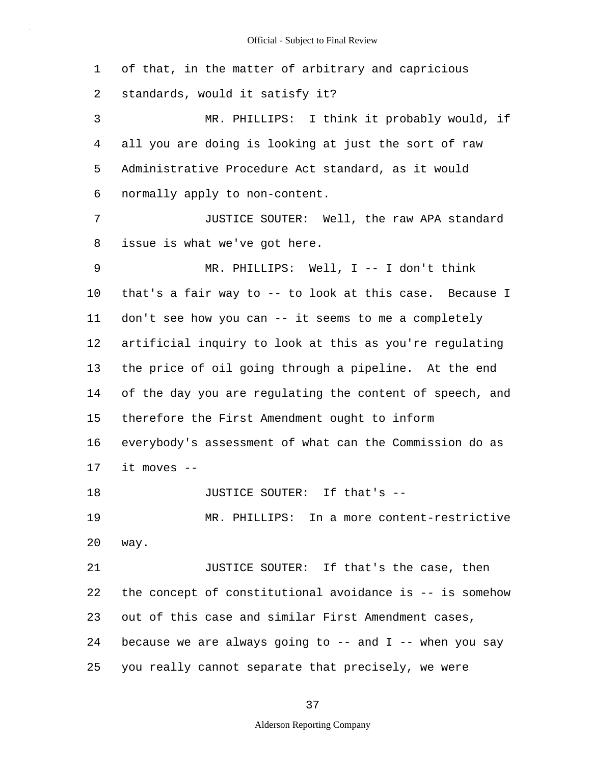of that, in the matter of arbitrary and capricious standards, would it satisfy it?

MR. PHILLIPS: I think it probably would, if all you are doing is looking at just the sort of raw Administrative Procedure Act standard, as it would normally apply to non-content.

JUSTICE SOUTER: Well, the raw APA standard issue is what we've got here.

MR. PHILLIPS: Well, I -- I don't think that's a fair way to -- to look at this case. Because I don't see how you can -- it seems to me a completely artificial inquiry to look at this as you're regulating the price of oil going through a pipeline. At the end of the day you are regulating the content of speech, and therefore the First Amendment ought to inform everybody's assessment of what can the Commission do as it moves --

JUSTICE SOUTER: If that's --

MR. PHILLIPS: In a more content-restrictive way.

JUSTICE SOUTER: If that's the case, then the concept of constitutional avoidance is -- is somehow out of this case and similar First Amendment cases, because we are always going to -- and I -- when you say you really cannot separate that precisely, we were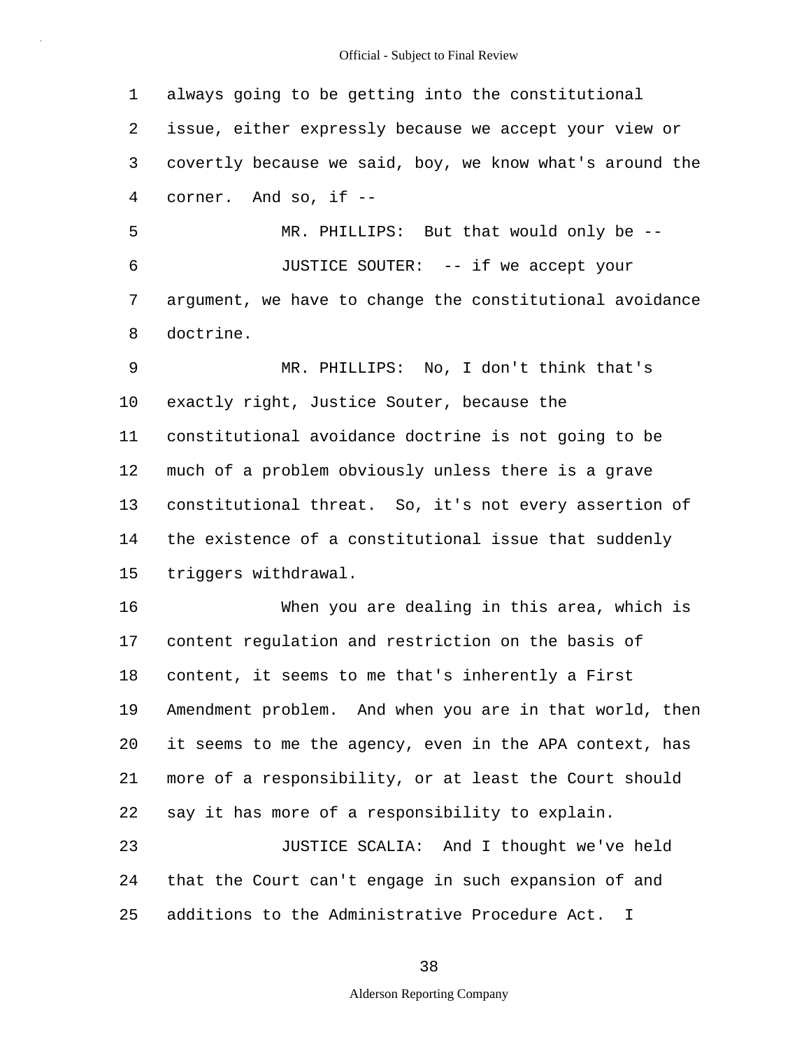always going to be getting into the constitutional issue, either expressly because we accept your view or covertly because we said, boy, we know what's around the corner. And so, if --

MR. PHILLIPS: But that would only be --

JUSTICE SOUTER: -- if we accept your argument, we have to change the constitutional avoidance doctrine.

MR. PHILLIPS: No, I don't think that's exactly right, Justice Souter, because the constitutional avoidance doctrine is not going to be much of a problem obviously unless there is a grave constitutional threat. So, it's not every assertion of the existence of a constitutional issue that suddenly triggers withdrawal.

When you are dealing in this area, which is content regulation and restriction on the basis of content, it seems to me that's inherently a First Amendment problem. And when you are in that world, then it seems to me the agency, even in the APA context, has more of a responsibility, or at least the Court should say it has more of a responsibility to explain.

JUSTICE SCALIA: And I thought we've held that the Court can't engage in such expansion of and additions to the Administrative Procedure Act. I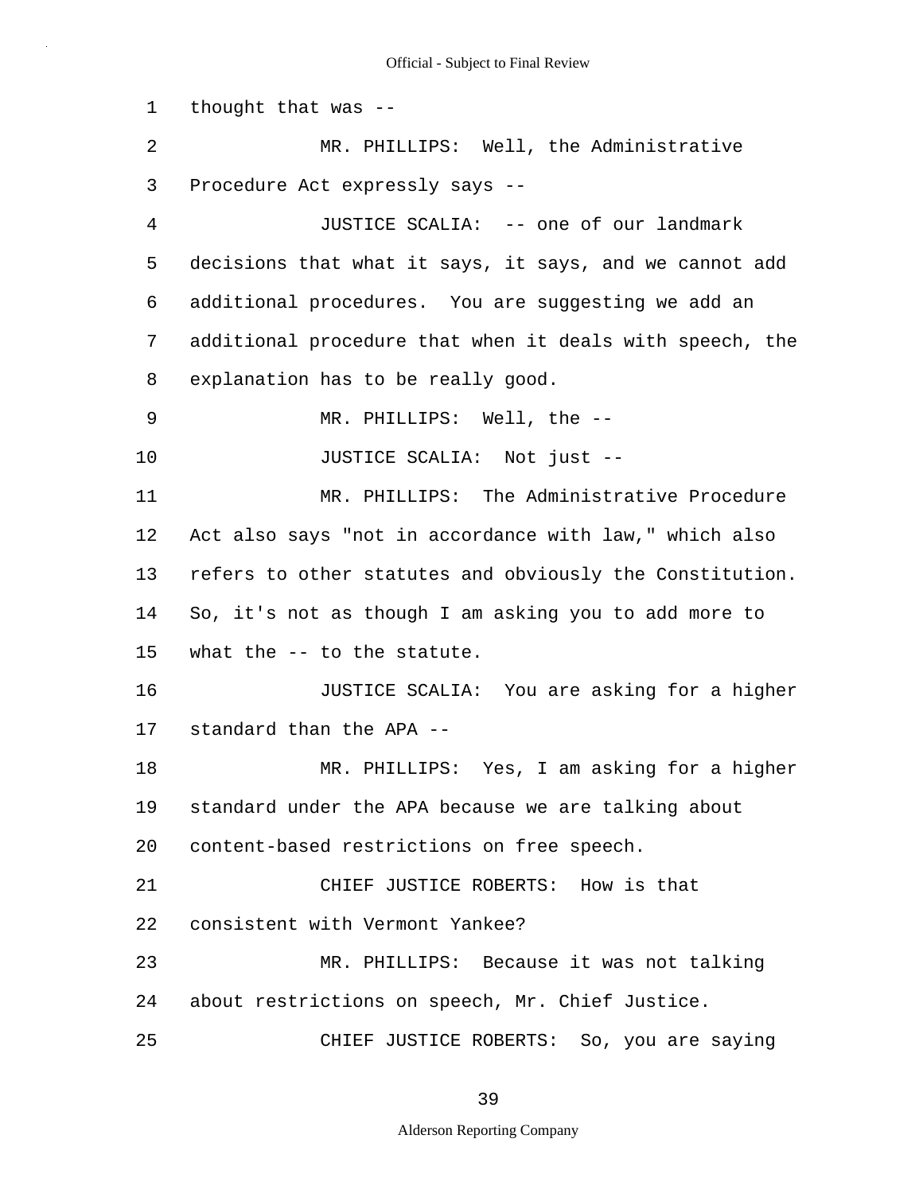thought that was --

MR. PHILLIPS: Well, the Administrative Procedure Act expressly says --

JUSTICE SCALIA: -- one of our landmark decisions that what it says, it says, and we cannot add additional procedures. You are suggesting we add an additional procedure that when it deals with speech, the explanation has to be really good.

MR. PHILLIPS: Well, the --

JUSTICE SCALIA: Not just --

MR. PHILLIPS: The Administrative Procedure Act also says "not in accordance with law," which also refers to other statutes and obviously the Constitution. So, it's not as though I am asking you to add more to what the -- to the statute.

JUSTICE SCALIA: You are asking for a higher standard than the APA --

MR. PHILLIPS: Yes, I am asking for a higher standard under the APA because we are talking about content-based restrictions on free speech.

CHIEF JUSTICE ROBERTS: How is that consistent with Vermont Yankee?

MR. PHILLIPS: Because it was not talking about restrictions on speech, Mr. Chief Justice.

CHIEF JUSTICE ROBERTS: So, you are saying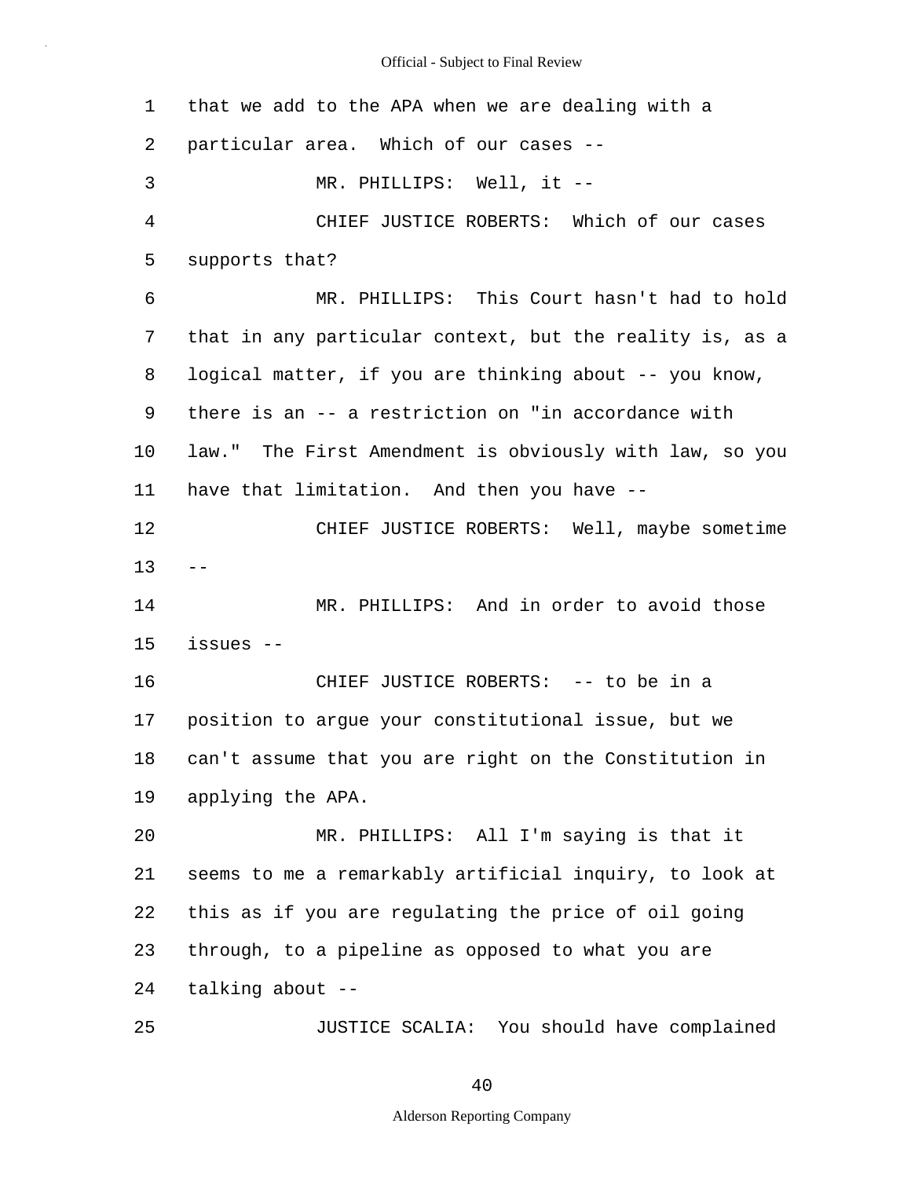that we add to the APA when we are dealing with a particular area. Which of our cases --

MR. PHILLIPS: Well, it --

CHIEF JUSTICE ROBERTS: Which of our cases supports that?

MR. PHILLIPS: This Court hasn't had to hold that in any particular context, but the reality is, as a logical matter, if you are thinking about -- you know, there is an -- a restriction on "in accordance with law." The First Amendment is obviously with law, so you have that limitation. And then you have --

CHIEF JUSTICE ROBERTS: Well, maybe sometime --

MR. PHILLIPS: And in order to avoid those issues --

CHIEF JUSTICE ROBERTS: -- to be in a position to argue your constitutional issue, but we can't assume that you are right on the Constitution in applying the APA.

MR. PHILLIPS: All I'm saying is that it seems to me a remarkably artificial inquiry, to look at this as if you are regulating the price of oil going through, to a pipeline as opposed to what you are talking about --

JUSTICE SCALIA: You should have complained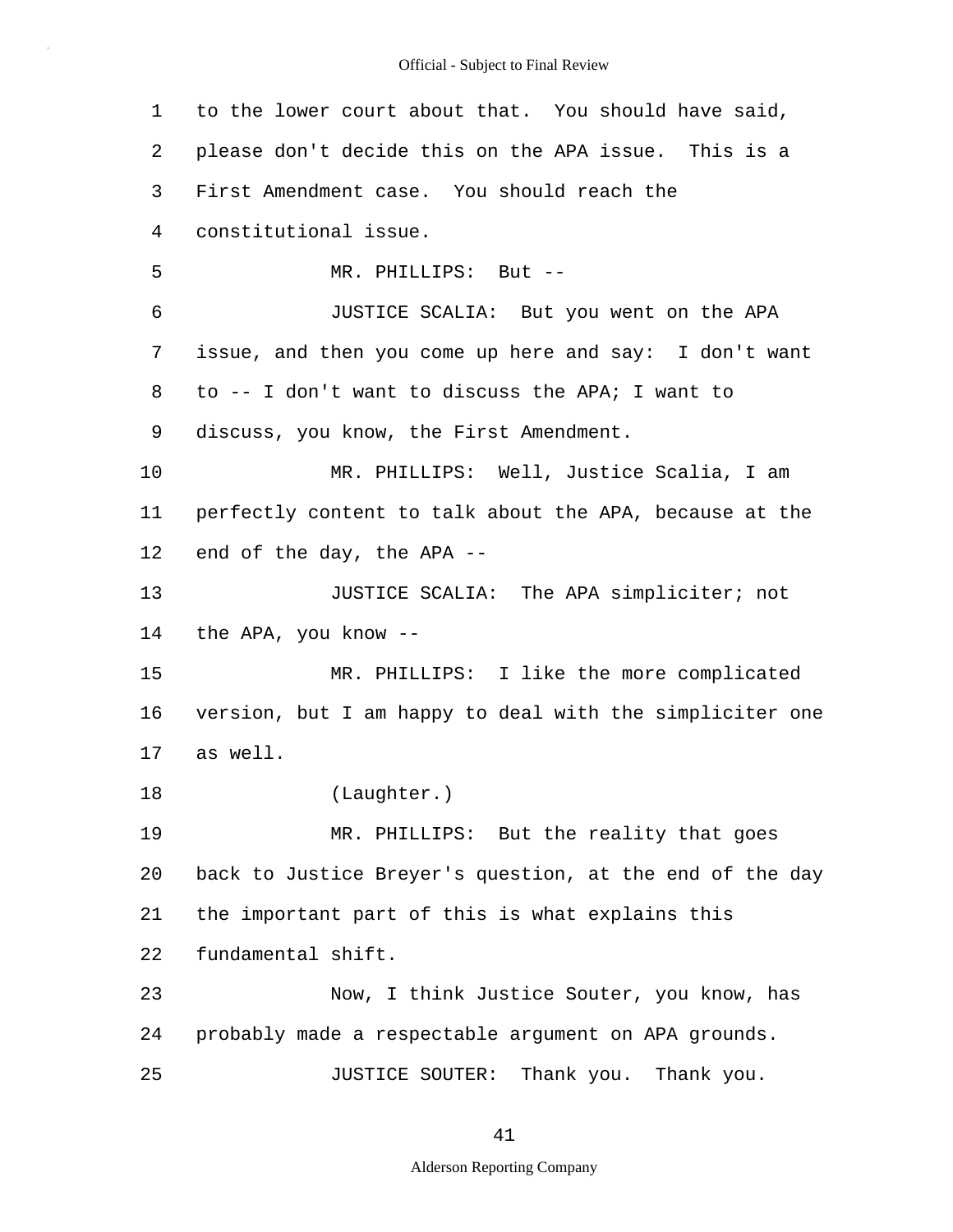to the lower court about that. You should have said, please don't decide this on the APA issue. This is a First Amendment case. You should reach the constitutional issue.

MR. PHILLIPS: But --

JUSTICE SCALIA: But you went on the APA issue, and then you come up here and say: I don't want to -- I don't want to discuss the APA; I want to discuss, you know, the First Amendment.

MR. PHILLIPS: Well, Justice Scalia, I am perfectly content to talk about the APA, because at the end of the day, the APA --

JUSTICE SCALIA: The APA simpliciter; not the APA, you know --

MR. PHILLIPS: I like the more complicated version, but I am happy to deal with the simpliciter one as well.

(Laughter.)

MR. PHILLIPS: But the reality that goes back to Justice Breyer's question, at the end of the day the important part of this is what explains this fundamental shift.

Now, I think Justice Souter, you know, has probably made a respectable argument on APA grounds.

JUSTICE SOUTER: Thank you. Thank you.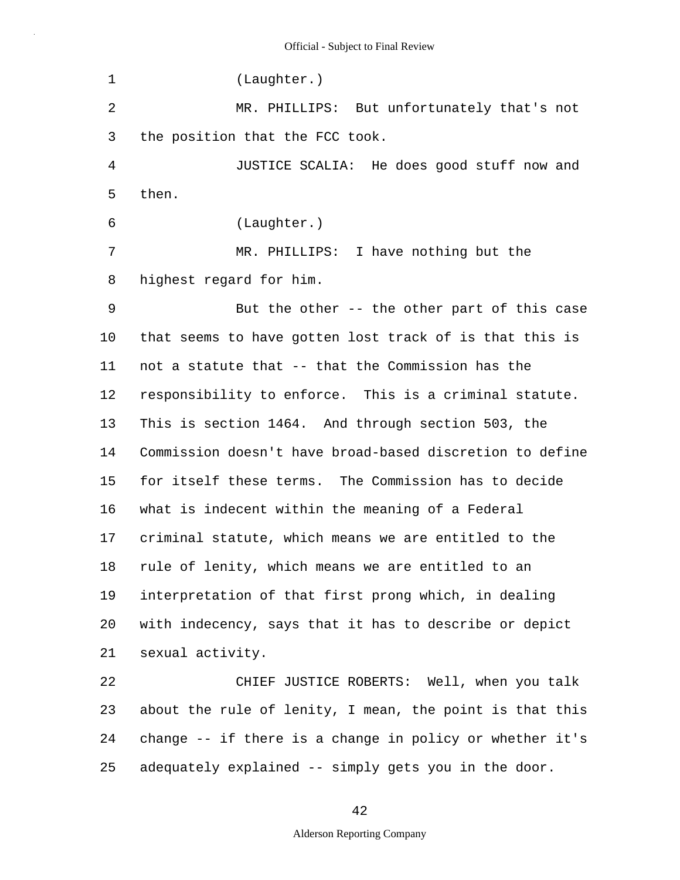(Laughter.)

MR. PHILLIPS: But unfortunately that's not the position that the FCC took.

JUSTICE SCALIA: He does good stuff now and then.

(Laughter.)

MR. PHILLIPS: I have nothing but the highest regard for him.

But the other -- the other part of this case that seems to have gotten lost track of is that this is not a statute that -- that the Commission has the responsibility to enforce. This is a criminal statute. This is section 1464. And through section 503, the Commission doesn't have broad-based discretion to define for itself these terms. The Commission has to decide what is indecent within the meaning of a Federal criminal statute, which means we are entitled to the rule of lenity, which means we are entitled to an interpretation of that first prong which, in dealing with indecency, says that it has to describe or depict sexual activity.

CHIEF JUSTICE ROBERTS: Well, when you talk about the rule of lenity, I mean, the point is that this change -- if there is a change in policy or whether it's adequately explained -- simply gets you in the door.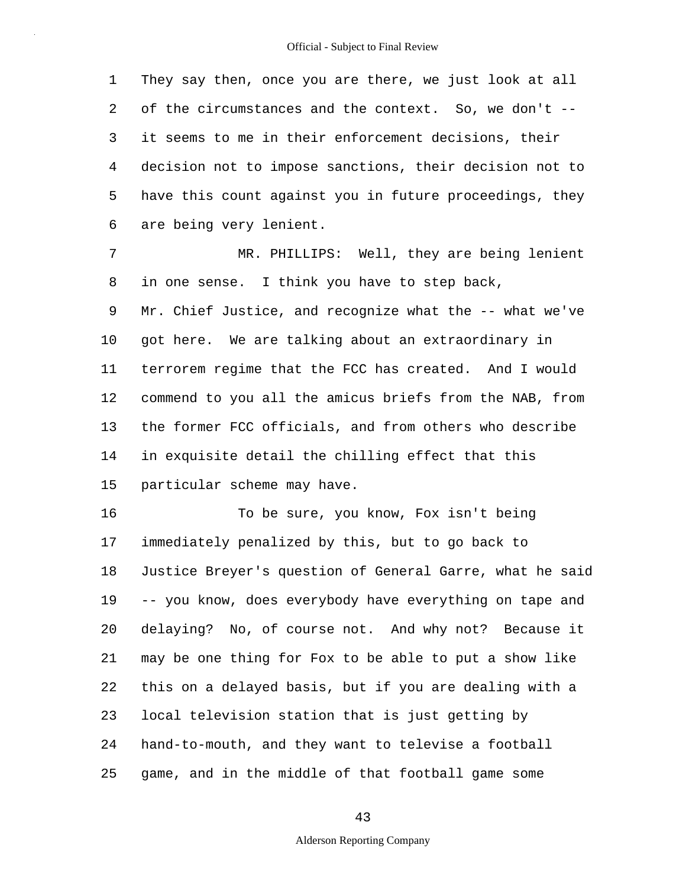They say then, once you are there, we just look at all of the circumstances and the context. So, we don't -- it seems to me in their enforcement decisions, their decision not to impose sanctions, their decision not to have this count against you in future proceedings, they are being very lenient.

MR. PHILLIPS: Well, they are being lenient in one sense. I think you have to step back, Mr. Chief Justice, and recognize what the -- what we've got here. We are talking about an extraordinary in terrorem regime that the FCC has created. And I would commend to you all the amicus briefs from the NAB, from the former FCC officials, and from others who describe in exquisite detail the chilling effect that this particular scheme may have.

To be sure, you know, Fox isn't being immediately penalized by this, but to go back to Justice Breyer's question of General Garre, what he said -- you know, does everybody have everything on tape and delaying? No, of course not. And why not? Because it may be one thing for Fox to be able to put a show like this on a delayed basis, but if you are dealing with a local television station that is just getting by hand-to-mouth, and they want to televise a football game, and in the middle of that football game some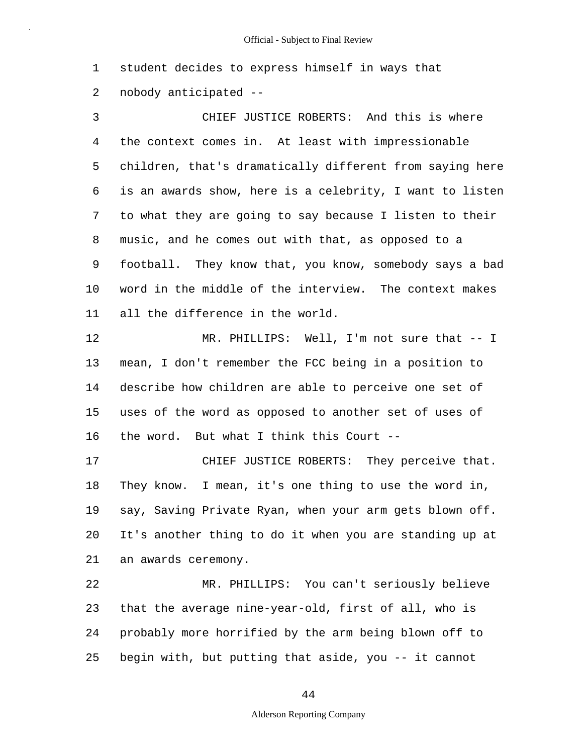student decides to express himself in ways that nobody anticipated --

CHIEF JUSTICE ROBERTS: And this is where the context comes in. At least with impressionable children, that's dramatically different from saying here is an awards show, here is a celebrity, I want to listen to what they are going to say because I listen to their music, and he comes out with that, as opposed to a football. They know that, you know, somebody says a bad word in the middle of the interview. The context makes all the difference in the world.

MR. PHILLIPS: Well, I'm not sure that -- I mean, I don't remember the FCC being in a position to describe how children are able to perceive one set of uses of the word as opposed to another set of uses of the word. But what I think this Court --

CHIEF JUSTICE ROBERTS: They perceive that. They know. I mean, it's one thing to use the word in, say, Saving Private Ryan, when your arm gets blown off. It's another thing to do it when you are standing up at an awards ceremony.

MR. PHILLIPS: You can't seriously believe that the average nine-year-old, first of all, who is probably more horrified by the arm being blown off to begin with, but putting that aside, you -- it cannot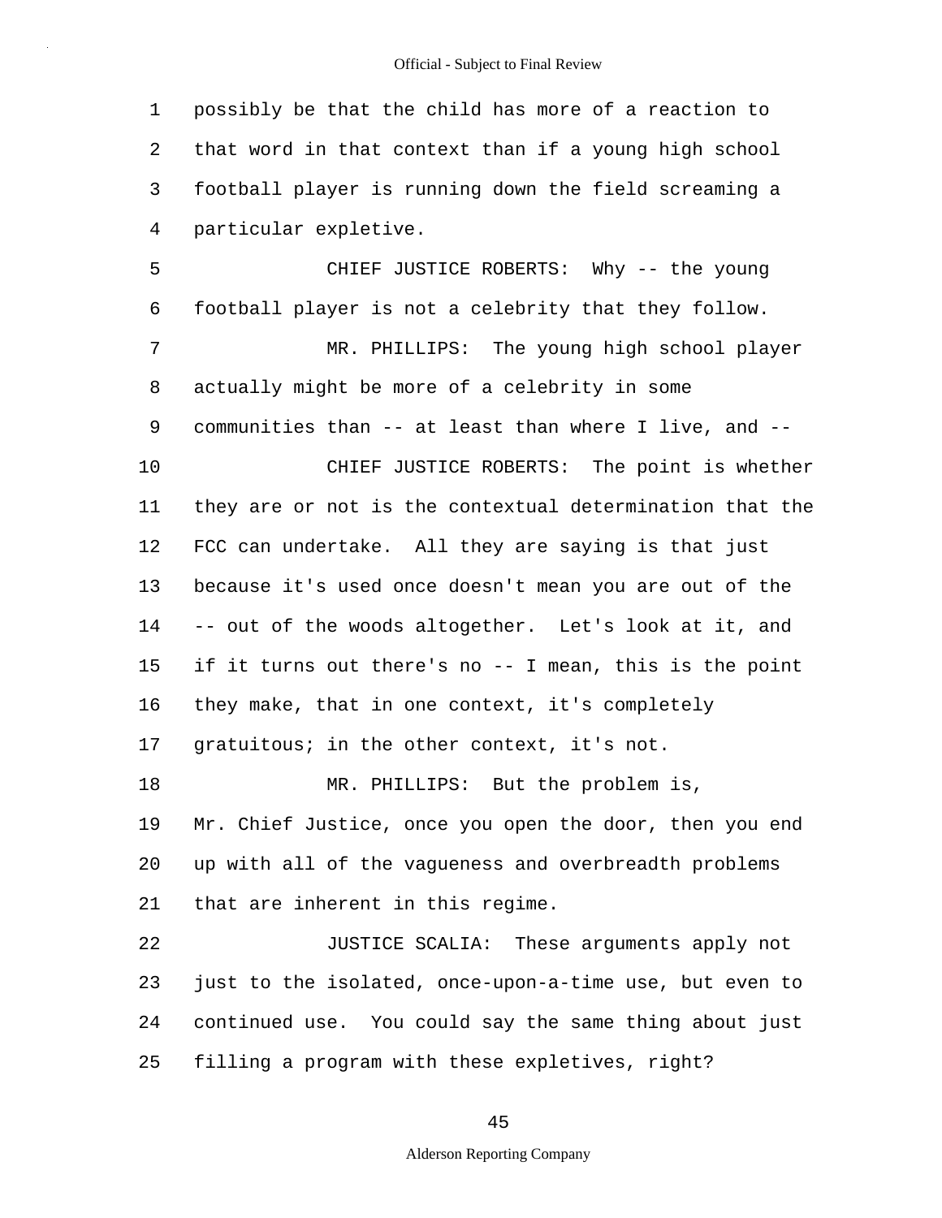possibly be that the child has more of a reaction to that word in that context than if a young high school football player is running down the field screaming a particular expletive.

CHIEF JUSTICE ROBERTS: Why -- the young football player is not a celebrity that they follow.

MR. PHILLIPS: The young high school player actually might be more of a celebrity in some communities than -- at least than where I live, and --

CHIEF JUSTICE ROBERTS: The point is whether they are or not is the contextual determination that the FCC can undertake. All they are saying is that just because it's used once doesn't mean you are out of the -- out of the woods altogether. Let's look at it, and if it turns out there's no -- I mean, this is the point they make, that in one context, it's completely gratuitous; in the other context, it's not.

MR. PHILLIPS: But the problem is, Mr. Chief Justice, once you open the door, then you end up with all of the vagueness and overbreadth problems that are inherent in this regime.

JUSTICE SCALIA: These arguments apply not just to the isolated, once-upon-a-time use, but even to continued use. You could say the same thing about just filling a program with these expletives, right?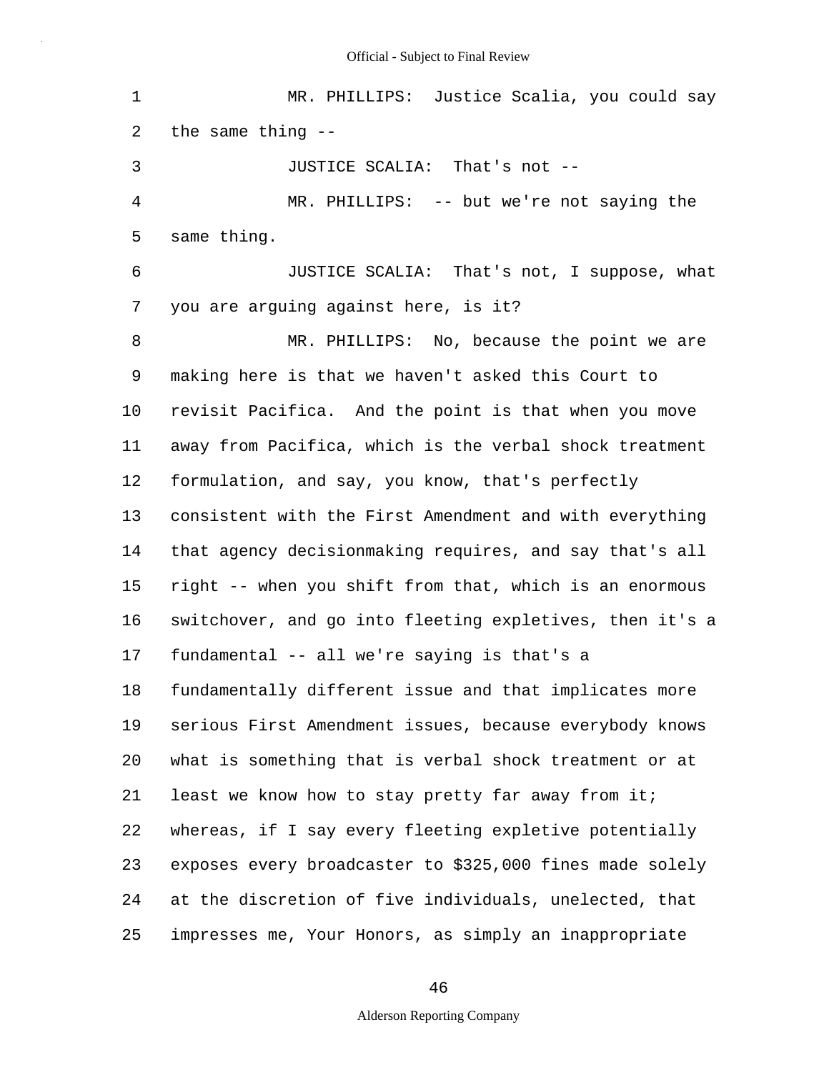MR. PHILLIPS: Justice Scalia, you could say the same thing --

JUSTICE SCALIA: That's not --

MR. PHILLIPS: -- but we're not saying the same thing.

JUSTICE SCALIA: That's not, I suppose, what you are arguing against here, is it?

MR. PHILLIPS: No, because the point we are making here is that we haven't asked this Court to revisit Pacifica. And the point is that when you move away from Pacifica, which is the verbal shock treatment formulation, and say, you know, that's perfectly consistent with the First Amendment and with everything that agency decisionmaking requires, and say that's all right -- when you shift from that, which is an enormous switchover, and go into fleeting expletives, then it's a fundamental -- all we're saying is that's a fundamentally different issue and that implicates more serious First Amendment issues, because everybody knows what is something that is verbal shock treatment or at least we know how to stay pretty far away from it; whereas, if I say every fleeting expletive potentially exposes every broadcaster to $325,000 fines made solely at the discretion of five individuals, unelected, that impresses me, Your Honors, as simply an inappropriate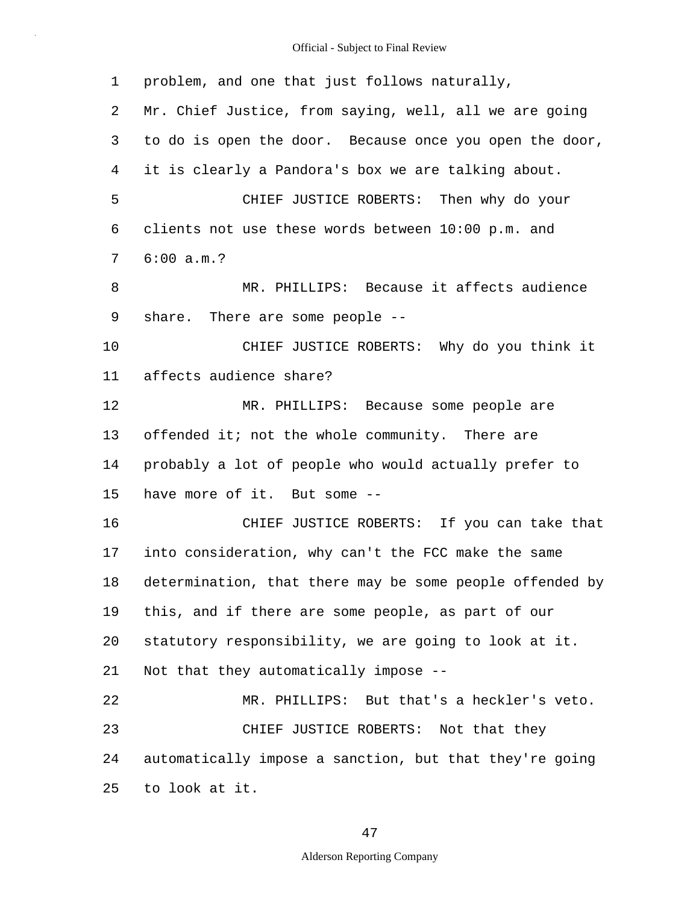1 problem, and one that just follows naturally,

2 Mr. Chief Justice, from saying, well, all we are going

3 to do is open the door. Because once you open the door,

4 it is clearly a Pandora's box we are talking about.

5 CHIEF JUSTICE ROBERTS: Then why do your

6 clients not use these words between 10:00 p.m. and

7 6:00 a.m.?

8 MR. PHILLIPS: Because it affects audience

9 share. There are some people --

10 CHIEF JUSTICE ROBERTS: Why do you think it

11 affects audience share?

12 MR. PHILLIPS: Because some people are

13 offended it; not the whole community. There are

14 probably a lot of people who would actually prefer to

15 have more of it. But some --

16 CHIEF JUSTICE ROBERTS: If you can take that

17 into consideration, why can't the FCC make the same

18 determination, that there may be some people offended by

19 this, and if there are some people, as part of our

20 statutory responsibility, we are going to look at it.

21 Not that they automatically impose --

22 MR. PHILLIPS: But that's a heckler's veto.

23 CHIEF JUSTICE ROBERTS: Not that they

24 automatically impose a sanction, but that they're going

25 to look at it.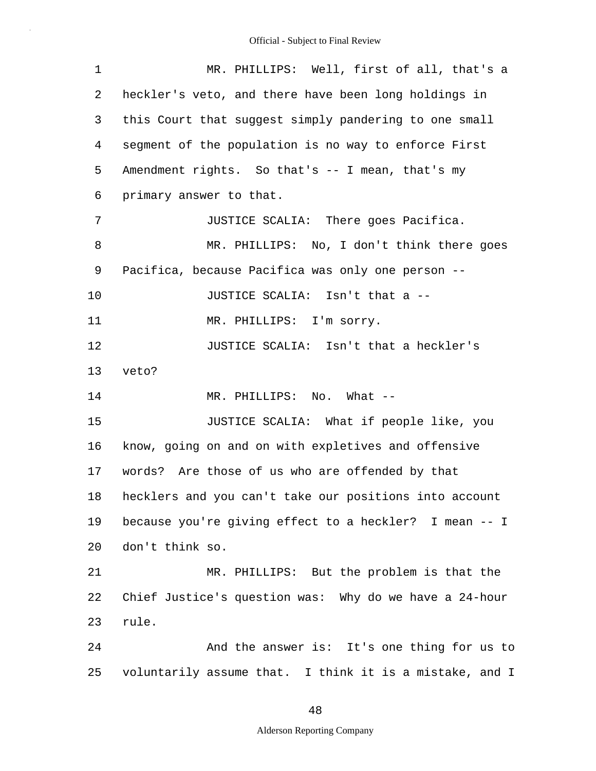MR. PHILLIPS: Well, first of all, that's a heckler's veto, and there have been long holdings in this Court that suggest simply pandering to one small segment of the population is no way to enforce First Amendment rights. So that's -- I mean, that's my primary answer to that.

JUSTICE SCALIA: There goes Pacifica.

MR. PHILLIPS: No, I don't think there goes Pacifica, because Pacifica was only one person --

JUSTICE SCALIA: Isn't that a --

MR. PHILLIPS: I'm sorry.

JUSTICE SCALIA: Isn't that a heckler's veto?

MR. PHILLIPS: No. What --

JUSTICE SCALIA: What if people like, you know, going on and on with expletives and offensive words? Are those of us who are offended by that hecklers and you can't take our positions into account because you're giving effect to a heckler? I mean -- I don't think so.

MR. PHILLIPS: But the problem is that the Chief Justice's question was: Why do we have a 24-hour rule.

And the answer is: It's one thing for us to voluntarily assume that. I think it is a mistake, and I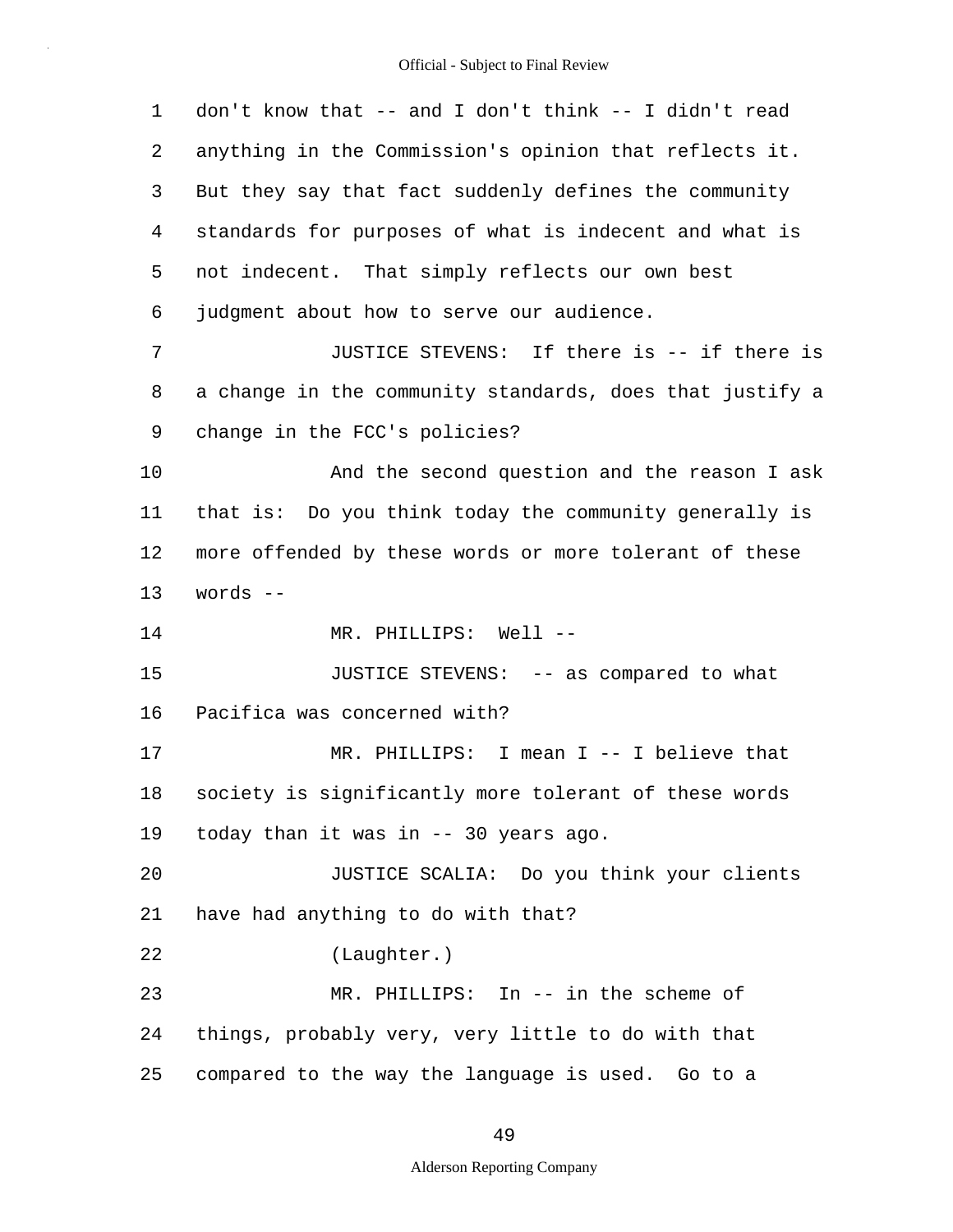1 don't know that -- and I don't think -- I didn't read
2 anything in the Commission's opinion that reflects it.
3 But they say that fact suddenly defines the community
4 standards for purposes of what is indecent and what is
5 not indecent. That simply reflects our own best
6 judgment about how to serve our audience.

7 JUSTICE STEVENS: If there is -- if there is
8 a change in the community standards, does that justify a
9 change in the FCC's policies?

10 And the second question and the reason I ask
11 that is: Do you think today the community generally is
12 more offended by these words or more tolerant of these
13 words --

14 MR. PHILLIPS: Well --

15 JUSTICE STEVENS: -- as compared to what
16 Pacifica was concerned with?

17 MR. PHILLIPS: I mean I -- I believe that
18 society is significantly more tolerant of these words
19 today than it was in -- 30 years ago.

20 JUSTICE SCALIA: Do you think your clients
21 have had anything to do with that?

22 (Laughter.)

23 MR. PHILLIPS: In -- in the scheme of
24 things, probably very, very little to do with that
25 compared to the way the language is used. Go to a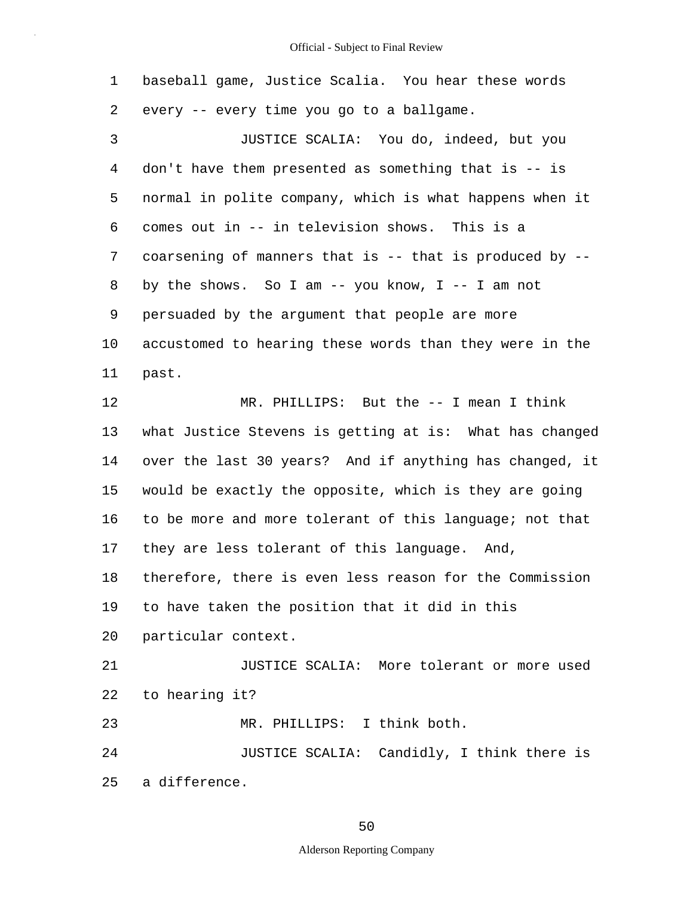baseball game, Justice Scalia. You hear these words every -- every time you go to a ballgame.

JUSTICE SCALIA: You do, indeed, but you don't have them presented as something that is -- is normal in polite company, which is what happens when it comes out in -- in television shows. This is a coarsening of manners that is -- that is produced by -- by the shows. So I am -- you know, I -- I am not persuaded by the argument that people are more accustomed to hearing these words than they were in the past.

MR. PHILLIPS: But the -- I mean I think what Justice Stevens is getting at is: What has changed over the last 30 years? And if anything has changed, it would be exactly the opposite, which is they are going to be more and more tolerant of this language; not that they are less tolerant of this language. And, therefore, there is even less reason for the Commission to have taken the position that it did in this particular context.

JUSTICE SCALIA: More tolerant or more used to hearing it?

MR. PHILLIPS: I think both.

JUSTICE SCALIA: Candidly, I think there is a difference.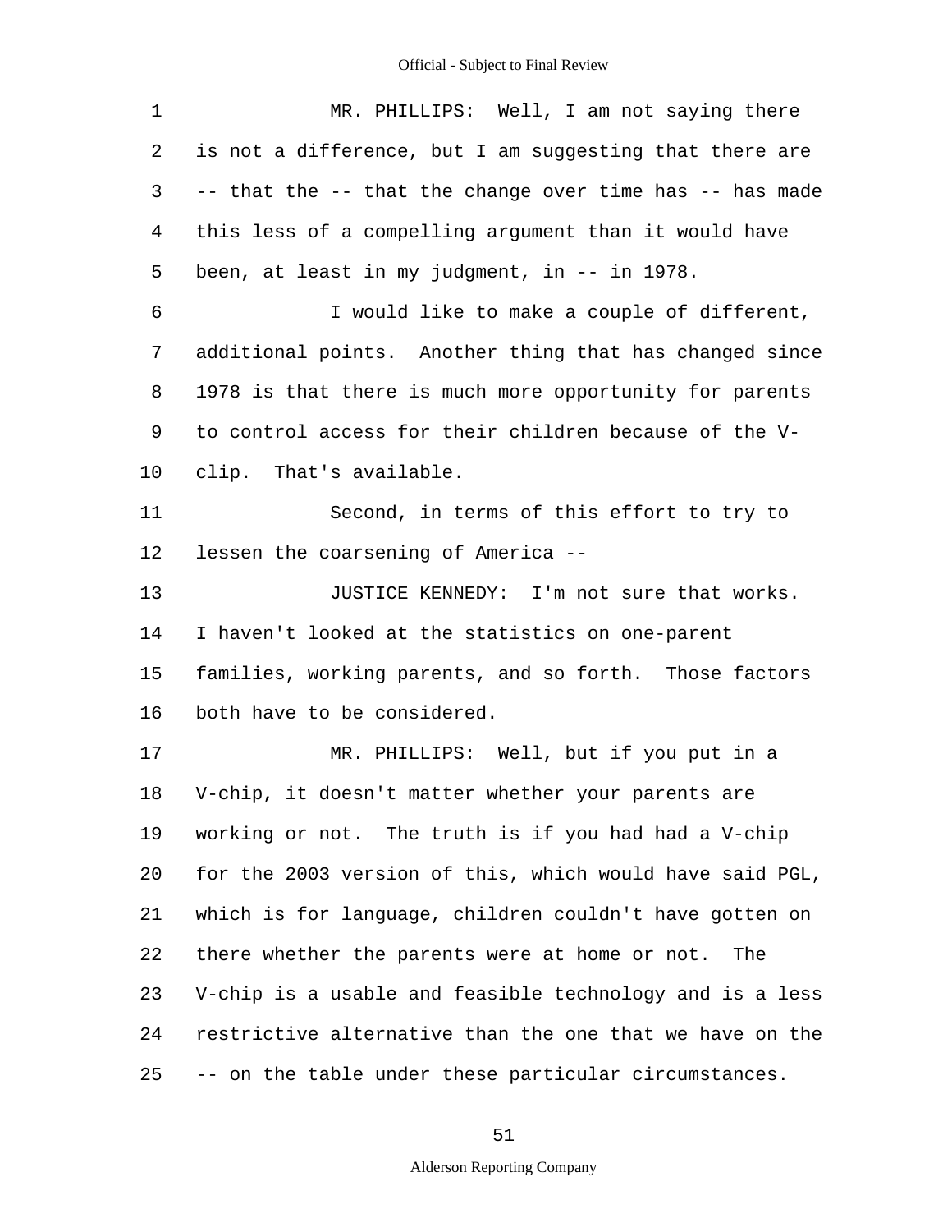MR. PHILLIPS: Well, I am not saying there is not a difference, but I am suggesting that there are -- that the -- that the change over time has -- has made this less of a compelling argument than it would have been, at least in my judgment, in -- in 1978.

I would like to make a couple of different, additional points. Another thing that has changed since 1978 is that there is much more opportunity for parents to control access for their children because of the V-clip. That's available.

Second, in terms of this effort to try to lessen the coarsening of America --

JUSTICE KENNEDY: I'm not sure that works. I haven't looked at the statistics on one-parent families, working parents, and so forth. Those factors both have to be considered.

MR. PHILLIPS: Well, but if you put in a V-chip, it doesn't matter whether your parents are working or not. The truth is if you had had a V-chip for the 2003 version of this, which would have said PGL, which is for language, children couldn't have gotten on there whether the parents were at home or not. The V-chip is a usable and feasible technology and is a less restrictive alternative than the one that we have on the -- on the table under these particular circumstances.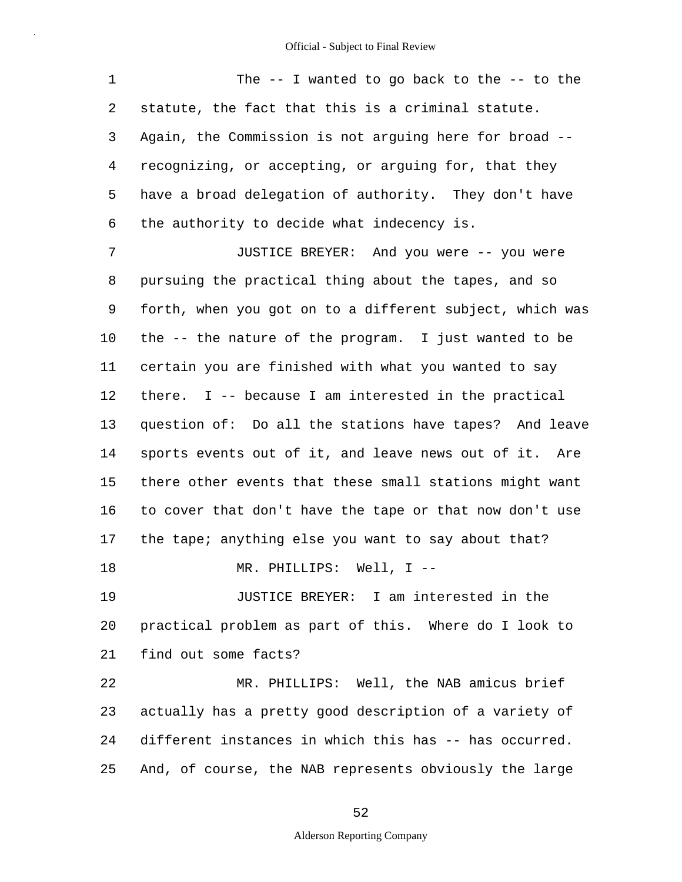The -- I wanted to go back to the -- to the statute, the fact that this is a criminal statute. Again, the Commission is not arguing here for broad -- recognizing, or accepting, or arguing for, that they have a broad delegation of authority. They don't have the authority to decide what indecency is.

JUSTICE BREYER: And you were -- you were pursuing the practical thing about the tapes, and so forth, when you got on to a different subject, which was the -- the nature of the program. I just wanted to be certain you are finished with what you wanted to say there. I -- because I am interested in the practical question of: Do all the stations have tapes? And leave sports events out of it, and leave news out of it. Are there other events that these small stations might want to cover that don't have the tape or that now don't use the tape; anything else you want to say about that?

MR. PHILLIPS: Well, I --

JUSTICE BREYER: I am interested in the practical problem as part of this. Where do I look to find out some facts?

MR. PHILLIPS: Well, the NAB amicus brief actually has a pretty good description of a variety of different instances in which this has -- has occurred. And, of course, the NAB represents obviously the large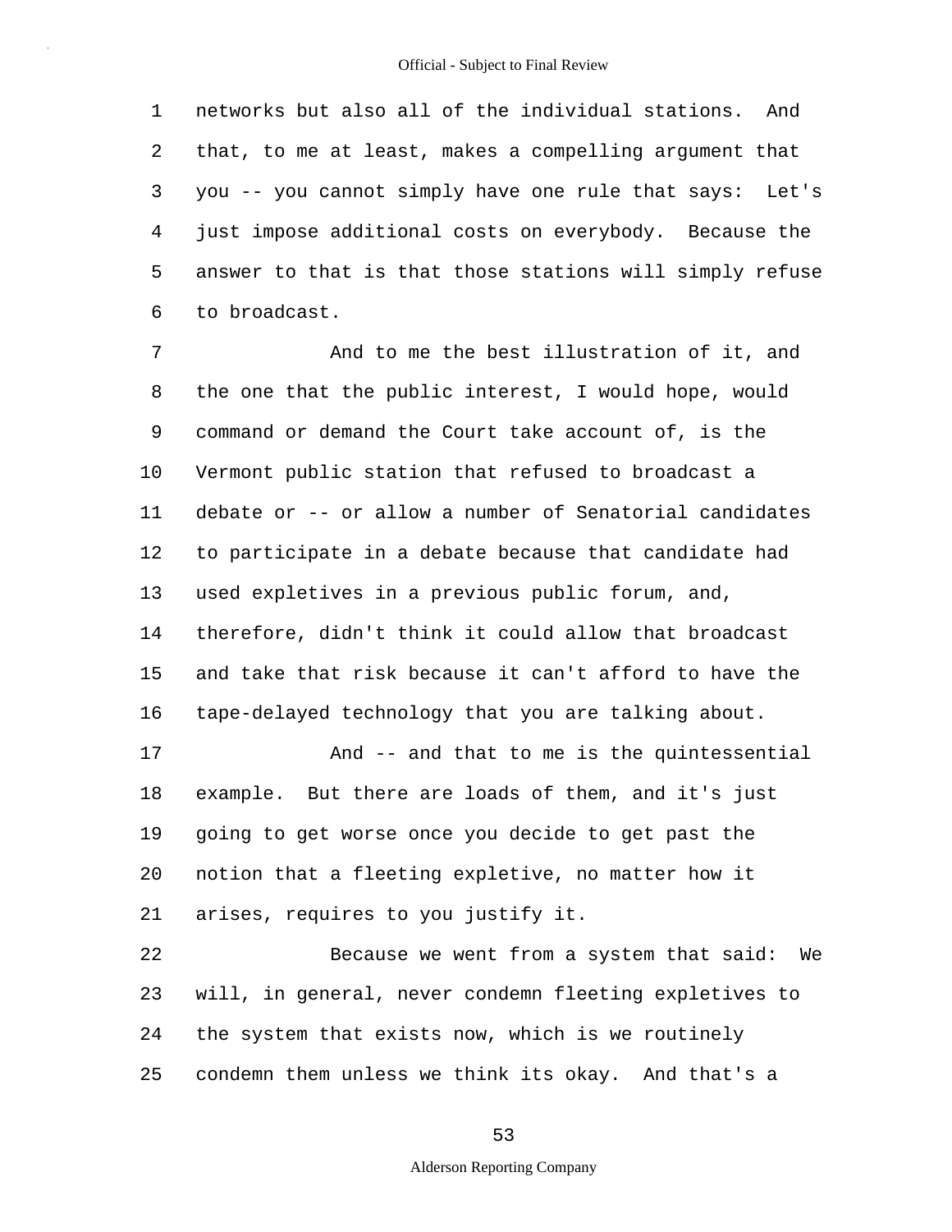networks but also all of the individual stations. And that, to me at least, makes a compelling argument that you -- you cannot simply have one rule that says: Let's just impose additional costs on everybody. Because the answer to that is that those stations will simply refuse to broadcast.

And to me the best illustration of it, and the one that the public interest, I would hope, would command or demand the Court take account of, is the Vermont public station that refused to broadcast a debate or -- or allow a number of Senatorial candidates to participate in a debate because that candidate had used expletives in a previous public forum, and, therefore, didn't think it could allow that broadcast and take that risk because it can't afford to have the tape-delayed technology that you are talking about.

And -- and that to me is the quintessential example. But there are loads of them, and it's just going to get worse once you decide to get past the notion that a fleeting expletive, no matter how it arises, requires to you justify it.

Because we went from a system that said: We will, in general, never condemn fleeting expletives to the system that exists now, which is we routinely condemn them unless we think its okay. And that's a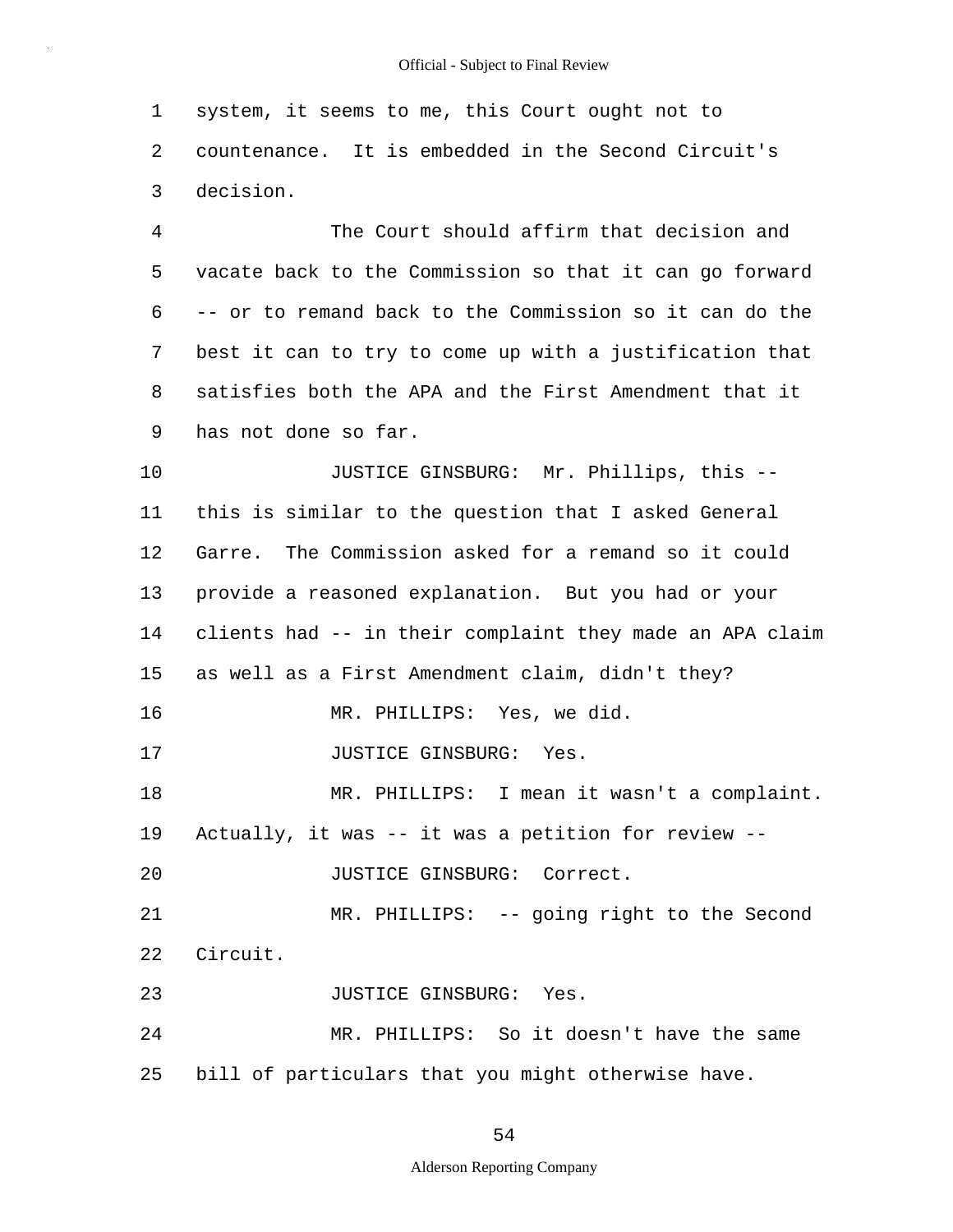system, it seems to me, this Court ought not to countenance. It is embedded in the Second Circuit's decision.

The Court should affirm that decision and vacate back to the Commission so that it can go forward -- or to remand back to the Commission so it can do the best it can to try to come up with a justification that satisfies both the APA and the First Amendment that it has not done so far.

JUSTICE GINSBURG: Mr. Phillips, this -- this is similar to the question that I asked General Garre. The Commission asked for a remand so it could provide a reasoned explanation. But you had or your clients had -- in their complaint they made an APA claim as well as a First Amendment claim, didn't they?

MR. PHILLIPS: Yes, we did.

JUSTICE GINSBURG: Yes.

MR. PHILLIPS: I mean it wasn't a complaint. Actually, it was -- it was a petition for review --

JUSTICE GINSBURG: Correct.

MR. PHILLIPS: -- going right to the Second Circuit.

JUSTICE GINSBURG: Yes.

MR. PHILLIPS: So it doesn't have the same bill of particulars that you might otherwise have.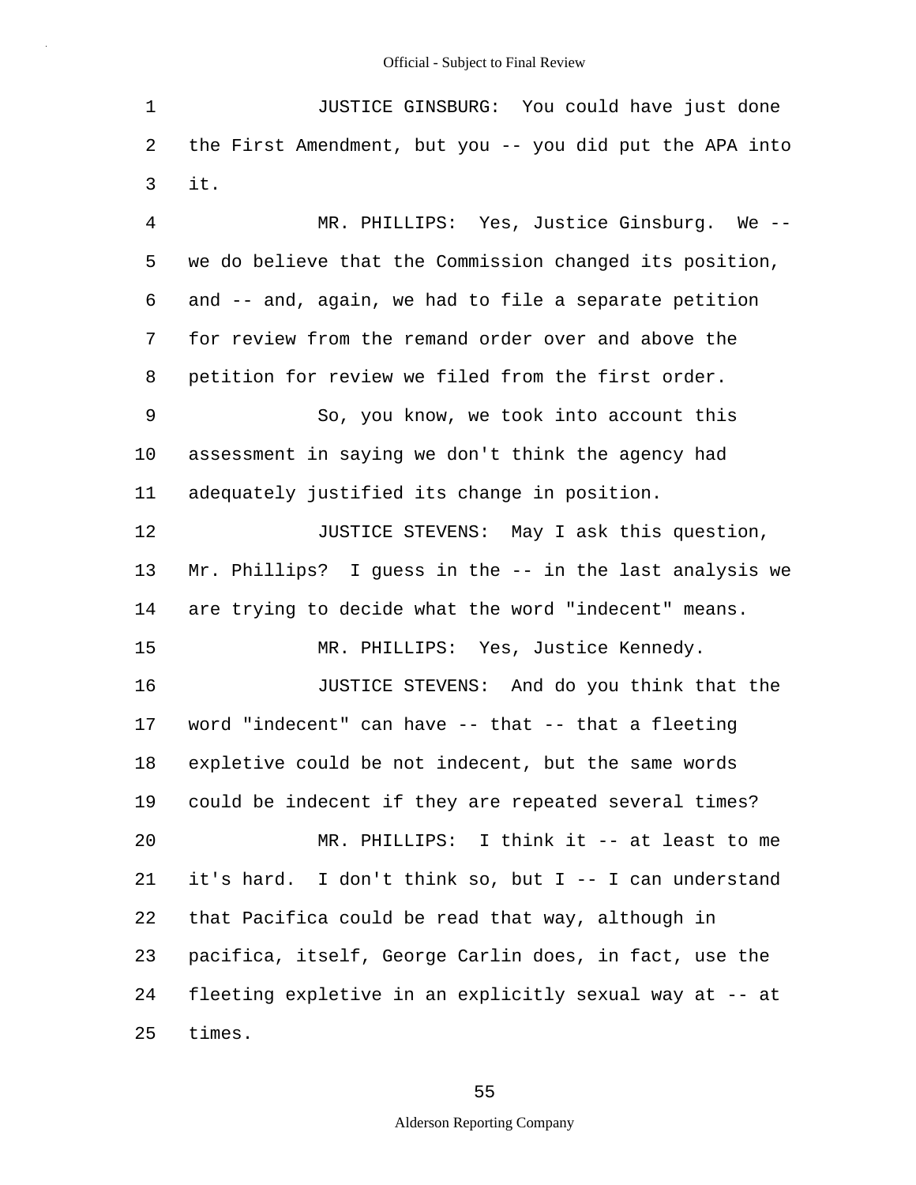JUSTICE GINSBURG: You could have just done the First Amendment, but you -- you did put the APA into it.

MR. PHILLIPS: Yes, Justice Ginsburg. We -- we do believe that the Commission changed its position, and -- and, again, we had to file a separate petition for review from the remand order over and above the petition for review we filed from the first order.

So, you know, we took into account this assessment in saying we don't think the agency had adequately justified its change in position.

JUSTICE STEVENS: May I ask this question, Mr. Phillips? I guess in the -- in the last analysis we are trying to decide what the word "indecent" means.

MR. PHILLIPS: Yes, Justice Kennedy.

JUSTICE STEVENS: And do you think that the word "indecent" can have -- that -- that a fleeting expletive could be not indecent, but the same words could be indecent if they are repeated several times?

MR. PHILLIPS: I think it -- at least to me it's hard. I don't think so, but I -- I can understand that Pacifica could be read that way, although in pacifica, itself, George Carlin does, in fact, use the fleeting expletive in an explicitly sexual way at -- at times.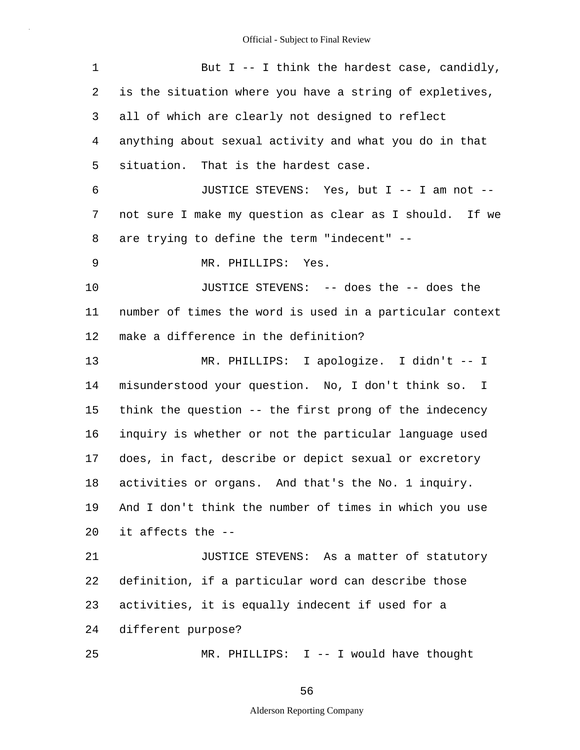1 But I -- I think the hardest case, candidly,
2 is the situation where you have a string of expletives,
3 all of which are clearly not designed to reflect
4 anything about sexual activity and what you do in that
5 situation. That is the hardest case.

6 JUSTICE STEVENS: Yes, but I -- I am not --
7 not sure I make my question as clear as I should. If we
8 are trying to define the term "indecent" --

9 MR. PHILLIPS: Yes.

10 JUSTICE STEVENS: -- does the -- does the
11 number of times the word is used in a particular context
12 make a difference in the definition?

13 MR. PHILLIPS: I apologize. I didn't -- I
14 misunderstood your question. No, I don't think so. I
15 think the question -- the first prong of the indecency
16 inquiry is whether or not the particular language used
17 does, in fact, describe or depict sexual or excretory
18 activities or organs. And that's the No. 1 inquiry.
19 And I don't think the number of times in which you use
20 it affects the --

21 JUSTICE STEVENS: As a matter of statutory
22 definition, if a particular word can describe those
23 activities, it is equally indecent if used for a
24 different purpose?

25 MR. PHILLIPS: I -- I would have thought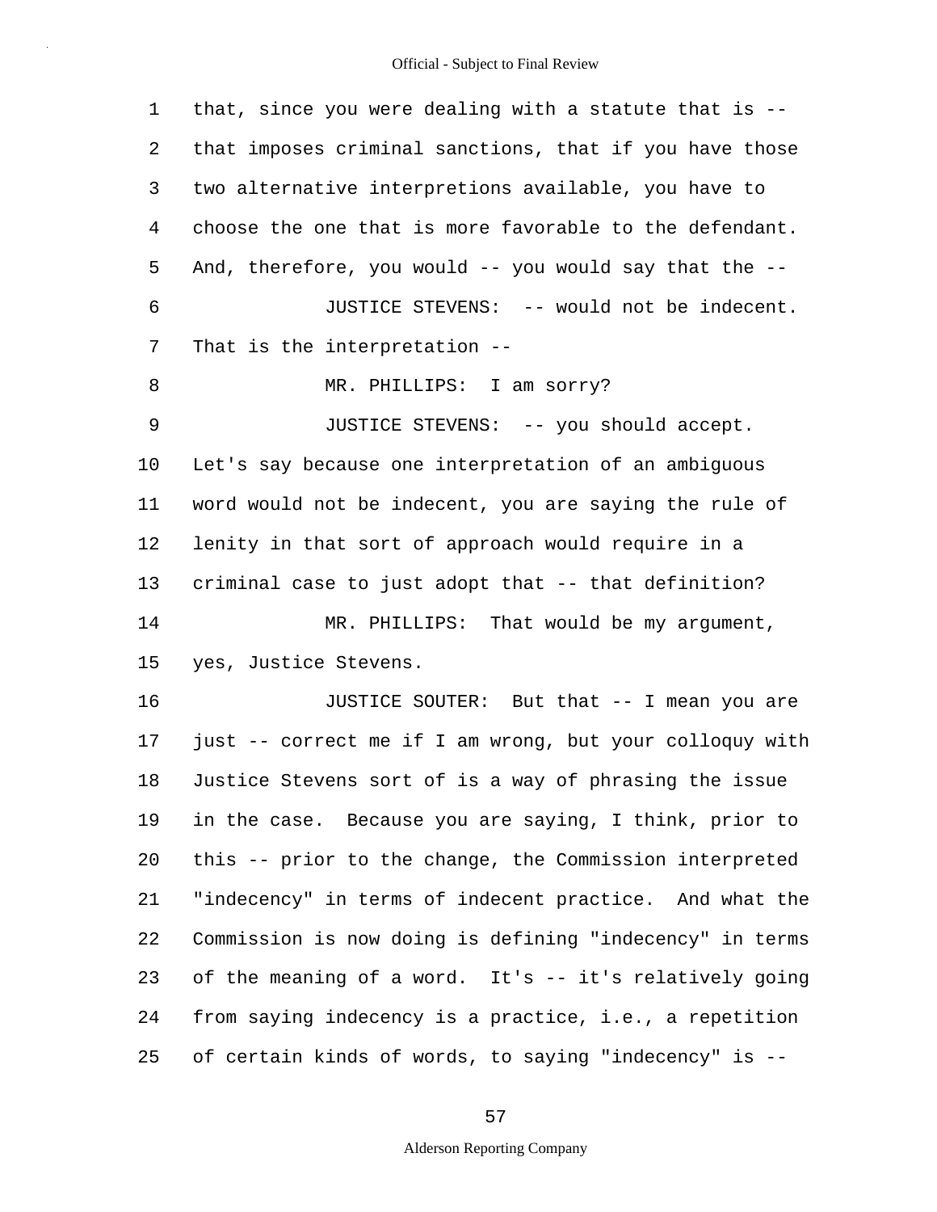that, since you were dealing with a statute that is -- that imposes criminal sanctions, that if you have those two alternative interpretions available, you have to choose the one that is more favorable to the defendant. And, therefore, you would -- you would say that the --

JUSTICE STEVENS: -- would not be indecent. That is the interpretation --

MR. PHILLIPS: I am sorry?

JUSTICE STEVENS: -- you should accept. Let's say because one interpretation of an ambiguous word would not be indecent, you are saying the rule of lenity in that sort of approach would require in a criminal case to just adopt that -- that definition?

MR. PHILLIPS: That would be my argument, yes, Justice Stevens.

JUSTICE SOUTER: But that -- I mean you are just -- correct me if I am wrong, but your colloquy with Justice Stevens sort of is a way of phrasing the issue in the case. Because you are saying, I think, prior to this -- prior to the change, the Commission interpreted "indecency" in terms of indecent practice. And what the Commission is now doing is defining "indecency" in terms of the meaning of a word. It's -- it's relatively going from saying indecency is a practice, i.e., a repetition of certain kinds of words, to saying "indecency" is --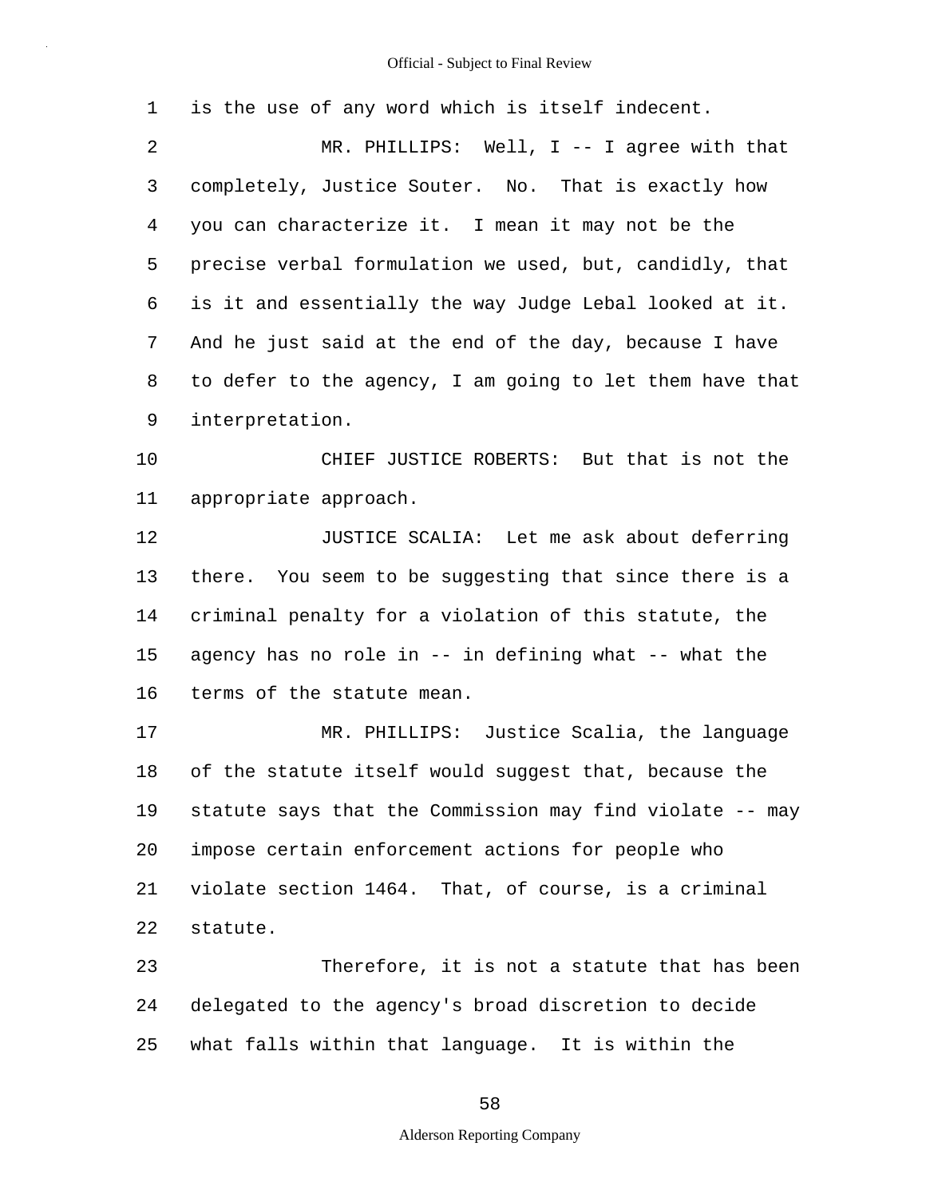is the use of any word which is itself indecent.

MR. PHILLIPS: Well, I -- I agree with that completely, Justice Souter. No. That is exactly how you can characterize it. I mean it may not be the precise verbal formulation we used, but, candidly, that is it and essentially the way Judge Lebal looked at it. And he just said at the end of the day, because I have to defer to the agency, I am going to let them have that interpretation.

CHIEF JUSTICE ROBERTS: But that is not the appropriate approach.

JUSTICE SCALIA: Let me ask about deferring there. You seem to be suggesting that since there is a criminal penalty for a violation of this statute, the agency has no role in -- in defining what -- what the terms of the statute mean.

MR. PHILLIPS: Justice Scalia, the language of the statute itself would suggest that, because the statute says that the Commission may find violate -- may impose certain enforcement actions for people who violate section 1464. That, of course, is a criminal statute.

Therefore, it is not a statute that has been delegated to the agency's broad discretion to decide what falls within that language. It is within the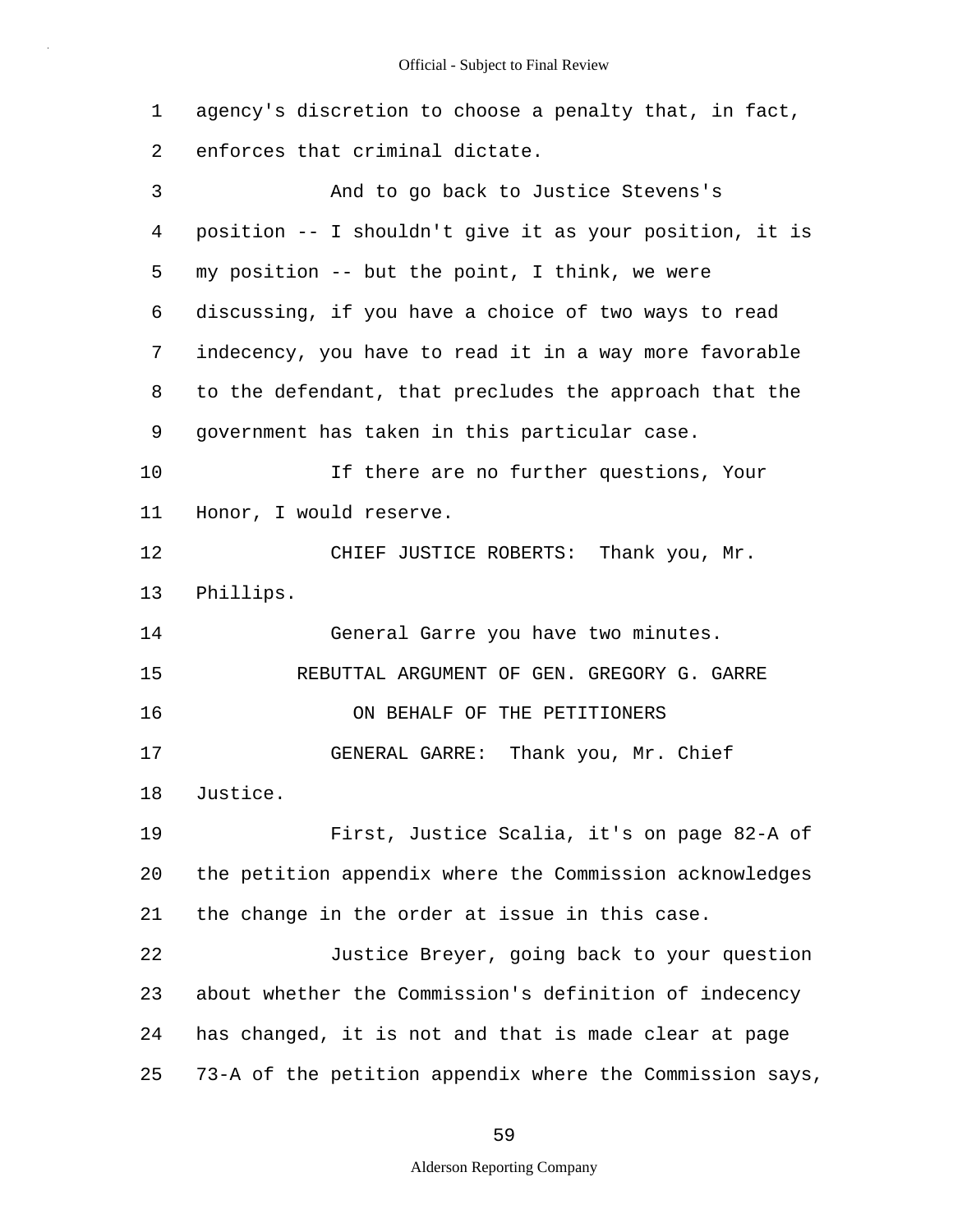agency's discretion to choose a penalty that, in fact, enforces that criminal dictate.

And to go back to Justice Stevens's position -- I shouldn't give it as your position, it is my position -- but the point, I think, we were discussing, if you have a choice of two ways to read indecency, you have to read it in a way more favorable to the defendant, that precludes the approach that the government has taken in this particular case.

If there are no further questions, Your Honor, I would reserve.

CHIEF JUSTICE ROBERTS: Thank you, Mr. Phillips.

General Garre you have two minutes.

REBUTTAL ARGUMENT OF GEN. GREGORY G. GARRE

ON BEHALF OF THE PETITIONERS

GENERAL GARRE: Thank you, Mr. Chief Justice.

First, Justice Scalia, it's on page 82-A of the petition appendix where the Commission acknowledges the change in the order at issue in this case.

Justice Breyer, going back to your question about whether the Commission's definition of indecency has changed, it is not and that is made clear at page 73-A of the petition appendix where the Commission says,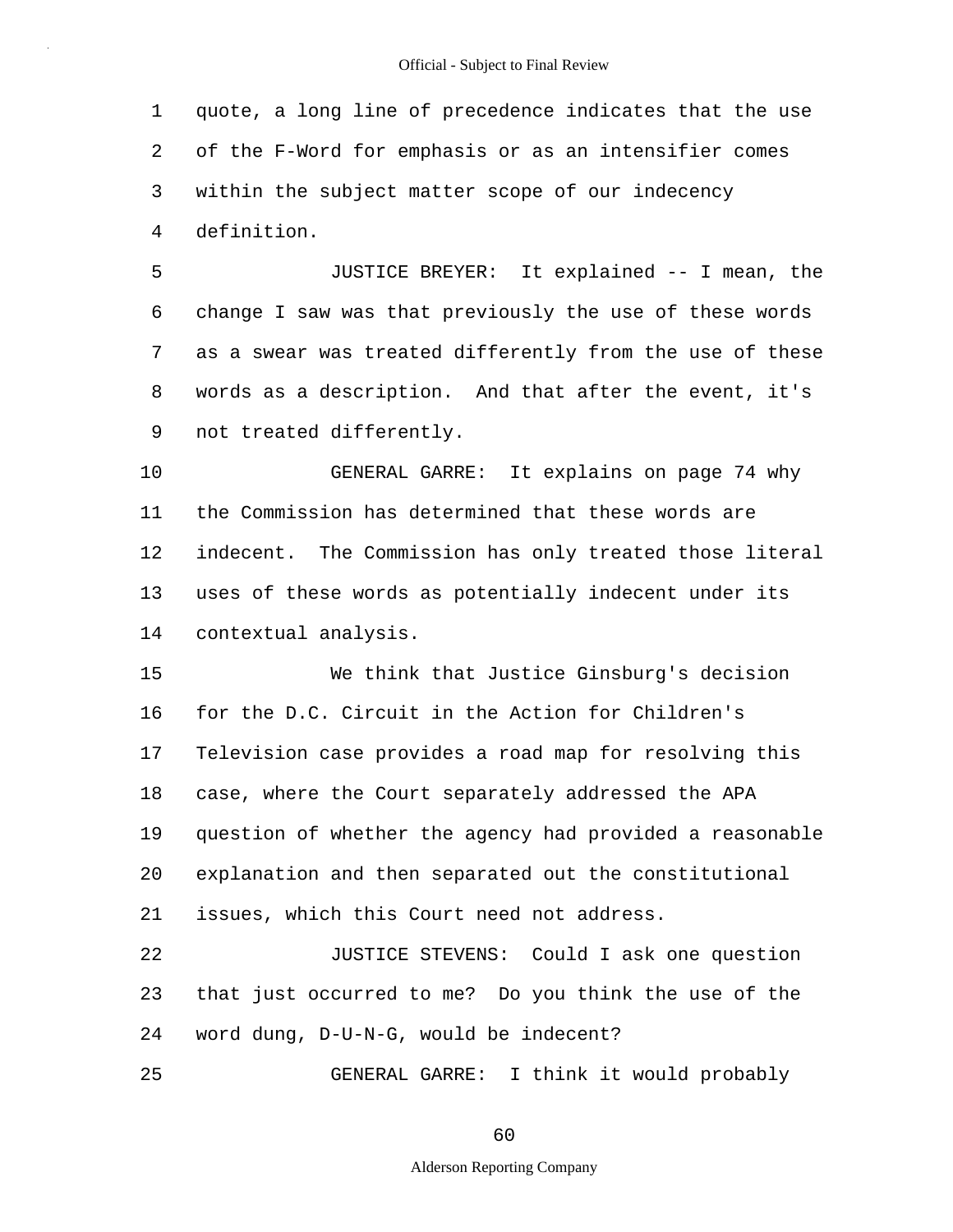quote, a long line of precedence indicates that the use of the F-Word for emphasis or as an intensifier comes within the subject matter scope of our indecency definition.

JUSTICE BREYER: It explained -- I mean, the change I saw was that previously the use of these words as a swear was treated differently from the use of these words as a description. And that after the event, it's not treated differently.

GENERAL GARRE: It explains on page 74 why the Commission has determined that these words are indecent. The Commission has only treated those literal uses of these words as potentially indecent under its contextual analysis.

We think that Justice Ginsburg's decision for the D.C. Circuit in the Action for Children's Television case provides a road map for resolving this case, where the Court separately addressed the APA question of whether the agency had provided a reasonable explanation and then separated out the constitutional issues, which this Court need not address.

JUSTICE STEVENS: Could I ask one question that just occurred to me? Do you think the use of the word dung, D-U-N-G, would be indecent?

GENERAL GARRE: I think it would probably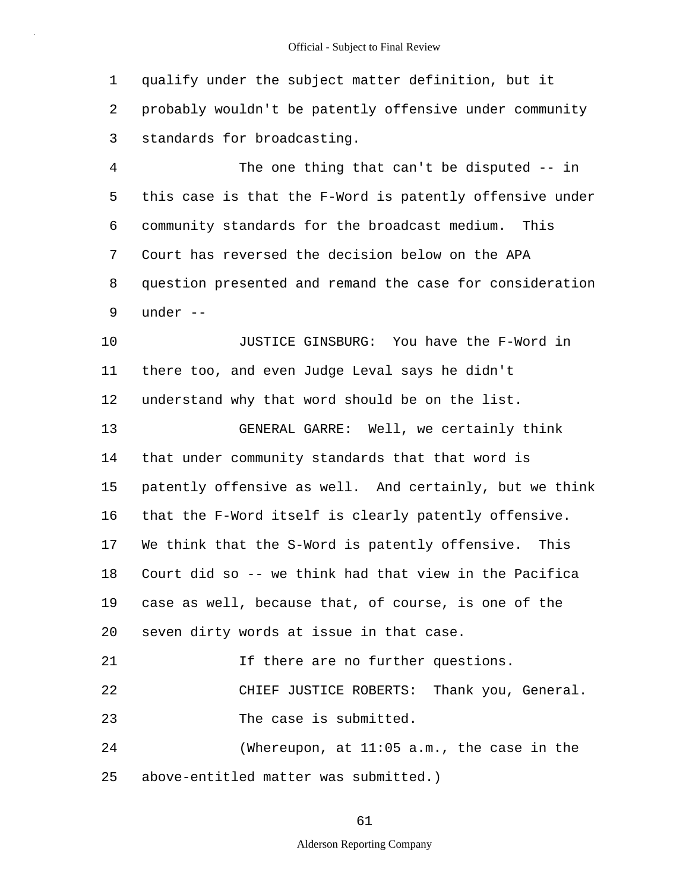qualify under the subject matter definition, but it probably wouldn't be patently offensive under community standards for broadcasting.

The one thing that can't be disputed -- in this case is that the F-Word is patently offensive under community standards for the broadcast medium. This Court has reversed the decision below on the APA question presented and remand the case for consideration under --

JUSTICE GINSBURG: You have the F-Word in there too, and even Judge Leval says he didn't understand why that word should be on the list.

GENERAL GARRE: Well, we certainly think that under community standards that that word is patently offensive as well. And certainly, but we think that the F-Word itself is clearly patently offensive. We think that the S-Word is patently offensive. This Court did so -- we think had that view in the Pacifica case as well, because that, of course, is one of the seven dirty words at issue in that case.

If there are no further questions.

CHIEF JUSTICE ROBERTS: Thank you, General.

The case is submitted.

(Whereupon, at 11:05 a.m., the case in the above-entitled matter was submitted.)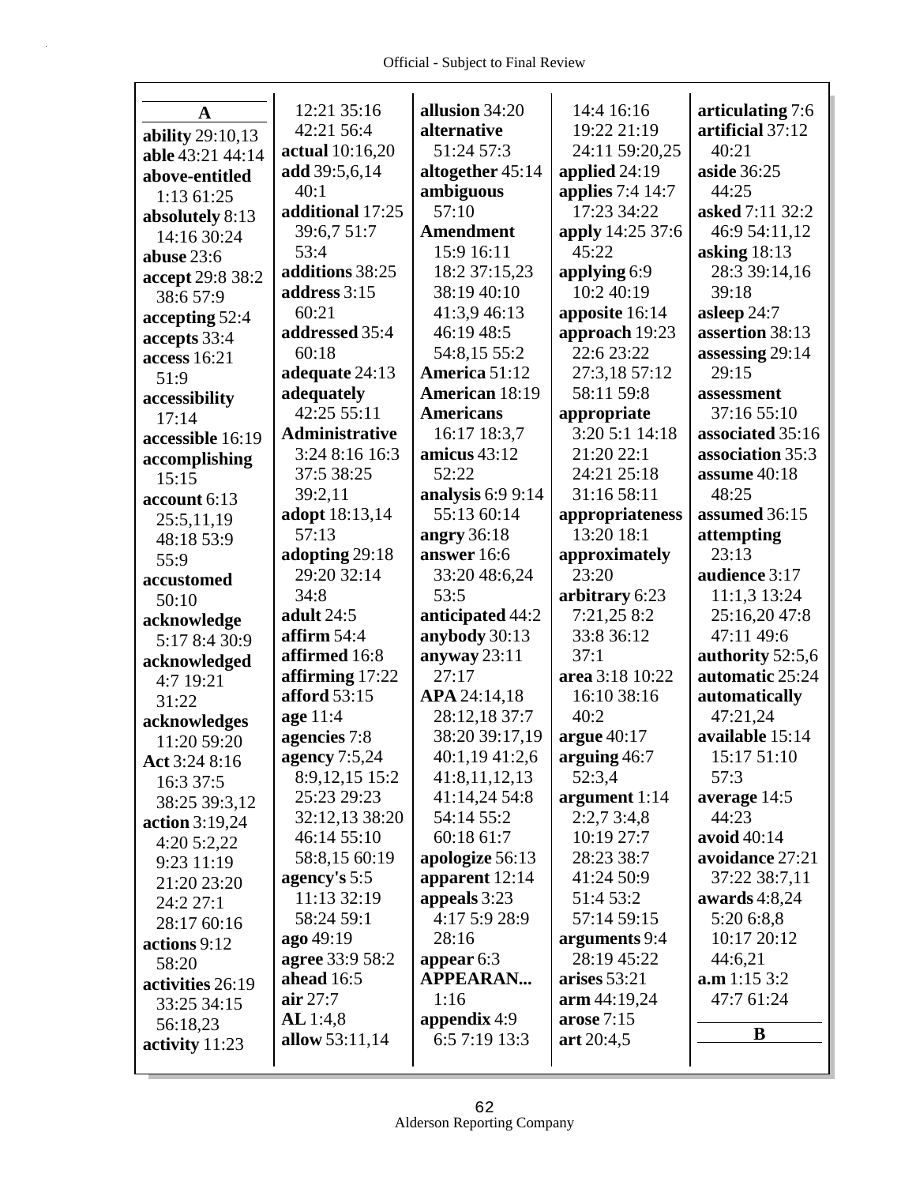**A**

**ability** 29:10,13
**able** 43:21 44:14
**above-entitled** 1:13 61:25
**absolutely** 8:13 14:16 30:24
**abuse** 23:6
**accept** 29:8 38:2 38:6 57:9
**accepting** 52:4
**accepts** 33:4
**access** 16:21 51:9
**accessibility** 17:14
**accessible** 16:19
**accomplishing** 15:15
**account** 6:13 25:5,11,19 48:18 53:9 55:9
**accustomed** 50:10
**acknowledge** 5:17 8:4 30:9
**acknowledged** 4:7 19:21 31:22
**acknowledges** 11:20 59:20
**Act** 3:24 8:16 16:3 37:5 38:25 39:3,12
**action** 3:19,24 4:20 5:2,22 9:23 11:19 21:20 23:20 24:2 27:1 28:17 60:16
**actions** 9:12 58:20
**activities** 26:19 33:25 34:15 56:18,23
**activity** 11:23 12:21 35:16 42:21 56:4
**actual** 10:16,20
**add** 39:5,6,14 40:1
**additional** 17:25 39:6,7 51:7 53:4
**additions** 38:25
**address** 3:15 60:21
**addressed** 35:4 60:18
**adequate** 24:13
**adequately** 42:25 55:11
**Administrative** 3:24 8:16 16:3 37:5 38:25 39:2,11
**adopt** 18:13,14 57:13
**adopting** 29:18 29:20 32:14 34:8
**adult** 24:5
**affirm** 54:4
**affirmed** 16:8
**affirming** 17:22
**afford** 53:15
**age** 11:4
**agencies** 7:8
**agency** 7:5,24 8:9,12,15 15:2 25:23 29:23 32:12,13 38:20 46:14 55:10 58:8,15 60:19
**agency's** 5:5 11:13 32:19 58:24 59:1
**ago** 49:19
**agree** 33:9 58:2
**ahead** 16:5
**air** 27:7
**AL** 1:4,8
**allow** 53:11,14
**allusion** 34:20
**alternative** 51:24 57:3
**altogether** 45:14
**ambiguous** 57:10
**Amendment** 15:9 16:11 18:2 37:15,23 38:19 40:10 41:3,9 46:13 46:19 48:5 54:8,15 55:2
**America** 51:12
**American** 18:19
**Americans** 16:17 18:3,7
**amicus** 43:12 52:22
**analysis** 6:9 9:14 55:13 60:14
**angry** 36:18
**answer** 16:6 33:20 48:6,24 53:5
**anticipated** 44:2
**anybody** 30:13
**anyway** 23:11 27:17
**APA** 24:14,18 28:12,18 37:7 38:20 39:17,19 40:1,19 41:2,6 41:8,11,12,13 41:14,24 54:8 54:14 55:2 60:18 61:7
**apologize** 56:13
**apparent** 12:14
**appeals** 3:23 4:17 5:9 28:9 28:16
**appear** 6:3
**APPEARAN...** 1:16
**appendix** 4:9 6:5 7:19 13:3 14:4 16:16 19:22 21:19 24:11 59:20,25
**applied** 24:19
**applies** 7:4 14:7 17:23 34:22
**apply** 14:25 37:6 45:22
**applying** 6:9 10:2 40:19
**apposite** 16:14
**approach** 19:23 22:6 23:22 27:3,18 57:12 58:11 59:8
**appropriate** 3:20 5:1 14:18 21:20 22:1 24:21 25:18 31:16 58:11
**appropriateness** 13:20 18:1
**approximately** 23:20
**arbitrary** 6:23 7:21,25 8:2 33:8 36:12 37:1
**area** 3:18 10:22 16:10 38:16 40:2
**argue** 40:17
**arguing** 46:7 52:3,4
**argument** 1:14 2:2,7 3:4,8 10:19 27:7 28:23 38:7 41:24 50:9 51:4 53:2 57:14 59:15
**arguments** 9:4 28:19 45:22
**arises** 53:21
**arm** 44:19,24
**arose** 7:15
**art** 20:4,5
**articulating** 7:6
**artificial** 37:12 40:21
**aside** 36:25 44:25
**asked** 7:11 32:2 46:9 54:11,12
**asking** 18:13 28:3 39:14,16 39:18
**asleep** 24:7
**assertion** 38:13
**assessing** 29:14 29:15
**assessment** 37:16 55:10
**associated** 35:16
**association** 35:3
**assume** 40:18 48:25
**assumed** 36:15
**attempting** 23:13
**audience** 3:17 11:1,3 13:24 25:16,20 47:8 47:11 49:6
**authority** 52:5,6
**automatic** 25:24
**automatically** 47:21,24
**available** 15:14 15:17 51:10 57:3
**average** 14:5 44:23
**avoid** 40:14
**avoidance** 27:21 37:22 38:7,11
**awards** 4:8,24 5:20 6:8,8 10:17 20:12 44:6,21
**a.m** 1:15 3:2 47:7 61:24

**B**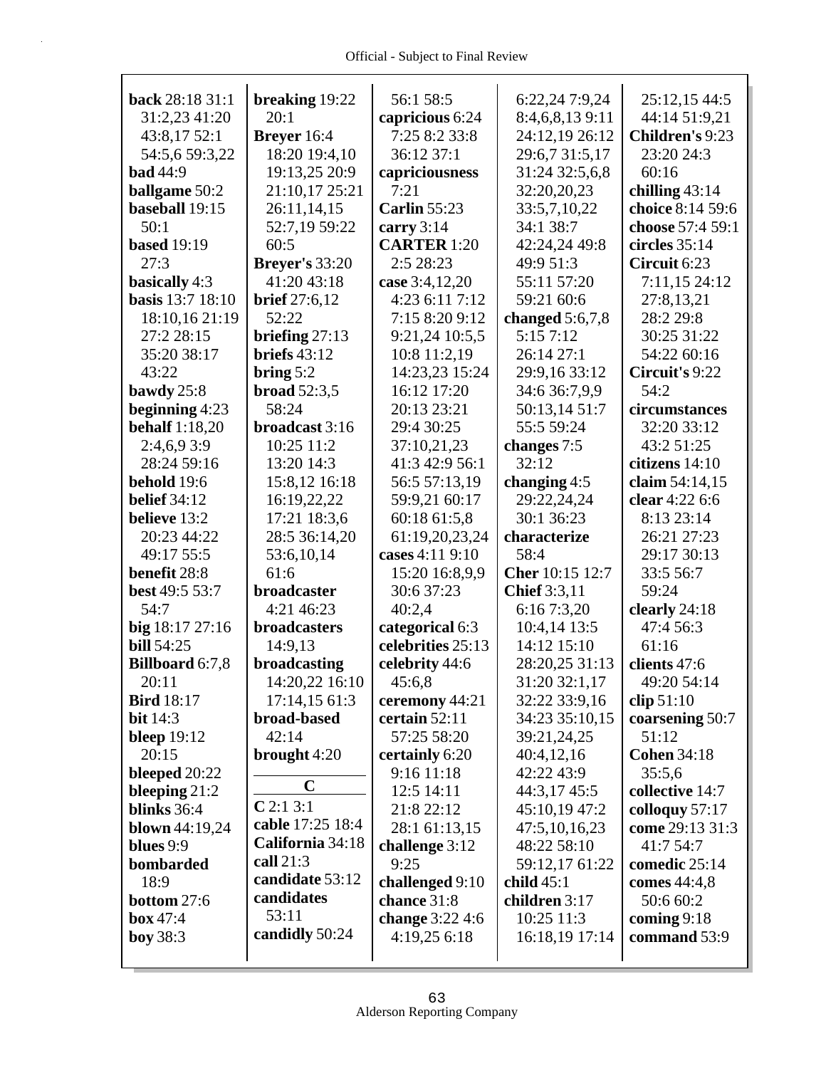**back** 28:18 31:1 31:2,23 41:20 43:8,17 52:1 54:5,6 59:3,22
**bad** 44:9
**ballgame** 50:2
**baseball** 19:15 50:1
**based** 19:19 27:3
**basically** 4:3
**basis** 13:7 18:10 18:10,16 21:19 27:2 28:15 35:20 38:17 43:22
**bawdy** 25:8
**beginning** 4:23
**behalf** 1:18,20 2:4,6,9 3:9 28:24 59:16
**behold** 19:6
**belief** 34:12
**believe** 13:2 20:23 44:22 49:17 55:5
**benefit** 28:8
**best** 49:5 53:7 54:7
**big** 18:17 27:16
**bill** 54:25
**Billboard** 6:7,8 20:11
**Bird** 18:17
**bit** 14:3
**bleep** 19:12 20:15
**bleeped** 20:22
**bleeping** 21:2
**blinks** 36:4
**blown** 44:19,24
**blues** 9:9
**bombarded** 18:9
**bottom** 27:6
**box** 47:4
**boy** 38:3
**breaking** 19:22 20:1
**Breyer** 16:4 18:20 19:4,10 19:13,25 20:9 21:10,17 25:21 26:11,14,15 52:7,19 59:22 60:5
**Breyer's** 33:20 41:20 43:18
**brief** 27:6,12 52:22
**briefing** 27:13
**briefs** 43:12
**bring** 5:2
**broad** 52:3,5 58:24
**broadcast** 3:16 10:25 11:2 13:20 14:3 15:8,12 16:18 16:19,22,22 17:21 18:3,6 28:5 36:14,20 53:6,10,14 61:6
**broadcaster** 4:21 46:23
**broadcasters** 14:9,13
**broadcasting** 14:20,22 16:10 17:14,15 61:3
**broad-based** 42:14
**brought** 4:20

## C

**C** 2:1 3:1
**cable** 17:25 18:4
**California** 34:18
**call** 21:3
**candidate** 53:12
**candidates** 53:11
**candidly** 50:24
56:1 58:5
**capricious** 6:24 7:25 8:2 33:8 36:12 37:1
**capriciousness** 7:21
**Carlin** 55:23
**carry** 3:14
**CARTER** 1:20 2:5 28:23
**case** 3:4,12,20 4:23 6:11 7:12 7:15 8:20 9:12 9:21,24 10:5,5 10:8 11:2,19 14:23,23 15:24 16:12 17:20 20:13 23:21 29:4 30:25 37:10,21,23 41:3 42:9 56:1 56:5 57:13,19 59:9,21 60:17 60:18 61:5,8 61:19,20,23,24
**cases** 4:11 9:10 15:20 16:8,9,9 30:6 37:23 40:2,4
**categorical** 6:3
**celebrities** 25:13
**celebrity** 44:6 45:6,8
**ceremony** 44:21
**certain** 52:11 57:25 58:20
**certainly** 6:20 9:16 11:18 12:5 14:11 21:8 22:12 28:1 61:13,15
**challenge** 3:12 9:25
**challenged** 9:10
**chance** 31:8
**change** 3:22 4:6 4:19,25 6:18
6:22,24 7:9,24 8:4,6,8,13 9:11 24:12,19 26:12 29:6,7 31:5,17 31:24 32:5,6,8 32:20,20,23 33:5,7,10,22 34:1 38:7 42:24,24 49:8 49:9 51:3 55:11 57:20 59:21 60:6
**changed** 5:6,7,8 5:15 7:12 26:14 27:1 29:9,16 33:12 34:6 36:7,9,9 50:13,14 51:7 55:5 59:24
**changes** 7:5 32:12
**changing** 4:5 29:22,24,24 30:1 36:23
**characterize** 58:4
**Cher** 10:15 12:7
**Chief** 3:3,11 6:16 7:3,20 10:4,14 13:5 14:12 15:10 28:20,25 31:13 31:20 32:1,17 32:22 33:9,16 34:23 35:10,15 39:21,24,25 40:4,12,16 42:22 43:9 44:3,17 45:5 45:10,19 47:2 47:5,10,16,23 48:22 58:10 59:12,17 61:22
**child** 45:1
**children** 3:17 10:25 11:3 16:18,19 17:14
25:12,15 44:5 44:14 51:9,21
**Children's** 9:23 23:20 24:3 60:16
**chilling** 43:14
**choice** 8:14 59:6
**choose** 57:4 59:1
**circles** 35:14
**Circuit** 6:23 7:11,15 24:12 27:8,13,21 28:2 29:8 30:25 31:22 54:22 60:16
**Circuit's** 9:22 54:2
**circumstances** 32:20 33:12 43:2 51:25
**citizens** 14:10
**claim** 54:14,15
**clear** 4:22 6:6 8:13 23:14 26:21 27:23 29:17 30:13 33:5 56:7 59:24
**clearly** 24:18 47:4 56:3 61:16
**clients** 47:6 49:20 54:14
**clip** 51:10
**coarsening** 50:7 51:12
**Cohen** 34:18 35:5,6
**collective** 14:7
**colloquy** 57:17
**come** 29:13 31:3 41:7 54:7
**comedic** 25:14
**comes** 44:4,8 50:6 60:2
**coming** 9:18
**command** 53:9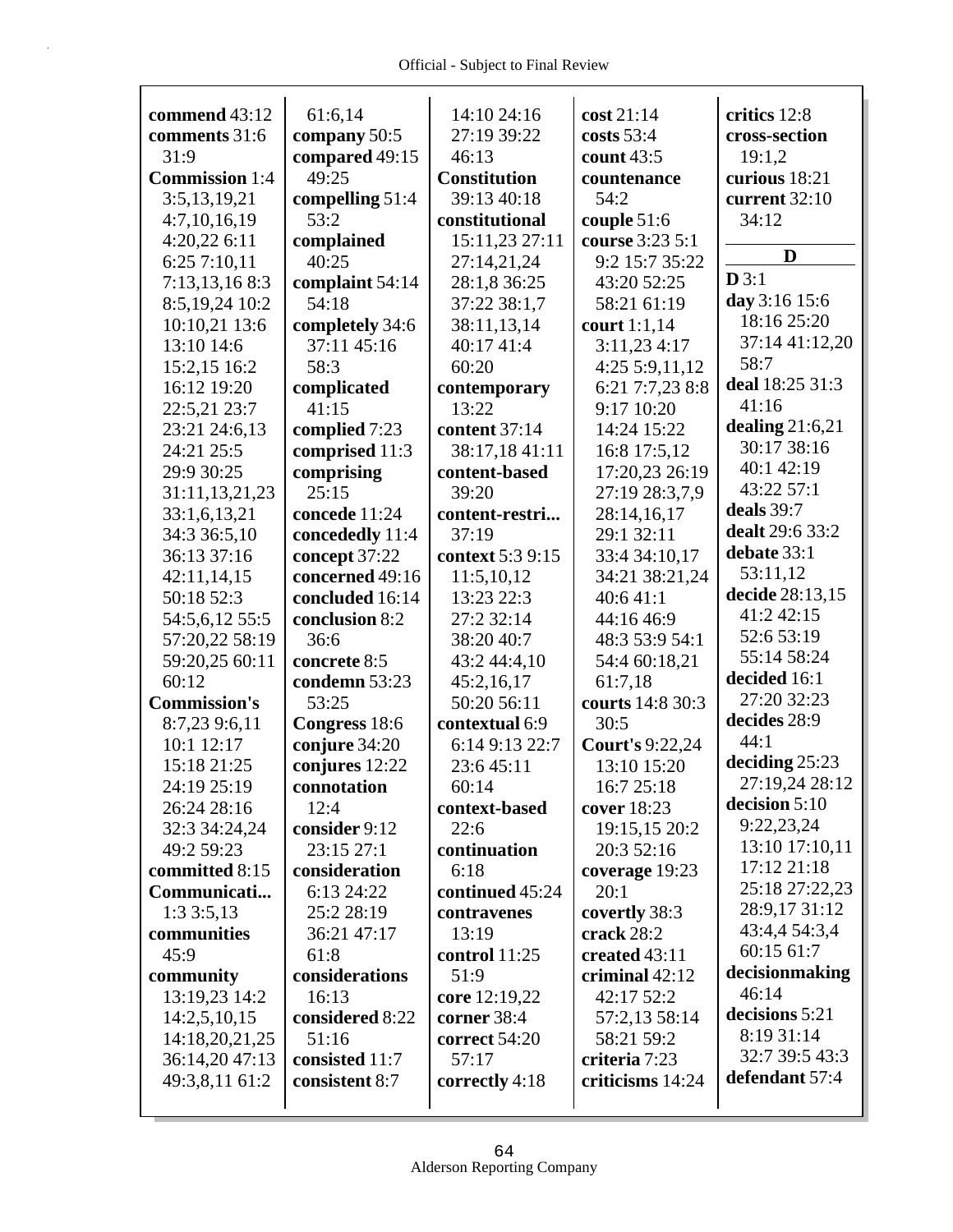**commend** 43:12
**comments** 31:6 31:9
**Commission** 1:4 3:5,13,19,21 4:7,10,16,19 4:20,22 6:11 6:25 7:10,11 7:13,13,16 8:3 8:5,19,24 10:2 10:10,21 13:6 13:10 14:6 15:2,15 16:2 16:12 19:20 22:5,21 23:7 23:21 24:6,13 24:21 25:5 29:9 30:25 31:11,13,21,23 33:1,6,13,21 34:3 36:5,10 36:13 37:16 42:11,14,15 50:18 52:3 54:5,6,12 55:5 57:20,22 58:19 59:20,25 60:11 60:12
**Commission's** 8:7,23 9:6,11 10:1 12:17 15:18 21:25 24:19 25:19 26:24 28:16 32:3 34:24,24 49:2 59:23
**committed** 8:15
**Communicati...** 1:3 3:5,13
**communities** 45:9
**community** 13:19,23 14:2 14:2,5,10,15 14:18,20,21,25 36:14,20 47:13 49:3,8,11 61:2 61:6,14
**company** 50:5
**compared** 49:15 49:25
**compelling** 51:4 53:2
**complained** 40:25
**complaint** 54:14 54:18
**completely** 34:6 37:11 45:16 58:3
**complicated** 41:15
**complied** 7:23
**comprised** 11:3
**comprising** 25:15
**concede** 11:24
**concededly** 11:4
**concept** 37:22
**concerned** 49:16
**concluded** 16:14
**conclusion** 8:2 36:6
**concrete** 8:5
**condemn** 53:23 53:25
**Congress** 18:6
**conjure** 34:20
**conjures** 12:22
**connotation** 12:4
**consider** 9:12 23:15 27:1
**consideration** 6:13 24:22 25:2 28:19 36:21 47:17 61:8
**considerations** 16:13
**considered** 8:22 51:16
**consisted** 11:7
**consistent** 8:7 14:10 24:16 27:19 39:22 46:13
**Constitution** 39:13 40:18
**constitutional** 15:11,23 27:11 27:14,21,24 28:1,8 36:25 37:22 38:1,7 38:11,13,14 40:17 41:4 60:20
**contemporary** 13:22
**content** 37:14 38:17,18 41:11
**content-based** 39:20
**content-restri...** 37:19
**context** 5:3 9:15 11:5,10,12 13:23 22:3 27:2 32:14 38:20 40:7 43:2 44:4,10 45:2,16,17 50:20 56:11
**contextual** 6:9 6:14 9:13 22:7 23:6 45:11 60:14
**context-based** 22:6
**continuation** 6:18
**continued** 45:24
**contravenes** 13:19
**control** 11:25 51:9
**core** 12:19,22
**corner** 38:4
**correct** 54:20 57:17
**correctly** 4:18
**cost** 21:14
**costs** 53:4
**count** 43:5
**countenance** 54:2
**couple** 51:6
**course** 3:23 5:1 9:2 15:7 35:22 43:20 52:25 58:21 61:19
**court** 1:1,14 3:11,23 4:17 4:25 5:9,11,12 6:21 7:7,23 8:8 9:17 10:20 14:24 15:22 16:8 17:5,12 17:20,23 26:19 27:19 28:3,7,9 28:14,16,17 29:1 32:11 33:4 34:10,17 34:21 38:21,24 40:6 41:1 44:16 46:9 48:3 53:9 54:1 54:4 60:18,21 61:7,18
**courts** 14:8 30:3 30:5
**Court's** 9:22,24 13:10 15:20 16:7 25:18
**cover** 18:23 19:15,15 20:2 20:3 52:16
**coverage** 19:23 20:1
**covertly** 38:3
**crack** 28:2
**created** 43:11
**criminal** 42:12 42:17 52:2 57:2,13 58:14 58:21 59:2
**criteria** 7:23
**criticisms** 14:24
**critics** 12:8
**cross-section** 19:1,2
**curious** 18:21
**current** 32:10 34:12

## D

**D** 3:1
**day** 3:16 15:6 18:16 25:20 37:14 41:12,20 58:7
**deal** 18:25 31:3 41:16
**dealing** 21:6,21 30:17 38:16 40:1 42:19 43:22 57:1
**deals** 39:7
**dealt** 29:6 33:2
**debate** 33:1 53:11,12
**decide** 28:13,15 41:2 42:15 52:6 53:19 55:14 58:24
**decided** 16:1 27:20 32:23
**decides** 28:9 44:1
**deciding** 25:23 27:19,24 28:12
**decision** 5:10 9:22,23,24 13:10 17:10,11 17:12 21:18 25:18 27:22,23 28:9,17 31:12 43:4,4 54:3,4 60:15 61:7
**decisionmaking** 46:14
**decisions** 5:21 8:19 31:14 32:7 39:5 43:3
**defendant** 57:4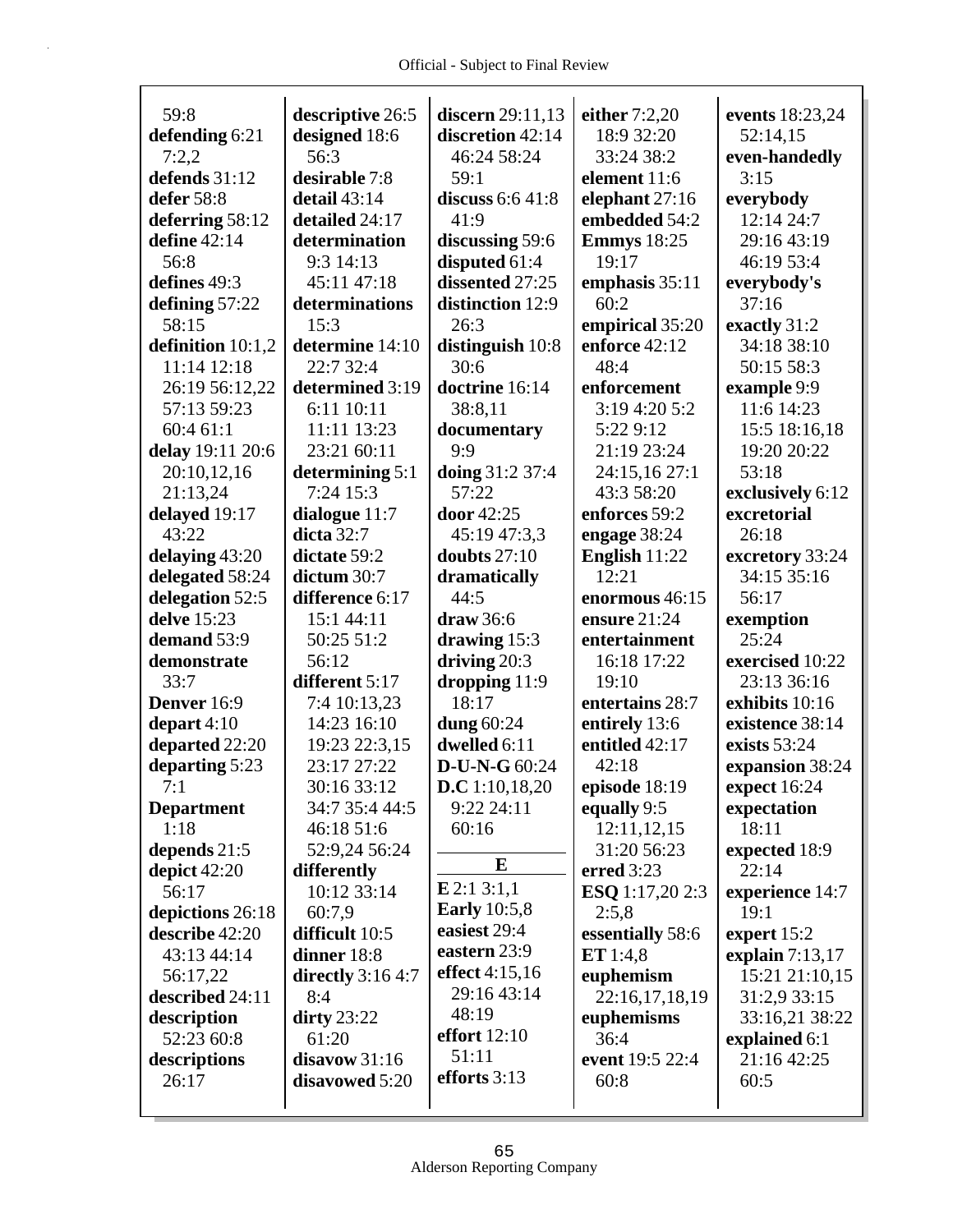59:8
**defending** 6:21 7:2,2
**defends** 31:12
**defer** 58:8
**deferring** 58:12
**define** 42:14 56:8
**defines** 49:3
**defining** 57:22 58:15
**definition** 10:1,2 11:14 12:18 26:19 56:12,22 57:13 59:23 60:4 61:1
**delay** 19:11 20:6 20:10,12,16 21:13,24
**delayed** 19:17 43:22
**delaying** 43:20
**delegated** 58:24
**delegation** 52:5
**delve** 15:23
**demand** 53:9
**demonstrate** 33:7
**Denver** 16:9
**depart** 4:10
**departed** 22:20
**departing** 5:23 7:1
**Department** 1:18
**depends** 21:5
**depict** 42:20 56:17
**depictions** 26:18
**describe** 42:20 43:13 44:14 56:17,22
**described** 24:11
**description** 52:23 60:8
**descriptions** 26:17

**descriptive** 26:5
**designed** 18:6 56:3
**desirable** 7:8
**detail** 43:14
**detailed** 24:17
**determination** 9:3 14:13 45:11 47:18
**determinations** 15:3
**determine** 14:10 22:7 32:4
**determined** 3:19 6:11 10:11 11:11 13:23 23:21 60:11
**determining** 5:1 7:24 15:3
**dialogue** 11:7
**dicta** 32:7
**dictate** 59:2
**dictum** 30:7
**difference** 6:17 15:1 44:11 50:25 51:2 56:12
**different** 5:17 7:4 10:13,23 14:23 16:10 19:23 22:3,15 23:17 27:22 30:16 33:12 34:7 35:4 44:5 46:18 51:6 52:9,24 56:24
**differently** 10:12 33:14 60:7,9
**difficult** 10:5
**dinner** 18:8
**directly** 3:16 4:7 8:4
**dirty** 23:22 61:20
**disavow** 31:16
**disavowed** 5:20

**discern** 29:11,13
**discretion** 42:14 46:24 58:24 59:1
**discuss** 6:6 41:8 41:9
**discussing** 59:6
**disputed** 61:4
**dissented** 27:25
**distinction** 12:9 26:3
**distinguish** 10:8 30:6
**doctrine** 16:14 38:8,11
**documentary** 9:9
**doing** 31:2 37:4 57:22
**door** 42:25 45:19 47:3,3
**doubts** 27:10
**dramatically** 44:5
**draw** 36:6
**drawing** 15:3
**driving** 20:3
**dropping** 11:9 18:17
**dung** 60:24
**dwelled** 6:11
**D-U-N-G** 60:24
**D.C** 1:10,18,20 9:22 24:11 60:16

**E**

**E** 2:1 3:1,1
**Early** 10:5,8
**easiest** 29:4
**eastern** 23:9
**effect** 4:15,16 29:16 43:14 48:19
**effort** 12:10 51:11
**efforts** 3:13

**either** 7:2,20 18:9 32:20 33:24 38:2
**element** 11:6
**elephant** 27:16
**embedded** 54:2
**Emmys** 18:25 19:17
**emphasis** 35:11 60:2
**empirical** 35:20
**enforce** 42:12 48:4
**enforcement** 3:19 4:20 5:2 5:22 9:12 21:19 23:24 24:15,16 27:1 43:3 58:20
**enforces** 59:2
**engage** 38:24
**English** 11:22 12:21
**enormous** 46:15
**ensure** 21:24
**entertainment** 16:18 17:22 19:10
**entertains** 28:7
**entirely** 13:6
**entitled** 42:17 42:18
**episode** 18:19
**equally** 9:5 12:11,12,15 31:20 56:23
**erred** 3:23
**ESQ** 1:17,20 2:3 2:5,8
**essentially** 58:6
**ET** 1:4,8
**euphemism** 22:16,17,18,19
**euphemisms** 36:4
**event** 19:5 22:4 60:8

**events** 18:23,24 52:14,15
**even-handedly** 3:15
**everybody** 12:14 24:7 29:16 43:19 46:19 53:4
**everybody's** 37:16
**exactly** 31:2 34:18 38:10 50:15 58:3
**example** 9:9 11:6 14:23 15:5 18:16,18 19:20 20:22 53:18
**exclusively** 6:12
**excretorial** 26:18
**excretory** 33:24 34:15 35:16 56:17
**exemption** 25:24
**exercised** 10:22 23:13 36:16
**exhibits** 10:16
**existence** 38:14
**exists** 53:24
**expansion** 38:24
**expect** 16:24
**expectation** 18:11
**expected** 18:9 22:14
**experience** 14:7 19:1
**expert** 15:2
**explain** 7:13,17 15:21 21:10,15 31:2,9 33:15 33:16,21 38:22
**explained** 6:1 21:16 42:25 60:5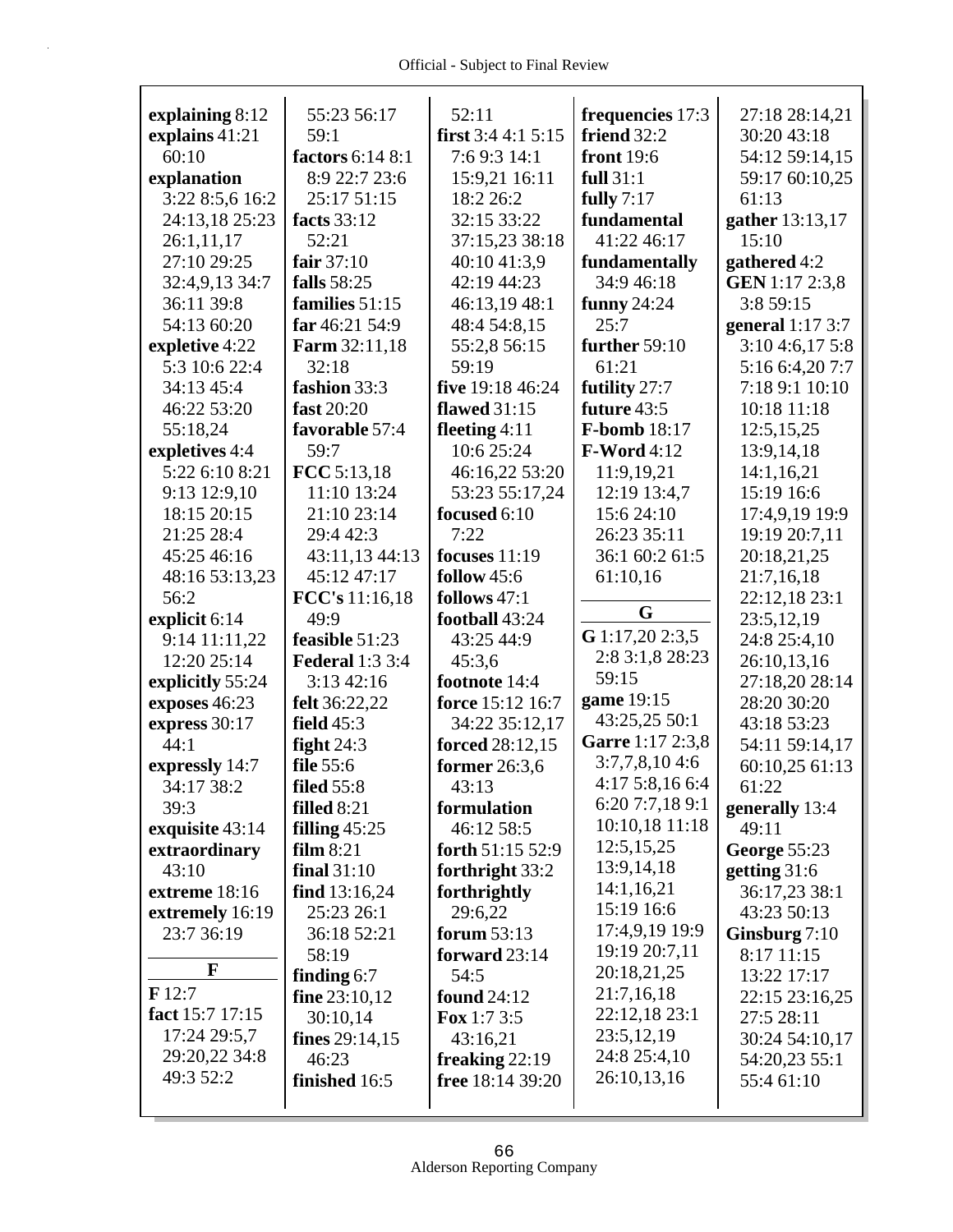**explaining** 8:12
**explains** 41:21 60:10
**explanation** 3:22 8:5,6 16:2 24:13,18 25:23 26:1,11,17 27:10 29:25 32:4,9,13 34:7 36:11 39:8 54:13 60:20
**expletive** 4:22 5:3 10:6 22:4 34:13 45:4 46:22 53:20 55:18,24
**expletives** 4:4 5:22 6:10 8:21 9:13 12:9,10 18:15 20:15 21:25 28:4 45:25 46:16 48:16 53:13,23 56:2
**explicit** 6:14 9:14 11:11,22 12:20 25:14
**explicitly** 55:24
**exposes** 46:23
**express** 30:17 44:1
**expressly** 14:7 34:17 38:2 39:3
**exquisite** 43:14
**extraordinary** 43:10
**extreme** 18:16
**extremely** 16:19 23:7 36:19

**F**

**F** 12:7
**fact** 15:7 17:15 17:24 29:5,7 29:20,22 34:8 49:3 52:2
55:23 56:17 59:1
**factors** 6:14 8:1 8:9 22:7 23:6 25:17 51:15
**facts** 33:12 52:21
**fair** 37:10
**falls** 58:25
**families** 51:15
**far** 46:21 54:9
**Farm** 32:11,18 32:18
**fashion** 33:3
**fast** 20:20
**favorable** 57:4 59:7
**FCC** 5:13,18 11:10 13:24 21:10 23:14 29:4 42:3 43:11,13 44:13 45:12 47:17
**FCC's** 11:16,18 49:9
**feasible** 51:23
**Federal** 1:3 3:4 3:13 42:16
**felt** 36:22,22
**field** 45:3
**fight** 24:3
**file** 55:6
**filed** 55:8
**filled** 8:21
**filling** 45:25
**film** 8:21
**final** 31:10
**find** 13:16,24 25:23 26:1 36:18 52:21 58:19
**finding** 6:7
**fine** 23:10,12 30:10,14
**fines** 29:14,15 46:23
**finished** 16:5
52:11
**first** 3:4 4:1 5:15 7:6 9:3 14:1 15:9,21 16:11 18:2 26:2 32:15 33:22 37:15,23 38:18 40:10 41:3,9 42:19 44:23 46:13,19 48:1 48:4 54:8,15 55:2,8 56:15 59:19
**five** 19:18 46:24
**flawed** 31:15
**fleeting** 4:11 10:6 25:24 46:16,22 53:20 53:23 55:17,24
**focused** 6:10 7:22
**focuses** 11:19
**follow** 45:6
**follows** 47:1
**football** 43:24 43:25 44:9 45:3,6
**footnote** 14:4
**force** 15:12 16:7 34:22 35:12,17
**forced** 28:12,15
**former** 26:3,6 43:13
**formulation** 46:12 58:5
**forth** 51:15 52:9
**forthright** 33:2
**forthrightly** 29:6,22
**forum** 53:13
**forward** 23:14 54:5
**found** 24:12
**Fox** 1:7 3:5 43:16,21
**freaking** 22:19
**free** 18:14 39:20
**frequencies** 17:3
**friend** 32:2
**front** 19:6
**full** 31:1
**fully** 7:17
**fundamental** 41:22 46:17
**fundamentally** 34:9 46:18
**funny** 24:24 25:7
**further** 59:10 61:21
**futility** 27:7
**future** 43:5
**F-bomb** 18:17
**F-Word** 4:12 11:9,19,21 12:19 13:4,7 15:6 24:10 26:23 35:11 36:1 60:2 61:5 61:10,16

**G**

**G** 1:17,20 2:3,5 2:8 3:1,8 28:23 59:15
**game** 19:15 43:25,25 50:1
**Garre** 1:17 2:3,8 3:7,7,8,10 4:6 4:17 5:8,16 6:4 6:20 7:7,18 9:1 10:10,18 11:18 12:5,15,25 13:9,14,18 14:1,16,21 15:19 16:6 17:4,9,19 19:9 19:19 20:7,11 20:18,21,25 21:7,16,18 22:12,18 23:1 23:5,12,19 24:8 25:4,10 26:10,13,16
27:18 28:14,21 30:20 43:18 54:12 59:14,15 59:17 60:10,25 61:13
**gather** 13:13,17 15:10
**gathered** 4:2
**GEN** 1:17 2:3,8 3:8 59:15
**general** 1:17 3:7 3:10 4:6,17 5:8 5:16 6:4,20 7:7 7:18 9:1 10:10 10:18 11:18 12:5,15,25 13:9,14,18 14:1,16,21 15:19 16:6 17:4,9,19 19:9 19:19 20:7,11 20:18,21,25 21:7,16,18 22:12,18 23:1 23:5,12,19 24:8 25:4,10 26:10,13,16 27:18,20 28:14 28:20 30:20 43:18 53:23 54:11 59:14,17 60:10,25 61:13 61:22
**generally** 13:4 49:11
**George** 55:23
**getting** 31:6 36:17,23 38:1 43:23 50:13
**Ginsburg** 7:10 8:17 11:15 13:22 17:17 22:15 23:16,25 27:5 28:11 30:24 54:10,17 54:20,23 55:1 55:4 61:10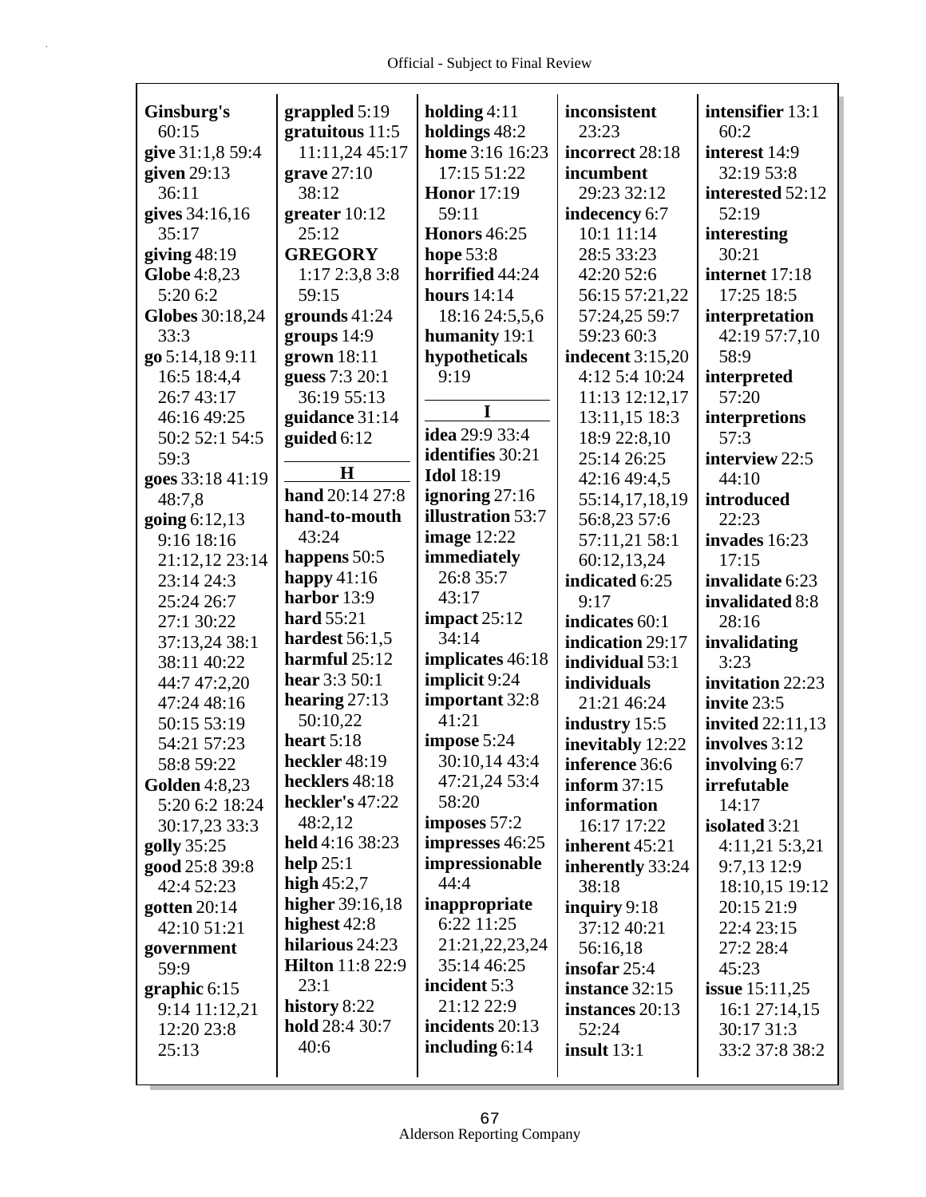**Ginsburg's** 60:15
**give** 31:1,8 59:4
**given** 29:13 36:11
**gives** 34:16,16 35:17
**giving** 48:19
**Globe** 4:8,23 5:20 6:2
**Globes** 30:18,24 33:3
**go** 5:14,18 9:11 16:5 18:4,4 26:7 43:17 46:16 49:25 50:2 52:1 54:5 59:3
**goes** 33:18 41:19 48:7,8
**going** 6:12,13 9:16 18:16 21:12,12 23:14 23:14 24:3 25:24 26:7 27:1 30:22 37:13,24 38:1 38:11 40:22 44:7 47:2,20 47:24 48:16 50:15 53:19 54:21 57:23 58:8 59:22
**Golden** 4:8,23 5:20 6:2 18:24 30:17,23 33:3
**golly** 35:25
**good** 25:8 39:8 42:4 52:23
**gotten** 20:14 42:10 51:21
**government** 59:9
**graphic** 6:15 9:14 11:12,21 12:20 23:8 25:13
**grappled** 5:19
**gratuitous** 11:5 11:11,24 45:17
**grave** 27:10 38:12
**greater** 10:12 25:12
**GREGORY** 1:17 2:3,8 3:8 59:15
**grounds** 41:24
**groups** 14:9
**grown** 18:11
**guess** 7:3 20:1 36:19 55:13
**guidance** 31:14
**guided** 6:12

**H**

**hand** 20:14 27:8
**hand-to-mouth** 43:24
**happens** 50:5
**happy** 41:16
**harbor** 13:9
**hard** 55:21
**hardest** 56:1,5
**harmful** 25:12
**hear** 3:3 50:1
**hearing** 27:13 50:10,22
**heart** 5:18
**heckler** 48:19
**hecklers** 48:18
**heckler's** 47:22 48:2,12
**held** 4:16 38:23
**help** 25:1
**high** 45:2,7
**higher** 39:16,18
**highest** 42:8
**hilarious** 24:23
**Hilton** 11:8 22:9 23:1
**history** 8:22
**hold** 28:4 30:7 40:6
**holding** 4:11
**holdings** 48:2
**home** 3:16 16:23 17:15 51:22
**Honor** 17:19 59:11
**Honors** 46:25
**hope** 53:8
**horrified** 44:24
**hours** 14:14 18:16 24:5,5,6
**humanity** 19:1
**hypotheticals** 9:19

**I**

**idea** 29:9 33:4
**identifies** 30:21
**Idol** 18:19
**ignoring** 27:16
**illustration** 53:7
**image** 12:22
**immediately** 26:8 35:7 43:17
**impact** 25:12 34:14
**implicates** 46:18
**implicit** 9:24
**important** 32:8 41:21
**impose** 5:24 30:10,14 43:4 47:21,24 53:4 58:20
**imposes** 57:2
**impresses** 46:25
**impressionable** 44:4
**inappropriate** 6:22 11:25 21:21,22,23,24 35:14 46:25
**incident** 5:3 21:12 22:9
**incidents** 20:13
**including** 6:14
**inconsistent** 23:23
**incorrect** 28:18
**incumbent** 29:23 32:12
**indecency** 6:7 10:1 11:14 28:5 33:23 42:20 52:6 56:15 57:21,22 57:24,25 59:7 59:23 60:3
**indecent** 3:15,20 4:12 5:4 10:24 11:13 12:12,17 13:11,15 18:3 18:9 22:8,10 25:14 26:25 42:16 49:4,5 55:14,17,18,19 56:8,23 57:6 57:11,21 58:1 60:12,13,24
**indicated** 6:25 9:17
**indicates** 60:1
**indication** 29:17
**individual** 53:1
**individuals** 21:21 46:24
**industry** 15:5
**inevitably** 12:22
**inference** 36:6
**inform** 37:15
**information** 16:17 17:22
**inherent** 45:21
**inherently** 33:24 38:18
**inquiry** 9:18 37:12 40:21 56:16,18
**insofar** 25:4
**instance** 32:15
**instances** 20:13 52:24
**insult** 13:1
**intensifier** 13:1 60:2
**interest** 14:9 32:19 53:8
**interested** 52:12 52:19
**interesting** 30:21
**internet** 17:18 17:25 18:5
**interpretation** 42:19 57:7,10 58:9
**interpreted** 57:20
**interpretions** 57:3
**interview** 22:5 44:10
**introduced** 22:23
**invades** 16:23 17:15
**invalidate** 6:23
**invalidated** 8:8 28:16
**invalidating** 3:23
**invitation** 22:23
**invite** 23:5
**invited** 22:11,13
**involves** 3:12
**involving** 6:7
**irrefutable** 14:17
**isolated** 3:21 4:11,21 5:3,21 9:7,13 12:9 18:10,15 19:12 20:15 21:9 22:4 23:15 27:2 28:4 45:23
**issue** 15:11,25 16:1 27:14,15 30:17 31:3 33:2 37:8 38:2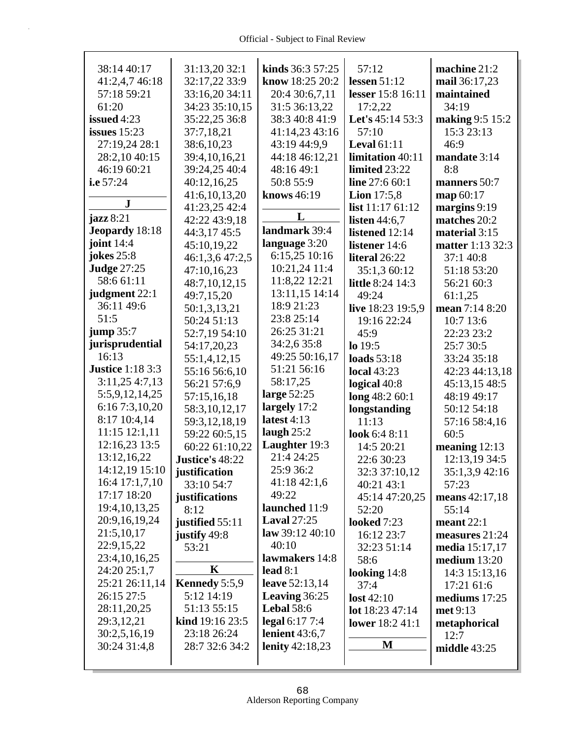38:14 40:17
41:2,4,7 46:18
57:18 59:21
61:20
**issued** 4:23
**issues** 15:23
27:19,24 28:1
28:2,10 40:15
46:19 60:21
**i.e** 57:24

**J**

**jazz** 8:21
**Jeopardy** 18:18
**joint** 14:4
**jokes** 25:8
**Judge** 27:25
58:6 61:11
**judgment** 22:1
36:11 49:6
51:5
**jump** 35:7
**jurisprudential**
16:13
**Justice** 1:18 3:3
3:11,25 4:7,13
5:5,9,12,14,25
6:16 7:3,10,20
8:17 10:4,14
11:15 12:1,11
12:16,23 13:5
13:12,16,22
14:12,19 15:10
16:4 17:1,7,10
17:17 18:20
19:4,10,13,25
20:9,16,19,24
21:5,10,17
22:9,15,22
23:4,10,16,25
24:20 25:1,7
25:21 26:11,14
26:15 27:5
28:11,20,25
29:3,12,21
30:2,5,16,19
30:24 31:4,8
31:13,20 32:1
32:17,22 33:9
33:16,20 34:11
34:23 35:10,15
35:22,25 36:8
37:7,18,21
38:6,10,23
39:4,10,16,21
39:24,25 40:4
40:12,16,25
41:6,10,13,20
41:23,25 42:4
42:22 43:9,18
44:3,17 45:5
45:10,19,22
46:1,3,6 47:2,5
47:10,16,23
48:7,10,12,15
49:7,15,20
50:1,3,13,21
50:24 51:13
52:7,19 54:10
54:17,20,23
55:1,4,12,15
55:16 56:6,10
56:21 57:6,9
57:15,16,18
58:3,10,12,17
59:3,12,18,19
59:22 60:5,15
60:22 61:10,22
**Justice's** 48:22
**justification**
33:10 54:7
**justifications**
8:12
**justified** 55:11
**justify** 49:8
53:21

**K**

**Kennedy** 5:5,9
5:12 14:19
51:13 55:15
**kind** 19:16 23:5
23:18 26:24
28:7 32:6 34:2
**kinds** 36:3 57:25
**know** 18:25 20:2
20:4 30:6,7,11
31:5 36:13,22
38:3 40:8 41:9
41:14,23 43:16
43:19 44:9,9
44:18 46:12,21
48:16 49:1
50:8 55:9
**knows** 46:19

**L**

**landmark** 39:4
**language** 3:20
6:15,25 10:16
10:21,24 11:4
11:8,22 12:21
13:11,15 14:14
18:9 21:23
23:8 25:14
26:25 31:21
34:2,6 35:8
49:25 50:16,17
51:21 56:16
58:17,25
**large** 52:25
**largely** 17:2
**latest** 4:13
**laugh** 25:2
**Laughter** 19:3
21:4 24:25
25:9 36:2
41:18 42:1,6
49:22
**launched** 11:9
**Laval** 27:25
**law** 39:12 40:10
40:10
**lawmakers** 14:8
**lead** 8:1
**leave** 52:13,14
**Leaving** 36:25
**Lebal** 58:6
**legal** 6:17 7:4
**lenient** 43:6,7
**lenity** 42:18,23
57:12
**lessen** 51:12
**lesser** 15:8 16:11
17:2,22
**Let's** 45:14 53:3
57:10
**Leval** 61:11
**limitation** 40:11
**limited** 23:22
**line** 27:6 60:1
**Lion** 17:5,8
**list** 11:17 61:12
**listen** 44:6,7
**listened** 12:14
**listener** 14:6
**literal** 26:22
35:1,3 60:12
**little** 8:24 14:3
49:24
**live** 18:23 19:5,9
19:16 22:24
45:9
**lo** 19:5
**loads** 53:18
**local** 43:23
**logical** 40:8
**long** 48:2 60:1
**longstanding**
11:13
**look** 6:4 8:11
14:5 20:21
22:6 30:23
32:3 37:10,12
40:21 43:1
45:14 47:20,25
52:20
**looked** 7:23
16:12 23:7
32:23 51:14
58:6
**looking** 14:8
37:4
**lost** 42:10
**lot** 18:23 47:14
**lower** 18:2 41:1

**M**

**machine** 21:2
**mail** 36:17,23
**maintained**
34:19
**making** 9:5 15:2
15:3 23:13
46:9
**mandate** 3:14
8:8
**manners** 50:7
**map** 60:17
**margins** 9:19
**matches** 20:2
**material** 3:15
**matter** 1:13 32:3
37:1 40:8
51:18 53:20
56:21 60:3
61:1,25
**mean** 7:14 8:20
10:7 13:6
22:23 23:2
25:7 30:5
33:24 35:18
42:23 44:13,18
45:13,15 48:5
48:19 49:17
50:12 54:18
57:16 58:4,16
60:5
**meaning** 12:13
12:13,19 34:5
35:1,3,9 42:16
57:23
**means** 42:17,18
55:14
**meant** 22:1
**measures** 21:24
**media** 15:17,17
**medium** 13:20
14:3 15:13,16
17:21 61:6
**mediums** 17:25
**met** 9:13
**metaphorical**
12:7
**middle** 43:25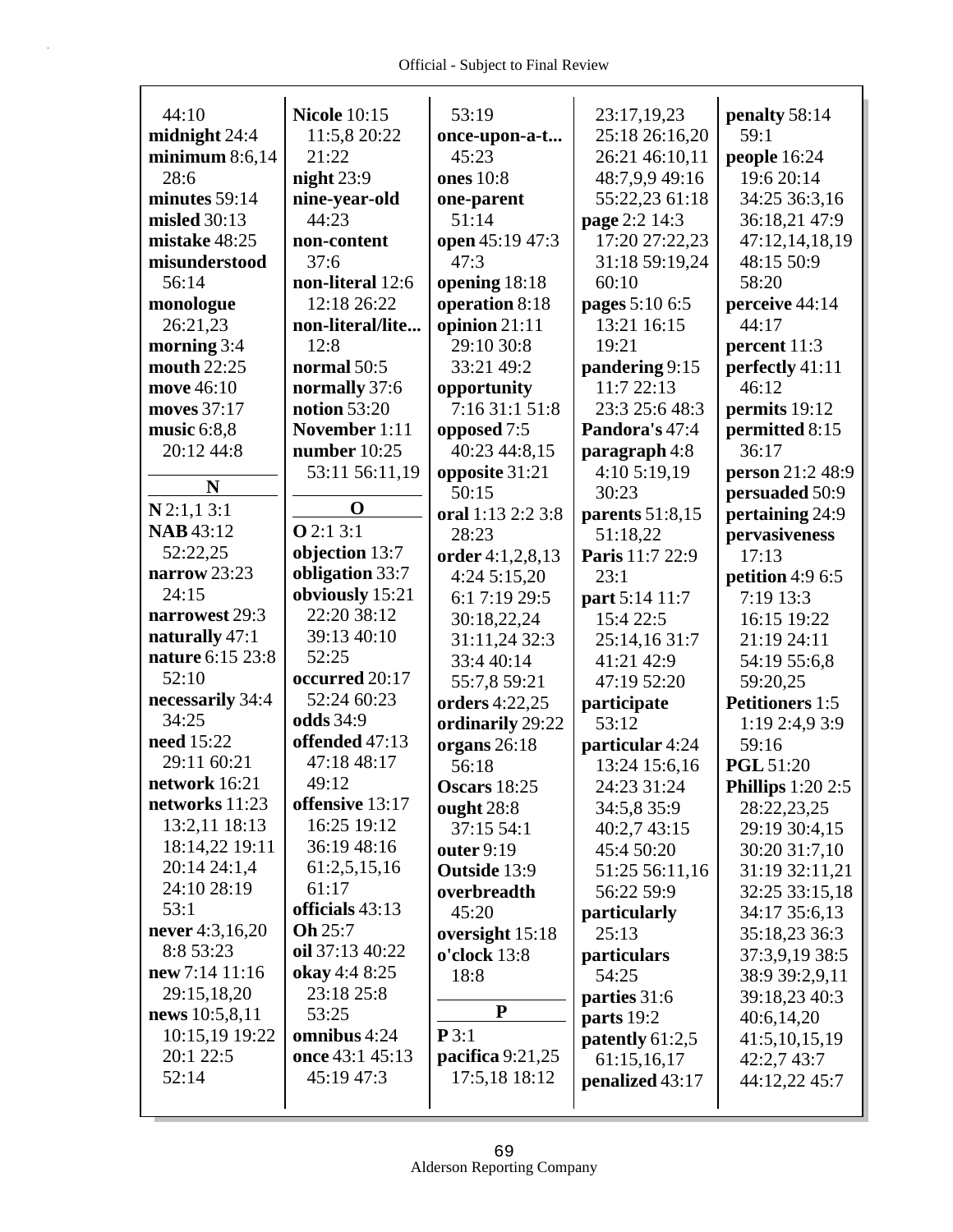44:10
**midnight** 24:4
**minimum** 8:6,14 28:6
**minutes** 59:14
**misled** 30:13
**mistake** 48:25
**misunderstood** 56:14
**monologue** 26:21,23
**morning** 3:4
**mouth** 22:25
**move** 46:10
**moves** 37:17
**music** 6:8,8 20:12 44:8

**N**

**N** 2:1,1 3:1
**NAB** 43:12 52:22,25
**narrow** 23:23 24:15
**narrowest** 29:3
**naturally** 47:1
**nature** 6:15 23:8 52:10
**necessarily** 34:4 34:25
**need** 15:22 29:11 60:21
**network** 16:21
**networks** 11:23 13:2,11 18:13 18:14,22 19:11 20:14 24:1,4 24:10 28:19 53:1
**never** 4:3,16,20 8:8 53:23
**new** 7:14 11:16 29:15,18,20
**news** 10:5,8,11 10:15,19 19:22 20:1 22:5 52:14

**Nicole** 10:15 11:5,8 20:22 21:22
**night** 23:9
**nine-year-old** 44:23
**non-content** 37:6
**non-literal** 12:6 12:18 26:22
**non-literal/lite...** 12:8
**normal** 50:5
**normally** 37:6
**notion** 53:20
**November** 1:11
**number** 10:25 53:11 56:11,19

**O**

**O** 2:1 3:1
**objection** 13:7
**obligation** 33:7
**obviously** 15:21 22:20 38:12 39:13 40:10 52:25
**occurred** 20:17 52:24 60:23
**odds** 34:9
**offended** 47:13 47:18 48:17 49:12
**offensive** 13:17 16:25 19:12 36:19 48:16 61:2,5,15,16 61:17
**officials** 43:13
**Oh** 25:7
**oil** 37:13 40:22
**okay** 4:4 8:25 23:18 25:8 53:25
**omnibus** 4:24
**once** 43:1 45:13 45:19 47:3

53:19
**once-upon-a-t...** 45:23
**ones** 10:8
**one-parent** 51:14
**open** 45:19 47:3 47:3
**opening** 18:18
**operation** 8:18
**opinion** 21:11 29:10 30:8 33:21 49:2
**opportunity** 7:16 31:1 51:8
**opposed** 7:5 40:23 44:8,15
**opposite** 31:21 50:15
**oral** 1:13 2:2 3:8 28:23
**order** 4:1,2,8,13 4:24 5:15,20 6:1 7:19 29:5 30:18,22,24 31:11,24 32:3 33:4 40:14 55:7,8 59:21
**orders** 4:22,25
**ordinarily** 29:22
**organs** 26:18 56:18
**Oscars** 18:25
**ought** 28:8 37:15 54:1
**outer** 9:19
**Outside** 13:9
**overbreadth** 45:20
**oversight** 15:18
**o'clock** 13:8 18:8

**P**

**P** 3:1
**pacifica** 9:21,25 17:5,18 18:12

23:17,19,23 25:18 26:16,20 26:21 46:10,11 48:7,9,9 49:16 55:22,23 61:18
**page** 2:2 14:3 17:20 27:22,23 31:18 59:19,24 60:10
**pages** 5:10 6:5 13:21 16:15 19:21
**pandering** 9:15 11:7 22:13 23:3 25:6 48:3
**Pandora's** 47:4
**paragraph** 4:8 4:10 5:19,19 30:23
**parents** 51:8,15 51:18,22
**Paris** 11:7 22:9 23:1
**part** 5:14 11:7 15:4 22:5 25:14,16 31:7 41:21 42:9 47:19 52:20
**participate** 53:12
**particular** 4:24 13:24 15:6,16 24:23 31:24 34:5,8 35:9 40:2,7 43:15 45:4 50:20 51:25 56:11,16 56:22 59:9
**particularly** 25:13
**particulars** 54:25
**parties** 31:6
**parts** 19:2
**patently** 61:2,5 61:15,16,17
**penalized** 43:17

**penalty** 58:14 59:1
**people** 16:24 19:6 20:14 34:25 36:3,16 36:18,21 47:9 47:12,14,18,19 48:15 50:9 58:20
**perceive** 44:14 44:17
**percent** 11:3
**perfectly** 41:11 46:12
**permits** 19:12
**permitted** 8:15 36:17
**person** 21:2 48:9
**persuaded** 50:9
**pertaining** 24:9
**pervasiveness** 17:13
**petition** 4:9 6:5 7:19 13:3 16:15 19:22 21:19 24:11 54:19 55:6,8 59:20,25
**Petitioners** 1:5 1:19 2:4,9 3:9 59:16
**PGL** 51:20
**Phillips** 1:20 2:5 28:22,23,25 29:19 30:4,15 30:20 31:7,10 31:19 32:11,21 32:25 33:15,18 34:17 35:6,13 35:18,23 36:3 37:3,9,19 38:5 38:9 39:2,9,11 39:18,23 40:3 40:6,14,20 41:5,10,15,19 42:2,7 43:7 44:12,22 45:7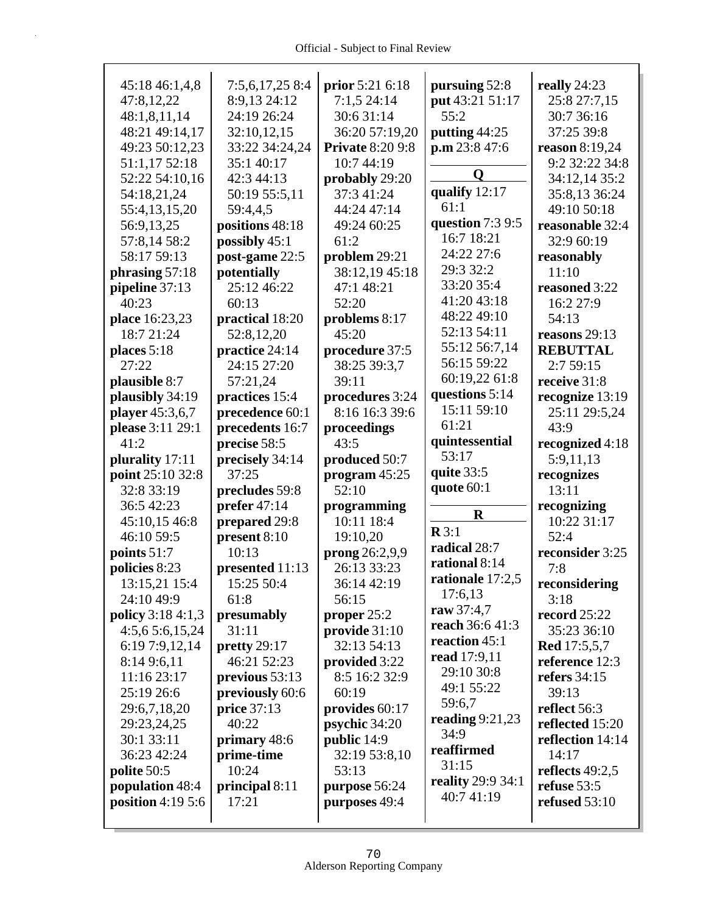45:18 46:1,4,8
47:8,12,22
48:1,8,11,14
48:21 49:14,17
49:23 50:12,23
51:1,17 52:18
52:22 54:10,16
54:18,21,24
55:4,13,15,20
56:9,13,25
57:8,14 58:2
58:17 59:13

**phrasing** 57:18
**pipeline** 37:13
40:23
**place** 16:23,23
18:7 21:24
**places** 5:18
27:22
**plausible** 8:7
**plausibly** 34:19
**player** 45:3,6,7
**please** 3:11 29:1
41:2
**plurality** 17:11
**point** 25:10 32:8
32:8 33:19
36:5 42:23
45:10,15 46:8
46:10 59:5
**points** 51:7
**policies** 8:23
13:15,21 15:4
24:10 49:9
**policy** 3:18 4:1,3
4:5,6 5:6,15,24
6:19 7:9,12,14
8:14 9:6,11
11:16 23:17
25:19 26:6
29:6,7,18,20
29:23,24,25
30:1 33:11
36:23 42:24
**polite** 50:5
**population** 48:4
**position** 4:19 5:6
7:5,6,17,25 8:4
8:9,13 24:12
24:19 26:24
32:10,12,15
33:22 34:24,24
35:1 40:17
42:3 44:13
50:19 55:5,11
59:4,4,5
**positions** 48:18
**possibly** 45:1
**post-game** 22:5
**potentially**
25:12 46:22
60:13
**practical** 18:20
52:8,12,20
**practice** 24:14
24:15 27:20
57:21,24
**practices** 15:4
**precedence** 60:1
**precedents** 16:7
**precise** 58:5
**precisely** 34:14
37:25
**precludes** 59:8
**prefer** 47:14
**prepared** 29:8
**present** 8:10
10:13
**presented** 11:13
15:25 50:4
61:8
**presumably**
31:11
**pretty** 29:17
46:21 52:23
**previous** 53:13
**previously** 60:6
**price** 37:13
40:22
**primary** 48:6
**prime-time**
10:24
**principal** 8:11
17:21
**prior** 5:21 6:18
7:1,5 24:14
30:6 31:14
36:20 57:19,20
**Private** 8:20 9:8
10:7 44:19
**probably** 29:20
37:3 41:24
44:24 47:14
49:24 60:25
61:2
**problem** 29:21
38:12,19 45:18
47:1 48:21
52:20
**problems** 8:17
45:20
**procedure** 37:5
38:25 39:3,7
39:11
**procedures** 3:24
8:16 16:3 39:6
**proceedings**
43:5
**produced** 50:7
**program** 45:25
52:10
**programming**
10:11 18:4
19:10,20
**prong** 26:2,9,9
26:13 33:23
36:14 42:19
56:15
**proper** 25:2
**provide** 31:10
32:13 54:13
**provided** 3:22
8:5 16:2 32:9
60:19
**provides** 60:17
**psychic** 34:20
**public** 14:9
32:19 53:8,10
53:13
**purpose** 56:24
**purposes** 49:4
**pursuing** 52:8
**put** 43:21 51:17
55:2
**putting** 44:25
**p.m** 23:8 47:6

## Q

**qualify** 12:17
61:1
**question** 7:3 9:5
16:7 18:21
24:22 27:6
29:3 32:2
33:20 35:4
41:20 43:18
48:22 49:10
52:13 54:11
55:12 56:7,14
56:15 59:22
60:19,22 61:8
**questions** 5:14
15:11 59:10
61:21
**quintessential**
53:17
**quite** 33:5
**quote** 60:1

## R

**R** 3:1
**radical** 28:7
**rational** 8:14
**rationale** 17:2,5
17:6,13
**raw** 37:4,7
**reach** 36:6 41:3
**reaction** 45:1
**read** 17:9,11
29:10 30:8
49:1 55:22
59:6,7
**reading** 9:21,23
34:9
**reaffirmed**
31:15
**reality** 29:9 34:1
40:7 41:19
**really** 24:23
25:8 27:7,15
30:7 36:16
37:25 39:8
**reason** 8:19,24
9:2 32:22 34:8
34:12,14 35:2
35:8,13 36:24
49:10 50:18
**reasonable** 32:4
32:9 60:19
**reasonably**
11:10
**reasoned** 3:22
16:2 27:9
54:13
**reasons** 29:13
**REBUTTAL**
2:7 59:15
**receive** 31:8
**recognize** 13:19
25:11 29:5,24
43:9
**recognized** 4:18
5:9,11,13
**recognizes**
13:11
**recognizing**
10:22 31:17
52:4
**reconsider** 3:25
7:8
**reconsidering**
3:18
**record** 25:22
35:23 36:10
**Red** 17:5,5,7
**reference** 12:3
**refers** 34:15
39:13
**reflect** 56:3
**reflected** 15:20
**reflection** 14:14
14:17
**reflects** 49:2,5
**refuse** 53:5
**refused** 53:10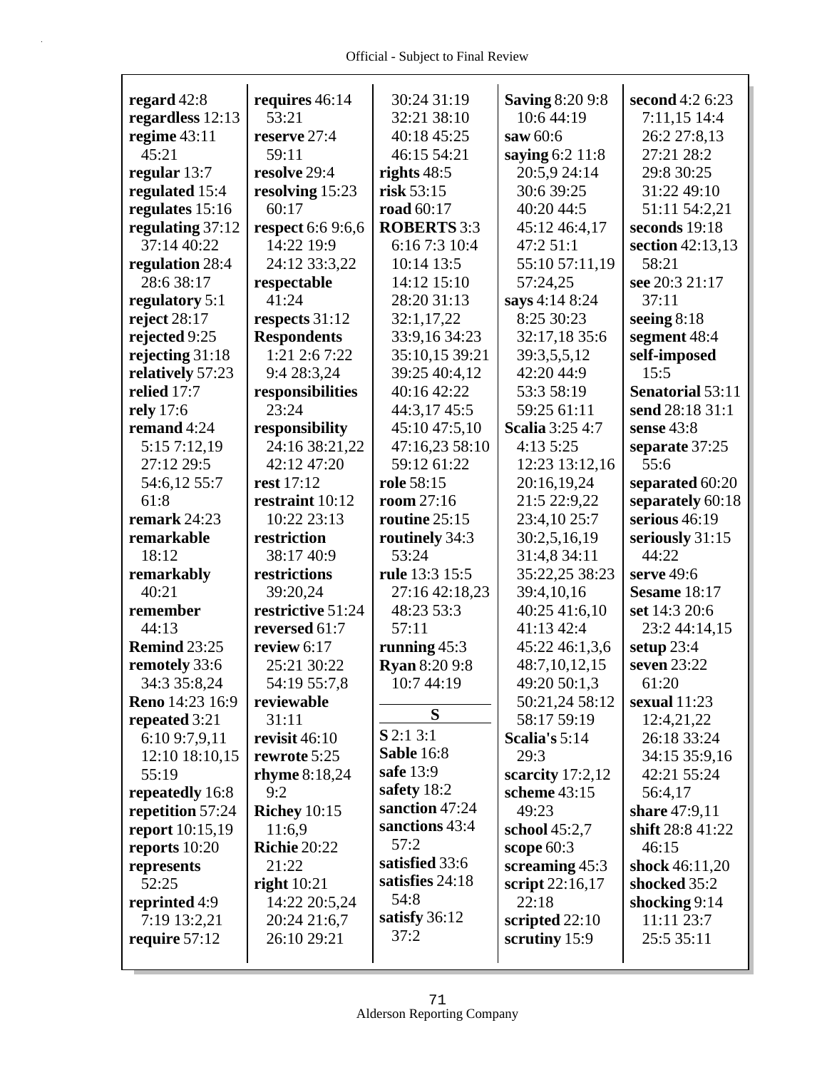**regard** 42:8
**regardless** 12:13
**regime** 43:11 45:21
**regular** 13:7
**regulated** 15:4
**regulates** 15:16
**regulating** 37:12 37:14 40:22
**regulation** 28:4 28:6 38:17
**regulatory** 5:1
**reject** 28:17
**rejected** 9:25
**rejecting** 31:18
**relatively** 57:23
**relied** 17:7
**rely** 17:6
**remand** 4:24 5:15 7:12,19 27:12 29:5 54:6,12 55:7 61:8
**remark** 24:23
**remarkable** 18:12
**remarkably** 40:21
**remember** 44:13
**Remind** 23:25
**remotely** 33:6 34:3 35:8,24
**Reno** 14:23 16:9
**repeated** 3:21 6:10 9:7,9,11 12:10 18:10,15 55:19
**repeatedly** 16:8
**repetition** 57:24
**report** 10:15,19
**reports** 10:20
**represents** 52:25
**reprinted** 4:9 7:19 13:2,21
**require** 57:12
**requires** 46:14 53:21
**reserve** 27:4 59:11
**resolve** 29:4
**resolving** 15:23 60:17
**respect** 6:6 9:6,6 14:22 19:9 24:12 33:3,22
**respectable** 41:24
**respects** 31:12
**Respondents** 1:21 2:6 7:22 9:4 28:3,24
**responsibilities** 23:24
**responsibility** 24:16 38:21,22 42:12 47:20
**rest** 17:12
**restraint** 10:12 10:22 23:13
**restriction** 38:17 40:9
**restrictions** 39:20,24
**restrictive** 51:24
**reversed** 61:7
**review** 6:17 25:21 30:22 54:19 55:7,8
**reviewable** 31:11
**revisit** 46:10
**rewrote** 5:25
**rhyme** 8:18,24 9:2
**Richey** 10:15 11:6,9
**Richie** 20:22 21:22
**right** 10:21 14:22 20:5,24 20:24 21:6,7 26:10 29:21 30:24 31:19 32:21 38:10 40:18 45:25 46:15 54:21
**rights** 48:5
**risk** 53:15
**road** 60:17
**ROBERTS** 3:3 6:16 7:3 10:4 10:14 13:5 14:12 15:10 28:20 31:13 32:1,17,22 33:9,16 34:23 35:10,15 39:21 39:25 40:4,12 40:16 42:22 44:3,17 45:5 45:10 47:5,10 47:16,23 58:10 59:12 61:22
**role** 58:15
**room** 27:16
**routine** 25:15
**routinely** 34:3 53:24
**rule** 13:3 15:5 27:16 42:18,23 48:23 53:3 57:11
**running** 45:3
**Ryan** 8:20 9:8 10:7 44:19

**S**

**S** 2:1 3:1
**Sable** 16:8
**safe** 13:9
**safety** 18:2
**sanction** 47:24
**sanctions** 43:4 57:2
**satisfied** 33:6
**satisfies** 24:18 54:8
**satisfy** 36:12 37:2
**Saving** 8:20 9:8 10:6 44:19
**saw** 60:6
**saying** 6:2 11:8 20:5,9 24:14 30:6 39:25 40:20 44:5 45:12 46:4,17 47:2 51:1 55:10 57:11,19 57:24,25
**says** 4:14 8:24 8:25 30:23 32:17,18 35:6 39:3,5,5,12 42:20 44:9 53:3 58:19 59:25 61:11
**Scalia** 3:25 4:7 4:13 5:25 12:23 13:12,16 20:16,19,24 21:5 22:9,22 23:4,10 25:7 30:2,5,16,19 31:4,8 34:11 35:22,25 38:23 39:4,10,16 40:25 41:6,10 41:13 42:4 45:22 46:1,3,6 48:7,10,12,15 49:20 50:1,3 50:21,24 58:12 58:17 59:19
**Scalia's** 5:14 29:3
**scarcity** 17:2,12
**scheme** 43:15 49:23
**school** 45:2,7
**scope** 60:3
**screaming** 45:3
**script** 22:16,17 22:18
**scripted** 22:10
**scrutiny** 15:9
**second** 4:2 6:23 7:11,15 14:4 26:2 27:8,13 27:21 28:2 29:8 30:25 31:22 49:10 51:11 54:2,21
**seconds** 19:18
**section** 42:13,13 58:21
**see** 20:3 21:17 37:11
**seeing** 8:18
**segment** 48:4
**self-imposed** 15:5
**Senatorial** 53:11
**send** 28:18 31:1
**sense** 43:8
**separate** 37:25 55:6
**separated** 60:20
**separately** 60:18
**serious** 46:19
**seriously** 31:15 44:22
**serve** 49:6
**Sesame** 18:17
**set** 14:3 20:6 23:2 44:14,15
**setup** 23:4
**seven** 23:22 61:20
**sexual** 11:23 12:4,21,22 26:18 33:24 34:15 35:9,16 42:21 55:24 56:4,17
**share** 47:9,11
**shift** 28:8 41:22 46:15
**shock** 46:11,20
**shocked** 35:2
**shocking** 9:14 11:11 23:7 25:5 35:11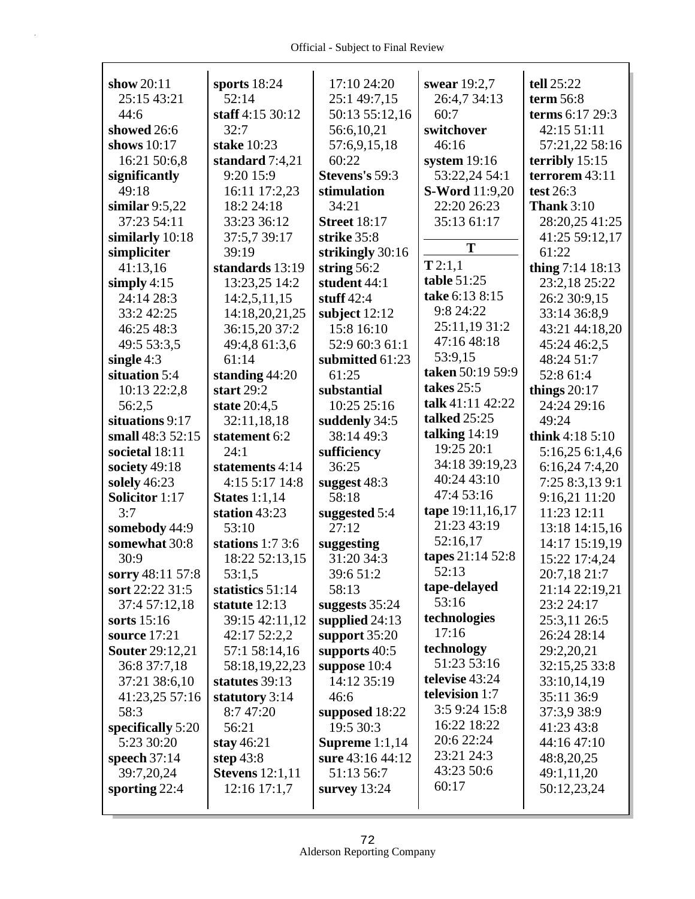**show** 20:11 25:15 43:21 44:6
**showed** 26:6
**shows** 10:17 16:21 50:6,8
**significantly** 49:18
**similar** 9:5,22 37:23 54:11
**similarly** 10:18
**simpliciter** 41:13,16
**simply** 4:15 24:14 28:3 33:2 42:25 46:25 48:3 49:5 53:3,5
**single** 4:3
**situation** 5:4 10:13 22:2,8 56:2,5
**situations** 9:17
**small** 48:3 52:15
**societal** 18:11
**society** 49:18
**solely** 46:23
**Solicitor** 1:17 3:7
**somebody** 44:9
**somewhat** 30:8 30:9
**sorry** 48:11 57:8
**sort** 22:22 31:5 37:4 57:12,18
**sorts** 15:16
**source** 17:21
**Souter** 29:12,21 36:8 37:7,18 37:21 38:6,10 41:23,25 57:16 58:3
**specifically** 5:20 5:23 30:20
**speech** 37:14 39:7,20,24
**sporting** 22:4
**sports** 18:24 52:14
**staff** 4:15 30:12 32:7
**stake** 10:23
**standard** 7:4,21 9:20 15:9 16:11 17:2,23 18:2 24:18 33:23 36:12 37:5,7 39:17 39:19
**standards** 13:19 13:23,25 14:2 14:2,5,11,15 14:18,20,21,25 36:15,20 37:2 49:4,8 61:3,6 61:14
**standing** 44:20
**start** 29:2
**state** 20:4,5 32:11,18,18
**statement** 6:2 24:1
**statements** 4:14 4:15 5:17 14:8
**States** 1:1,14
**station** 43:23 53:10
**stations** 1:7 3:6 18:22 52:13,15 53:1,5
**statistics** 51:14
**statute** 12:13 39:15 42:11,12 42:17 52:2,2 57:1 58:14,16 58:18,19,22,23
**statutes** 39:13
**statutory** 3:14 8:7 47:20 56:21
**stay** 46:21
**step** 43:8
**Stevens** 12:1,11 12:16 17:1,7 17:10 24:20 25:1 49:7,15 50:13 55:12,16 56:6,10,21 57:6,9,15,18 60:22
**Stevens's** 59:3
**stimulation** 34:21
**Street** 18:17
**strike** 35:8
**strikingly** 30:16
**string** 56:2
**student** 44:1
**stuff** 42:4
**subject** 12:12 15:8 16:10 52:9 60:3 61:1
**submitted** 61:23 61:25
**substantial** 10:25 25:16
**suddenly** 34:5 38:14 49:3
**sufficiency** 36:25
**suggest** 48:3 58:18
**suggested** 5:4 27:12
**suggesting** 31:20 34:3 39:6 51:2 58:13
**suggests** 35:24
**supplied** 24:13
**support** 35:20
**supports** 40:5
**suppose** 10:4 14:12 35:19 46:6
**supposed** 18:22 19:5 30:3
**Supreme** 1:1,14
**sure** 43:16 44:12 51:13 56:7
**survey** 13:24
**swear** 19:2,7 26:4,7 34:13 60:7
**switchover** 46:16
**system** 19:16 53:22,24 54:1
**S-Word** 11:9,20 22:20 26:23 35:13 61:17

## T

**T** 2:1,1
**table** 51:25
**take** 6:13 8:15 9:8 24:22 25:11,19 31:2 47:16 48:18 53:9,15
**taken** 50:19 59:9
**takes** 25:5
**talk** 41:11 42:22
**talked** 25:25
**talking** 14:19 19:25 20:1 34:18 39:19,23 40:24 43:10 47:4 53:16
**tape** 19:11,16,17 21:23 43:19 52:16,17
**tapes** 21:14 52:8 52:13
**tape-delayed** 53:16
**technologies** 17:16
**technology** 51:23 53:16
**televise** 43:24
**television** 1:7 3:5 9:24 15:8 16:22 18:22 20:6 22:24 23:21 24:3 43:23 50:6 60:17
**tell** 25:22
**term** 56:8
**terms** 6:17 29:3 42:15 51:11 57:21,22 58:16
**terribly** 15:15
**terrorem** 43:11
**test** 26:3
**Thank** 3:10 28:20,25 41:25 41:25 59:12,17 61:22
**thing** 7:14 18:13 23:2,18 25:22 26:2 30:9,15 33:14 36:8,9 43:21 44:18,20 45:24 46:2,5 48:24 51:7 52:8 61:4
**things** 20:17 24:24 29:16 49:24
**think** 4:18 5:10 5:16,25 6:1,4,6 6:16,24 7:4,20 7:25 8:3,13 9:1 9:16,21 11:20 11:23 12:11 13:18 14:15,16 14:17 15:19,19 15:22 17:4,24 20:7,18 21:7 21:14 22:19,21 23:2 24:17 25:3,11 26:5 26:24 28:14 29:2,20,21 32:15,25 33:8 33:10,14,19 35:11 36:9 37:3,9 38:9 41:23 43:8 44:16 47:10 48:8,20,25 49:1,11,20 50:12,23,24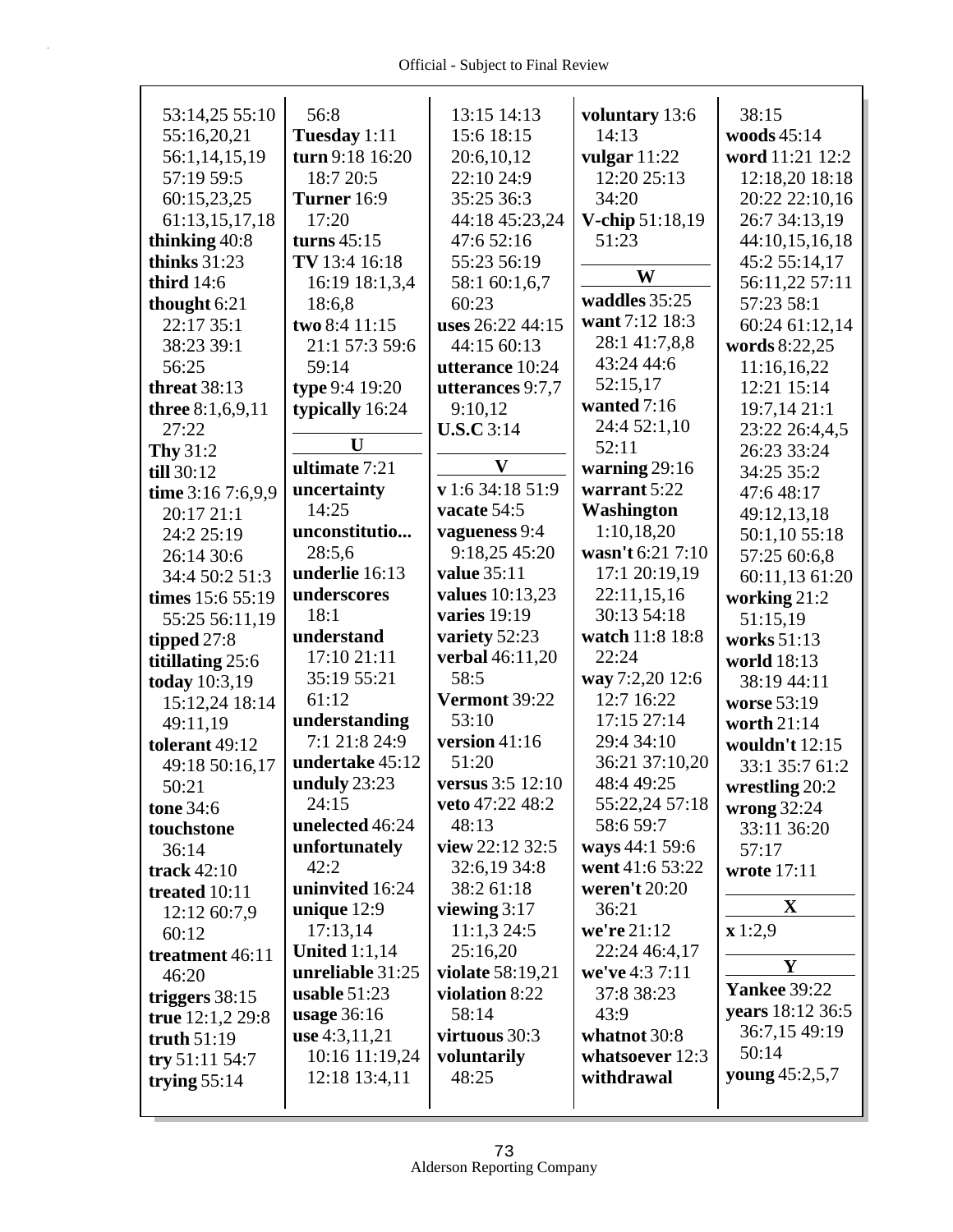53:14,25 55:10
55:16,20,21
56:1,14,15,19
57:19 59:5
60:15,23,25
61:13,15,17,18
**thinking** 40:8
**thinks** 31:23
**third** 14:6
**thought** 6:21
22:17 35:1
38:23 39:1
56:25
**threat** 38:13
**three** 8:1,6,9,11
27:22
**Thy** 31:2
**till** 30:12
**time** 3:16 7:6,9,9
20:17 21:1
24:2 25:19
26:14 30:6
34:4 50:2 51:3
**times** 15:6 55:19
55:25 56:11,19
**tipped** 27:8
**titillating** 25:6
**today** 10:3,19
15:12,24 18:14
49:11,19
**tolerant** 49:12
49:18 50:16,17
50:21
**tone** 34:6
**touchstone**
36:14
**track** 42:10
**treated** 10:11
12:12 60:7,9
60:12
**treatment** 46:11
46:20
**triggers** 38:15
**true** 12:1,2 29:8
**truth** 51:19
**try** 51:11 54:7
**trying** 55:14

56:8
**Tuesday** 1:11
**turn** 9:18 16:20
18:7 20:5
**Turner** 16:9
17:20
**turns** 45:15
**TV** 13:4 16:18
16:19 18:1,3,4
18:6,8
**two** 8:4 11:15
21:1 57:3 59:6
59:14
**type** 9:4 19:20
**typically** 16:24

## U

**ultimate** 7:21
**uncertainty**
14:25
**unconstitutio...**
28:5,6
**underlie** 16:13
**underscores**
18:1
**understand**
17:10 21:11
35:19 55:21
61:12
**understanding**
7:1 21:8 24:9
**undertake** 45:12
**unduly** 23:23
24:15
**unelected** 46:24
**unfortunately**
42:2
**uninvited** 16:24
**unique** 12:9
17:13,14
**United** 1:1,14
**unreliable** 31:25
**usable** 51:23
**usage** 36:16
**use** 4:3,11,21
10:16 11:19,24
12:18 13:4,11

13:15 14:13
15:6 18:15
20:6,10,12
22:10 24:9
35:25 36:3
44:18 45:23,24
47:6 52:16
55:23 56:19
58:1 60:1,6,7
60:23
**uses** 26:22 44:15
44:15 60:13
**utterance** 10:24
**utterances** 9:7,7
9:10,12
**U.S.C** 3:14

## V

**v** 1:6 34:18 51:9
**vacate** 54:5
**vagueness** 9:4
9:18,25 45:20
**value** 35:11
**values** 10:13,23
**varies** 19:19
**variety** 52:23
**verbal** 46:11,20
58:5
**Vermont** 39:22
53:10
**version** 41:16
51:20
**versus** 3:5 12:10
**veto** 47:22 48:2
48:13
**view** 22:12 32:5
32:6,19 34:8
38:2 61:18
**viewing** 3:17
11:1,3 24:5
25:16,20
**violate** 58:19,21
**violation** 8:22
58:14
**virtuous** 30:3
**voluntarily**
48:25

**voluntary** 13:6
14:13
**vulgar** 11:22
12:20 25:13
34:20
**V-chip** 51:18,19
51:23

## W

**waddles** 35:25
**want** 7:12 18:3
28:1 41:7,8,8
43:24 44:6
52:15,17
**wanted** 7:16
24:4 52:1,10
52:11
**warning** 29:16
**warrant** 5:22
**Washington**
1:10,18,20
**wasn't** 6:21 7:10
17:1 20:19,19
22:11,15,16
30:13 54:18
**watch** 11:8 18:8
22:24
**way** 7:2,20 12:6
12:7 16:22
17:15 27:14
29:4 34:10
36:21 37:10,20
48:4 49:25
55:22,24 57:18
58:6 59:7
**ways** 44:1 59:6
**went** 41:6 53:22
**weren't** 20:20
36:21
**we're** 21:12
22:24 46:4,17
**we've** 4:3 7:11
37:8 38:23
43:9
**whatnot** 30:8
**whatsoever** 12:3
**withdrawal**

38:15
**woods** 45:14
**word** 11:21 12:2
12:18,20 18:18
20:22 22:10,16
26:7 34:13,19
44:10,15,16,18
45:2 55:14,17
56:11,22 57:11
57:23 58:1
60:24 61:12,14
**words** 8:22,25
11:16,16,22
12:21 15:14
19:7,14 21:1
23:22 26:4,4,5
26:23 33:24
34:25 35:2
47:6 48:17
49:12,13,18
50:1,10 55:18
57:25 60:6,8
60:11,13 61:20
**working** 21:2
51:15,19
**works** 51:13
**world** 18:13
38:19 44:11
**worse** 53:19
**worth** 21:14
**wouldn't** 12:15
33:1 35:7 61:2
**wrestling** 20:2
**wrong** 32:24
33:11 36:20
57:17
**wrote** 17:11

## X

**x** 1:2,9

## Y

**Yankee** 39:22
**years** 18:12 36:5
36:7,15 49:19
50:14
**young** 45:2,5,7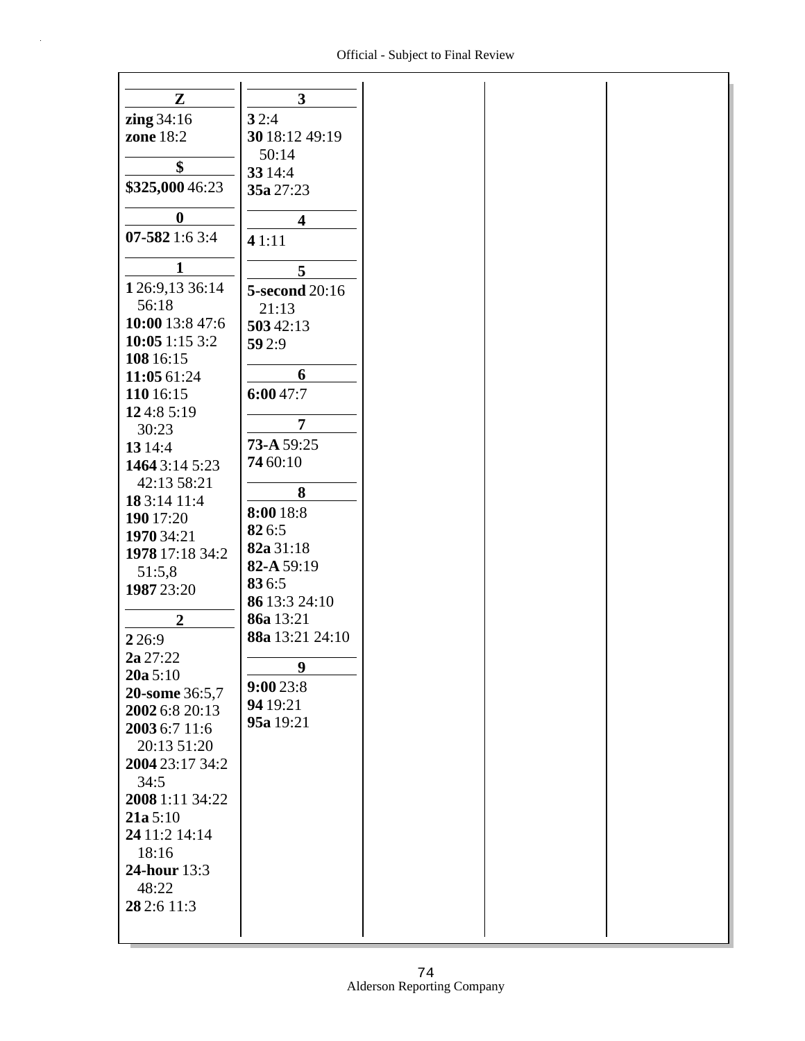**Z**

**zing** 34:16
**zone** 18:2

**$**

**$325,000** 46:23

**0**

**07-582** 1:6 3:4

**1**

**1** 26:9,13 36:14 56:18
**10:00** 13:8 47:6
**10:05** 1:15 3:2
**108** 16:15
**11:05** 61:24
**110** 16:15
**12** 4:8 5:19 30:23
**13** 14:4
**1464** 3:14 5:23 42:13 58:21
**18** 3:14 11:4
**190** 17:20
**1970** 34:21
**1978** 17:18 34:2 51:5,8
**1987** 23:20

**2**

**2** 26:9
**2a** 27:22
**20a** 5:10
**20-some** 36:5,7
**2002** 6:8 20:13
**2003** 6:7 11:6 20:13 51:20
**2004** 23:17 34:2 34:5
**2008** 1:11 34:22
**21a** 5:10
**24** 11:2 14:14 18:16
**24-hour** 13:3 48:22
**28** 2:6 11:3

**3**

**3** 2:4
**30** 18:12 49:19 50:14
**33** 14:4
**35a** 27:23

**4**

**4** 1:11

**5**

**5-second** 20:16 21:13
**503** 42:13
**59** 2:9

**6**

**6:00** 47:7

**7**

**73-A** 59:25
**74** 60:10

**8**

**8:00** 18:8
**82** 6:5
**82a** 31:18
**82-A** 59:19
**83** 6:5
**86** 13:3 24:10
**86a** 13:21
**88a** 13:21 24:10

**9**

**9:00** 23:8
**94** 19:21
**95a** 19:21